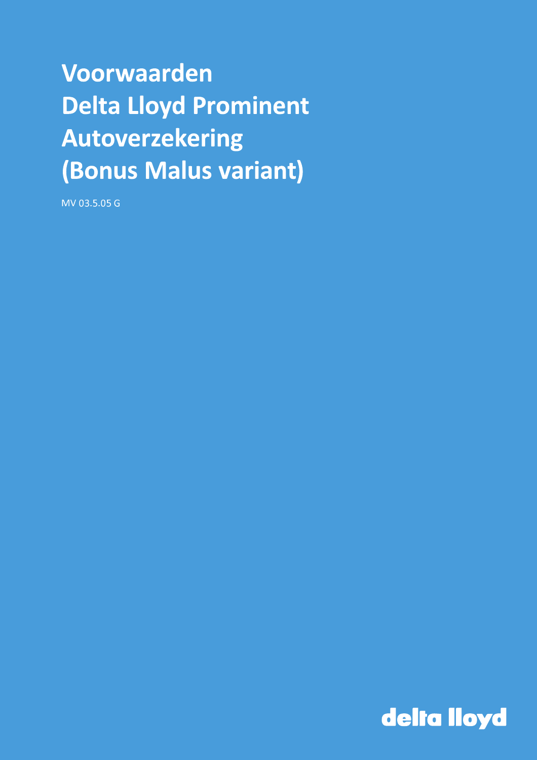# Voorwaarden Delta Lloyd Prominent Autoverzekering (Bonus Malus variant)

MV 03.5.05 G

delta lloyd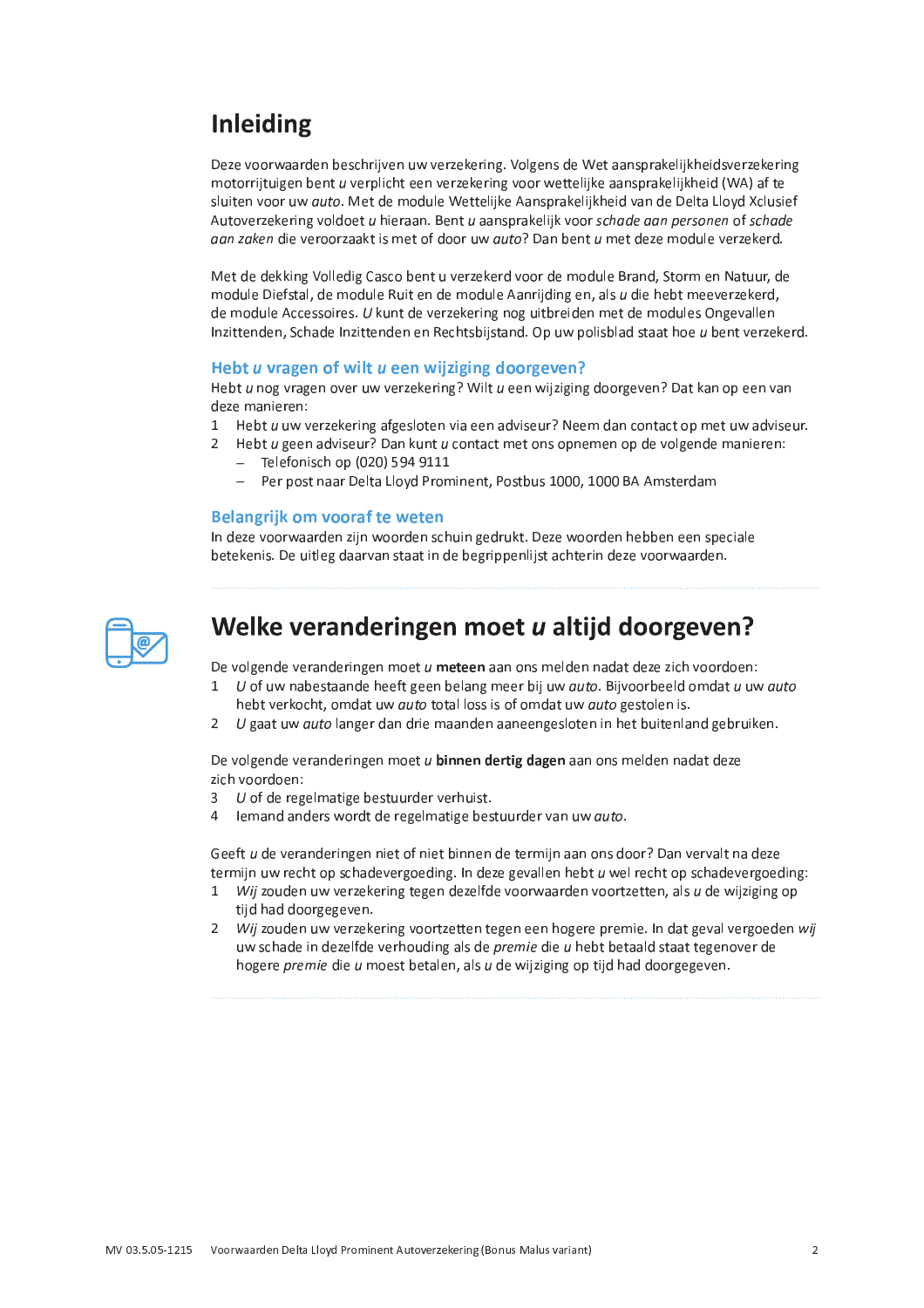# Inleiding

Deze voorwaarden beschrijven uw verzekering. Volgens de Wet aansprakelijkheidsverzekering motorrijtuigen bent *u* verplicht een verzekering voor wettelijke aansprakelijkheid (WA) af te sluiten voor uw *auto*. Met de module Wettelijke Aansprakelijkheid van de Delta Lloyd Xclusief Autoverzekering voldoet *u* hieraan. Bent *u* aansprakelijk voor *schade aan personen* of *schade aan zaken* die veroorzaakt is met of door uw *auto*? Dan bent *u* met deze module verzekerd.

Met de dekking Volledig Casco bent u verzekerd voor de module Brand, Storm en Natuur, de module Diefstal, de module Ruit en de module Aanrijding en, als *u* die hebt meeverzekerd, de module Accessoires. *U* kunt de verzekering nog uitbreiden met de modules Ongevallen Inzittenden, Schade Inzittenden en Rechtsbijstand. Op uw polisblad staat hoe *u* bent verzekerd.

## Hebt *u* vragen of wilt *u* een wijziging doorgeven?

Hebt *u* nog vragen over uw verzekering? Wilt *u* een wijziging doorgeven? Dat kan op een van deze manieren:

1. Hebt *u* uw verzekering afgesloten via een adviseur? Neem dan contact op met uw adviseur.
2. Hebt *u* geen adviseur? Dan kunt *u* contact met ons opnemen op de volgende manieren:
   - Telefonisch op (020) 594 9111
   - Per post naar Delta Lloyd Prominent, Postbus 1000, 1000 BA Amsterdam

## Belangrijk om vooraf te weten

In deze voorwaarden zijn woorden schuin gedrukt. Deze woorden hebben een speciale betekenis. De uitleg daarvan staat in de begrippenlijst achterin deze voorwaarden.

# Welke veranderingen moet *u* altijd doorgeven?

De volgende veranderingen moet *u* **meteen** aan ons melden nadat deze zich voordoen:

1. *U* of uw nabestaande heeft geen belang meer bij uw *auto*. Bijvoorbeeld omdat *u* uw *auto* hebt verkocht, omdat uw *auto* total loss is of omdat uw *auto* gestolen is.
2. *U* gaat uw *auto* langer dan drie maanden aaneengesloten in het buitenland gebruiken.

De volgende veranderingen moet *u* **binnen dertig dagen** aan ons melden nadat deze zich voordoen:

3. *U* of de regelmatige bestuurder verhuist.
4. Iemand anders wordt de regelmatige bestuurder van uw *auto*.

Geeft *u* de veranderingen niet of niet binnen de termijn aan ons door? Dan vervalt na deze termijn uw recht op schadevergoeding. In deze gevallen hebt *u* wel recht op schadevergoeding:

1. *Wij* zouden uw verzekering tegen dezelfde voorwaarden voortzetten, als *u* de wijziging op tijd had doorgegeven.
2. *Wij* zouden uw verzekering voortzetten tegen een hogere premie. In dat geval vergoeden *wij* uw schade in dezelfde verhouding als de *premie* die *u* hebt betaald staat tegenover de hogere *premie* die *u* moest betalen, als *u* de wijziging op tijd had doorgegeven.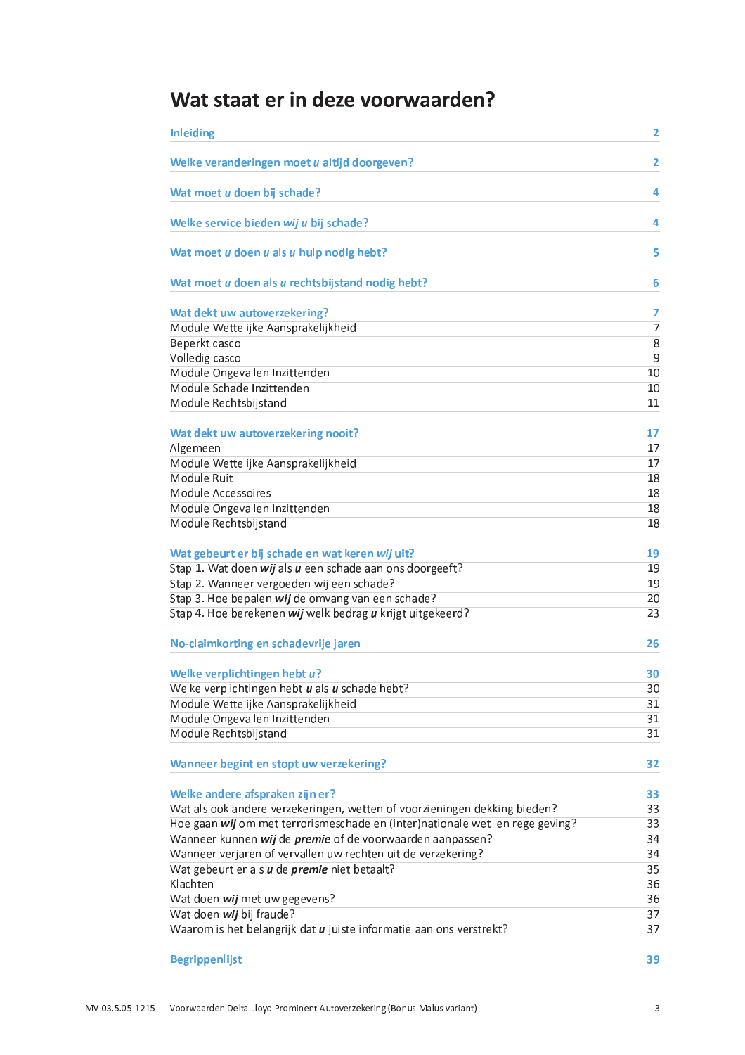# Wat staat er in deze voorwaarden?

| | |
|---|---|
| **Inleiding** | **2** |
| **Welke veranderingen moet *u* altijd doorgeven?** | **2** |
| **Wat moet *u* doen bij schade?** | **4** |
| **Welke service bieden *wij u* bij schade?** | **4** |
| **Wat moet *u* doen *u* als *u* hulp nodig hebt?** | **5** |
| **Wat moet *u* doen als *u* rechtsbijstand nodig hebt?** | **6** |
| **Wat dekt uw autoverzekering?** | **7** |
| Module Wettelijke Aansprakelijkheid | 7 |
| Beperkt casco | 8 |
| Volledig casco | 9 |
| Module Ongevallen Inzittenden | 10 |
| Module Schade Inzittenden | 10 |
| Module Rechtsbijstand | 11 |
| **Wat dekt uw autoverzekering nooit?** | **17** |
| Algemeen | 17 |
| Module Wettelijke Aansprakelijkheid | 17 |
| Module Ruit | 18 |
| Module Accessoires | 18 |
| Module Ongevallen Inzittenden | 18 |
| Module Rechtsbijstand | 18 |
| **Wat gebeurt er bij schade en wat keren *wij* uit?** | **19** |
| Stap 1. Wat doen ***wij*** als ***u*** een schade aan ons doorgeeft? | 19 |
| Stap 2. Wanneer vergoeden wij een schade? | 19 |
| Stap 3. Hoe bepalen ***wij*** de omvang van een schade? | 20 |
| Stap 4. Hoe berekenen ***wij*** welk bedrag ***u*** krijgt uitgekeerd? | 23 |
| **No-claimkorting en schadevrije jaren** | **26** |
| **Welke verplichtingen hebt *u*?** | **30** |
| Welke verplichtingen hebt ***u*** als ***u*** schade hebt? | 30 |
| Module Wettelijke Aansprakelijkheid | 31 |
| Module Ongevallen Inzittenden | 31 |
| Module Rechtsbijstand | 31 |
| **Wanneer begint en stopt uw verzekering?** | **32** |
| **Welke andere afspraken zijn er?** | **33** |
| Wat als ook andere verzekeringen, wetten of voorzieningen dekking bieden? | 33 |
| Hoe gaan ***wij*** om met terrorismeschade en (inter)nationale wet- en regelgeving? | 33 |
| Wanneer kunnen ***wij*** de ***premie*** of de voorwaarden aanpassen? | 34 |
| Wanneer verjaren of vervallen uw rechten uit de verzekering? | 34 |
| Wat gebeurt er als ***u*** de ***premie*** niet betaalt? | 35 |
| Klachten | 36 |
| Wat doen ***wij*** met uw gegevens? | 36 |
| Wat doen ***wij*** bij fraude? | 37 |
| Waarom is het belangrijk dat ***u*** juiste informatie aan ons verstrekt? | 37 |
| **Begrippenlijst** | **39** |

MV 03.5.05-1215 Voorwaarden Delta Lloyd Prominent Autoverzekering (Bonus Malus variant)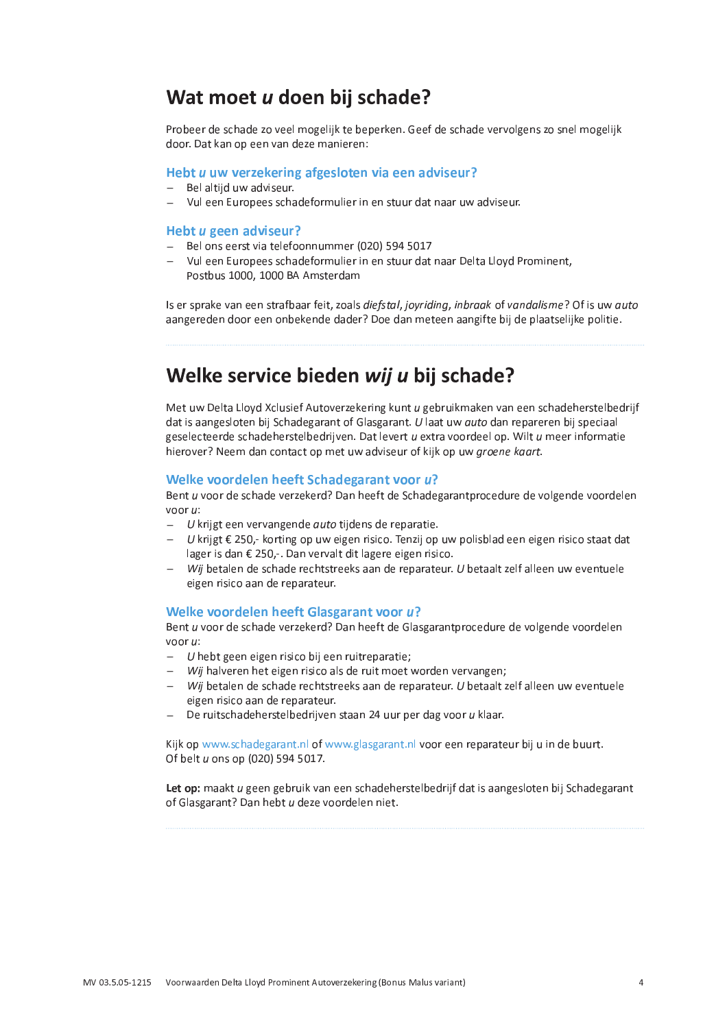# Wat moet *u* doen bij schade?

Probeer de schade zo veel mogelijk te beperken. Geef de schade vervolgens zo snel mogelijk door. Dat kan op een van deze manieren:

### Hebt *u* uw verzekering afgesloten via een adviseur?

- Bel altijd uw adviseur.
- Vul een Europees schadeformulier in en stuur dat naar uw adviseur.

### Hebt *u* geen adviseur?

- Bel ons eerst via telefoonnummer (020) 594 5017
- Vul een Europees schadeformulier in en stuur dat naar Delta Lloyd Prominent, Postbus 1000, 1000 BA Amsterdam

Is er sprake van een strafbaar feit, zoals *diefstal*, *joyriding*, *inbraak* of *vandalisme*? Of is uw *auto* aangereden door een onbekende dader? Doe dan meteen aangifte bij de plaatselijke politie.

# Welke service bieden *wij u* bij schade?

Met uw Delta Lloyd Xclusief Autoverzekering kunt *u* gebruikmaken van een schadeherstelbedrijf dat is aangesloten bij Schadegarant of Glasgarant. *U* laat uw *auto* dan repareren bij speciaal geselecteerde schadeherstelbedrijven. Dat levert *u* extra voordeel op. Wilt *u* meer informatie hierover? Neem dan contact op met uw adviseur of kijk op uw *groene kaart*.

### Welke voordelen heeft Schadegarant voor *u*?

Bent *u* voor de schade verzekerd? Dan heeft de Schadegarantprocedure de volgende voordelen voor *u*:

- *U* krijgt een vervangende *auto* tijdens de reparatie.
- *U* krijgt € 250,- korting op uw eigen risico. Tenzij op uw polisblad een eigen risico staat dat lager is dan € 250,-. Dan vervalt dit lagere eigen risico.
- *Wij* betalen de schade rechtstreeks aan de reparateur. *U* betaalt zelf alleen uw eventuele eigen risico aan de reparateur.

### Welke voordelen heeft Glasgarant voor *u*?

Bent *u* voor de schade verzekerd? Dan heeft de Glasgarantprocedure de volgende voordelen voor *u*:

- *U* hebt geen eigen risico bij een ruitreparatie;
- *Wij* halveren het eigen risico als de ruit moet worden vervangen;
- *Wij* betalen de schade rechtstreeks aan de reparateur. *U* betaalt zelf alleen uw eventuele eigen risico aan de reparateur.
- De ruitschadeherstelbedrijven staan 24 uur per dag voor *u* klaar.

Kijk op www.schadegarant.nl of www.glasgarant.nl voor een reparateur bij u in de buurt. Of belt *u* ons op (020) 594 5017.

**Let op:** maakt *u* geen gebruik van een schadeherstelbedrijf dat is aangesloten bij Schadegarant of Glasgarant? Dan hebt *u* deze voordelen niet.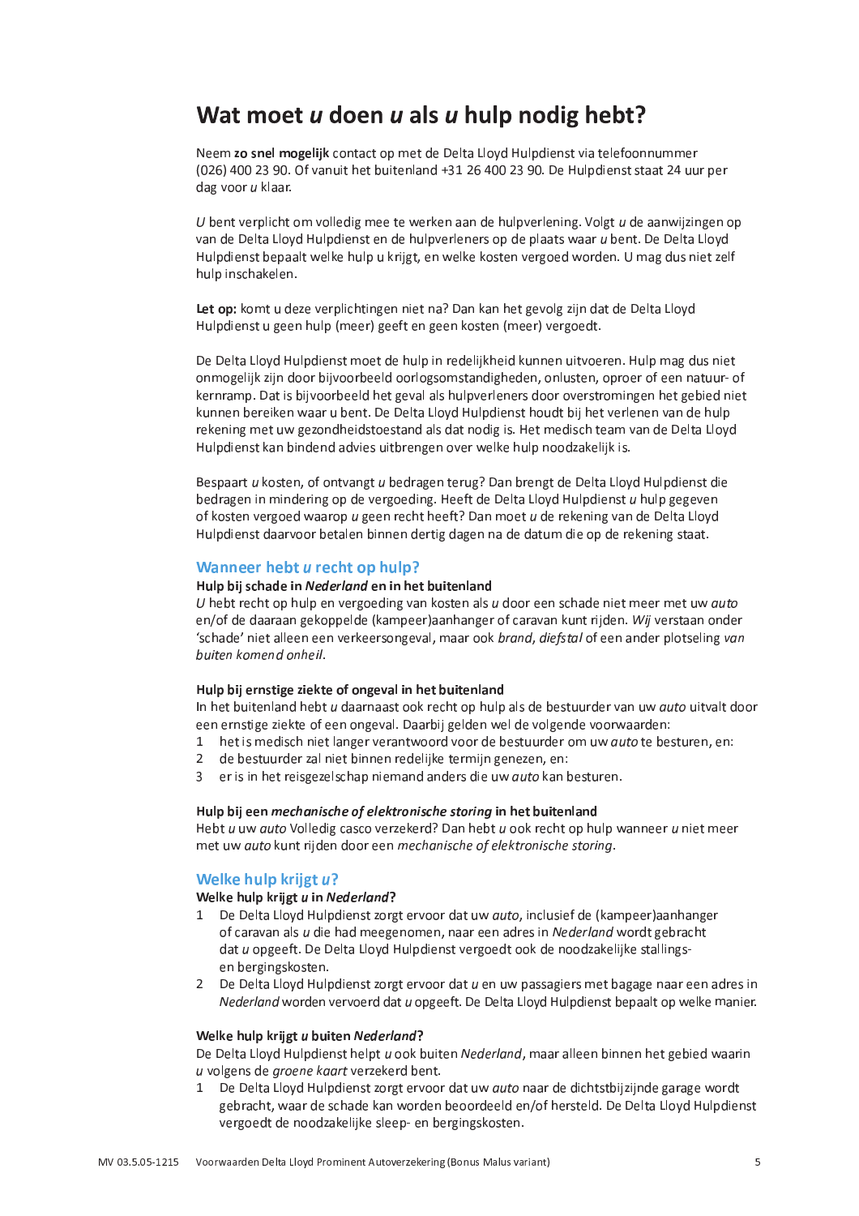# Wat moet *u* doen *u* als *u* hulp nodig hebt?

Neem **zo snel mogelijk** contact op met de Delta Lloyd Hulpdienst via telefoonnummer (026) 400 23 90. Of vanuit het buitenland +31 26 400 23 90. De Hulpdienst staat 24 uur per dag voor *u* klaar.

*U* bent verplicht om volledig mee te werken aan de hulpverlening. Volgt *u* de aanwijzingen op van de Delta Lloyd Hulpdienst en de hulpverleners op de plaats waar *u* bent. De Delta Lloyd Hulpdienst bepaalt welke hulp u krijgt, en welke kosten vergoed worden. U mag dus niet zelf hulp inschakelen.

**Let op:** komt u deze verplichtingen niet na? Dan kan het gevolg zijn dat de Delta Lloyd Hulpdienst u geen hulp (meer) geeft en geen kosten (meer) vergoedt.

De Delta Lloyd Hulpdienst moet de hulp in redelijkheid kunnen uitvoeren. Hulp mag dus niet onmogelijk zijn door bijvoorbeeld oorlogsomstandigheden, onlusten, oproer of een natuur- of kernramp. Dat is bijvoorbeeld het geval als hulpverleners door overstromingen het gebied niet kunnen bereiken waar u bent. De Delta Lloyd Hulpdienst houdt bij het verlenen van de hulp rekening met uw gezondheidstoestand als dat nodig is. Het medisch team van de Delta Lloyd Hulpdienst kan bindend advies uitbrengen over welke hulp noodzakelijk is.

Bespaart *u* kosten, of ontvangt *u* bedragen terug? Dan brengt de Delta Lloyd Hulpdienst die bedragen in mindering op de vergoeding. Heeft de Delta Lloyd Hulpdienst *u* hulp gegeven of kosten vergoed waarop *u* geen recht heeft? Dan moet *u* de rekening van de Delta Lloyd Hulpdienst daarvoor betalen binnen dertig dagen na de datum die op de rekening staat.

## Wanneer hebt *u* recht op hulp?

**Hulp bij schade in *Nederland* en in het buitenland**

*U* hebt recht op hulp en vergoeding van kosten als *u* door een schade niet meer met uw *auto* en/of de daaraan gekoppelde (kampeer)aanhanger of caravan kunt rijden. *Wij* verstaan onder 'schade' niet alleen een verkeersongeval, maar ook *brand*, *diefstal* of een ander plotseling *van buiten komend onheil*.

**Hulp bij ernstige ziekte of ongeval in het buitenland**

In het buitenland hebt *u* daarnaast ook recht op hulp als de bestuurder van uw *auto* uitvalt door een ernstige ziekte of een ongeval. Daarbij gelden wel de volgende voorwaarden:

1. het is medisch niet langer verantwoord voor de bestuurder om uw *auto* te besturen, en:
2. de bestuurder zal niet binnen redelijke termijn genezen, en:
3. er is in het reisgezelschap niemand anders die uw *auto* kan besturen.

**Hulp bij een *mechanische of elektronische storing* in het buitenland**

Hebt *u* uw *auto* Volledig casco verzekerd? Dan hebt *u* ook recht op hulp wanneer *u* niet meer met uw *auto* kunt rijden door een *mechanische of elektronische storing*.

## Welke hulp krijgt *u*?

**Welke hulp krijgt *u* in *Nederland*?**

1. De Delta Lloyd Hulpdienst zorgt ervoor dat uw *auto*, inclusief de (kampeer)aanhanger of caravan als *u* die had meegenomen, naar een adres in *Nederland* wordt gebracht dat *u* opgeeft. De Delta Lloyd Hulpdienst vergoedt ook de noodzakelijke stallings- en bergingskosten.
2. De Delta Lloyd Hulpdienst zorgt ervoor dat *u* en uw passagiers met bagage naar een adres in *Nederland* worden vervoerd dat *u* opgeeft. De Delta Lloyd Hulpdienst bepaalt op welke manier.

**Welke hulp krijgt *u* buiten *Nederland*?**

De Delta Lloyd Hulpdienst helpt *u* ook buiten *Nederland*, maar alleen binnen het gebied waarin *u* volgens de *groene kaart* verzekerd bent.

1. De Delta Lloyd Hulpdienst zorgt ervoor dat uw *auto* naar de dichtstbijzijnde garage wordt gebracht, waar de schade kan worden beoordeeld en/of hersteld. De Delta Lloyd Hulpdienst vergoedt de noodzakelijke sleep- en bergingskosten.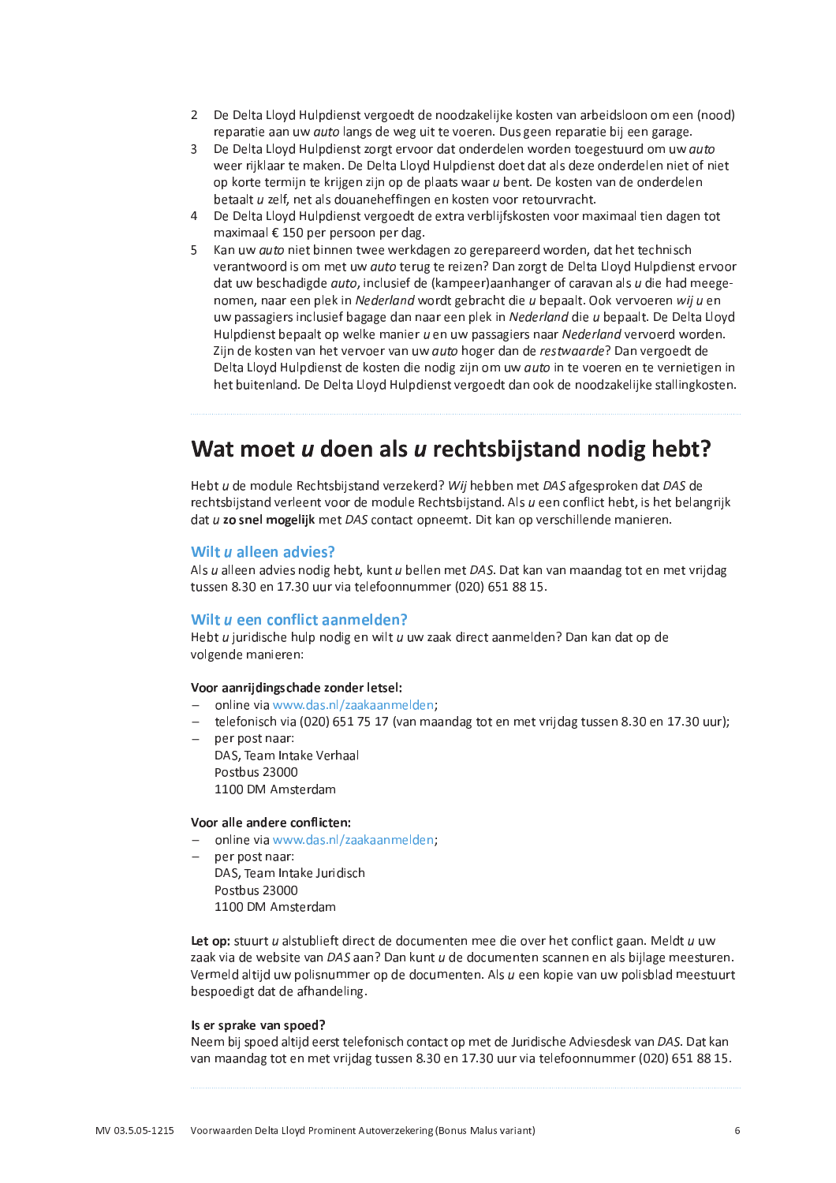2 De Delta Lloyd Hulpdienst vergoedt de noodzakelijke kosten van arbeidsloon om een (nood) reparatie aan uw *auto* langs de weg uit te voeren. Dus geen reparatie bij een garage.
3 De Delta Lloyd Hulpdienst zorgt ervoor dat onderdelen worden toegestuurd om uw *auto* weer rijklaar te maken. De Delta Lloyd Hulpdienst doet dat als deze onderdelen niet of niet op korte termijn te krijgen zijn op de plaats waar *u* bent. De kosten van de onderdelen betaalt *u* zelf, net als douaneheffingen en kosten voor retourvracht.
4 De Delta Lloyd Hulpdienst vergoedt de extra verblijfskosten voor maximaal tien dagen tot maximaal € 150 per persoon per dag.
5 Kan uw *auto* niet binnen twee werkdagen zo gerepareerd worden, dat het technisch verantwoord is om met uw *auto* terug te reizen? Dan zorgt de Delta Lloyd Hulpdienst ervoor dat uw beschadigde *auto*, inclusief de (kampeer)aanhanger of caravan als *u* die had meegenomen, naar een plek in *Nederland* wordt gebracht die *u* bepaalt. Ook vervoeren *wij u* en uw passagiers inclusief bagage dan naar een plek in *Nederland* die *u* bepaalt. De Delta Lloyd Hulpdienst bepaalt op welke manier *u* en uw passagiers naar *Nederland* vervoerd worden. Zijn de kosten van het vervoer van uw *auto* hoger dan de *restwaarde*? Dan vergoedt de Delta Lloyd Hulpdienst de kosten die nodig zijn om uw *auto* in te voeren en te vernietigen in het buitenland. De Delta Lloyd Hulpdienst vergoedt dan ook de noodzakelijke stallingkosten.

# Wat moet *u* doen als *u* rechtsbijstand nodig hebt?

Hebt *u* de module Rechtsbijstand verzekerd? *Wij* hebben met *DAS* afgesproken dat *DAS* de rechtsbijstand verleent voor de module Rechtsbijstand. Als *u* een conflict hebt, is het belangrijk dat *u* **zo snel mogelijk** met *DAS* contact opneemt. Dit kan op verschillende manieren.

## Wilt *u* alleen advies?

Als *u* alleen advies nodig hebt, kunt *u* bellen met *DAS*. Dat kan van maandag tot en met vrijdag tussen 8.30 en 17.30 uur via telefoonnummer (020) 651 88 15.

## Wilt *u* een conflict aanmelden?

Hebt *u* juridische hulp nodig en wilt *u* uw zaak direct aanmelden? Dan kan dat op de volgende manieren:

**Voor aanrijdingschade zonder letsel:**

- online via www.das.nl/zaakaanmelden;
- telefonisch via (020) 651 75 17 (van maandag tot en met vrijdag tussen 8.30 en 17.30 uur);
- per post naar:
  DAS, Team Intake Verhaal
  Postbus 23000
  1100 DM Amsterdam

**Voor alle andere conflicten:**

- online via www.das.nl/zaakaanmelden;
- per post naar:
  DAS, Team Intake Juridisch
  Postbus 23000
  1100 DM Amsterdam

**Let op:** stuurt *u* alstublieft direct de documenten mee die over het conflict gaan. Meldt *u* uw zaak via de website van *DAS* aan? Dan kunt *u* de documenten scannen en als bijlage meesturen. Vermeld altijd uw polisnummer op de documenten. Als *u* een kopie van uw polisblad meestuurt bespoedigt dat de afhandeling.

**Is er sprake van spoed?**

Neem bij spoed altijd eerst telefonisch contact op met de Juridische Adviesdesk van *DAS*. Dat kan van maandag tot en met vrijdag tussen 8.30 en 17.30 uur via telefoonnummer (020) 651 88 15.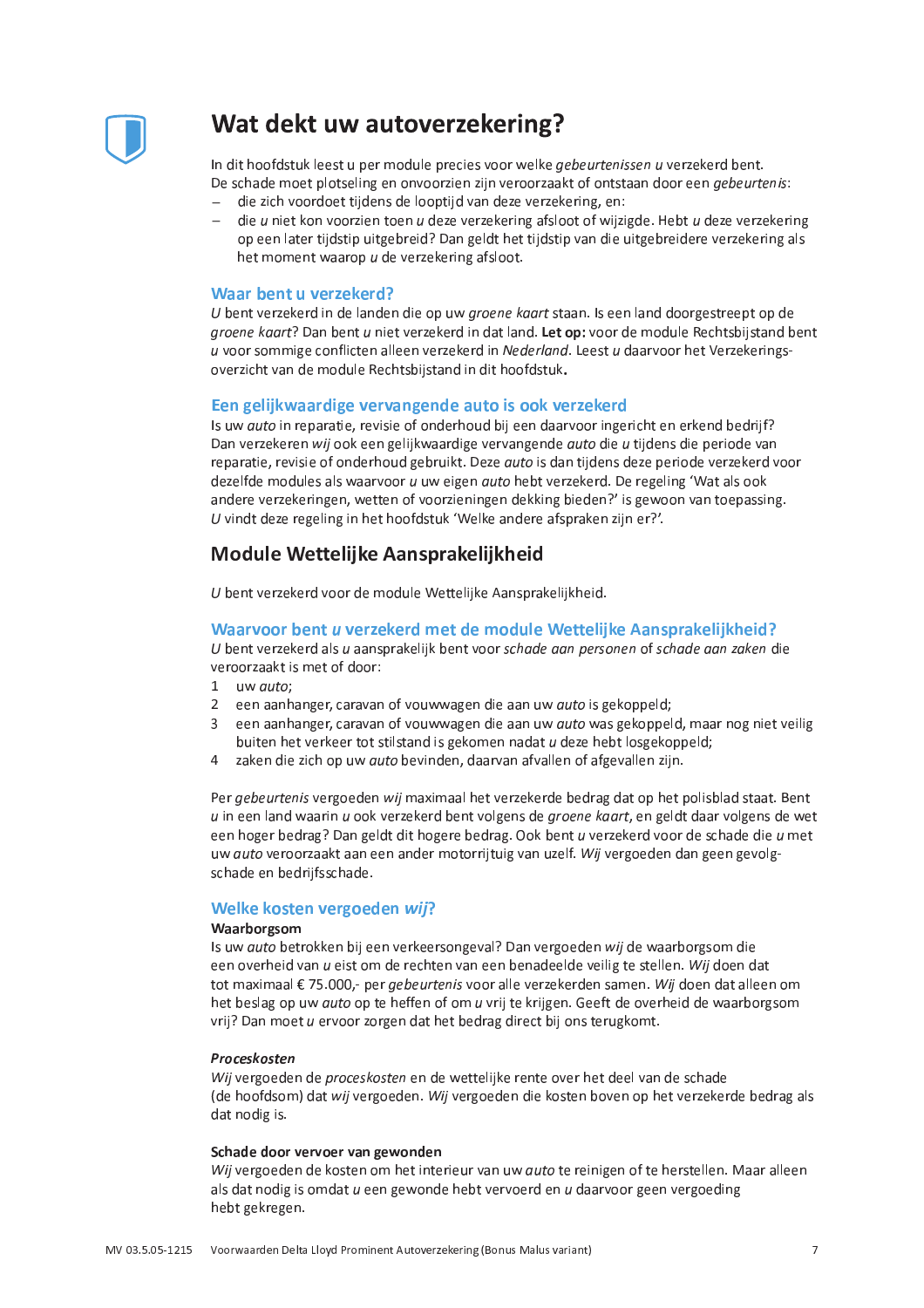# Wat dekt uw autoverzekering?

In dit hoofdstuk leest u per module precies voor welke *gebeurtenissen* *u* verzekerd bent. De schade moet plotseling en onvoorzien zijn veroorzaakt of ontstaan door een *gebeurtenis*:

- die zich voordoet tijdens de looptijd van deze verzekering, en:
- die *u* niet kon voorzien toen *u* deze verzekering afsloot of wijzigde. Hebt *u* deze verzekering op een later tijdstip uitgebreid? Dan geldt het tijdstip van die uitgebreidere verzekering als het moment waarop *u* de verzekering afsloot.

### Waar bent u verzekerd?

*U* bent verzekerd in de landen die op uw *groene kaart* staan. Is een land doorgestreept op de *groene kaart*? Dan bent *u* niet verzekerd in dat land. **Let op:** voor de module Rechtsbijstand bent *u* voor sommige conflicten alleen verzekerd in *Nederland*. Leest *u* daarvoor het Verzekeringsoverzicht van de module Rechtsbijstand in dit hoofdstuk**.**

### Een gelijkwaardige vervangende auto is ook verzekerd

Is uw *auto* in reparatie, revisie of onderhoud bij een daarvoor ingericht en erkend bedrijf? Dan verzekeren *wij* ook een gelijkwaardige vervangende *auto* die *u* tijdens die periode van reparatie, revisie of onderhoud gebruikt. Deze *auto* is dan tijdens deze periode verzekerd voor dezelfde modules als waarvoor *u* uw eigen *auto* hebt verzekerd. De regeling 'Wat als ook andere verzekeringen, wetten of voorzieningen dekking bieden?' is gewoon van toepassing. *U* vindt deze regeling in het hoofdstuk 'Welke andere afspraken zijn er?'.

## Module Wettelijke Aansprakelijkheid

*U* bent verzekerd voor de module Wettelijke Aansprakelijkheid.

### Waarvoor bent *u* verzekerd met de module Wettelijke Aansprakelijkheid?

*U* bent verzekerd als *u* aansprakelijk bent voor *schade aan personen* of *schade aan zaken* die veroorzaakt is met of door:

1. uw *auto*;
2. een aanhanger, caravan of vouwwagen die aan uw *auto* is gekoppeld;
3. een aanhanger, caravan of vouwwagen die aan uw *auto* was gekoppeld, maar nog niet veilig buiten het verkeer tot stilstand is gekomen nadat *u* deze hebt losgekoppeld;
4. zaken die zich op uw *auto* bevinden, daarvan afvallen of afgevallen zijn.

Per *gebeurtenis* vergoeden *wij* maximaal het verzekerde bedrag dat op het polisblad staat. Bent *u* in een land waarin *u* ook verzekerd bent volgens de *groene kaart*, en geldt daar volgens de wet een hoger bedrag? Dan geldt dit hogere bedrag. Ook bent *u* verzekerd voor de schade die *u* met uw *auto* veroorzaakt aan een ander motorrijtuig van uzelf. *Wij* vergoeden dan geen gevolgschade en bedrijfsschade.

### Welke kosten vergoeden *wij*?

**Waarborgsom**

Is uw *auto* betrokken bij een verkeersongeval? Dan vergoeden *wij* de waarborgsom die een overheid van *u* eist om de rechten van een benadeelde veilig te stellen. *Wij* doen dat tot maximaal € 75.000,- per *gebeurtenis* voor alle verzekerden samen. *Wij* doen dat alleen om het beslag op uw *auto* op te heffen of om *u* vrij te krijgen. Geeft de overheid de waarborgsom vrij? Dan moet *u* ervoor zorgen dat het bedrag direct bij ons terugkomt.

***Proceskosten***

*Wij* vergoeden de *proceskosten* en de wettelijke rente over het deel van de schade (de hoofdsom) dat *wij* vergoeden. *Wij* vergoeden die kosten boven op het verzekerde bedrag als dat nodig is.

**Schade door vervoer van gewonden**

*Wij* vergoeden de kosten om het interieur van uw *auto* te reinigen of te herstellen. Maar alleen als dat nodig is omdat *u* een gewonde hebt vervoerd en *u* daarvoor geen vergoeding hebt gekregen.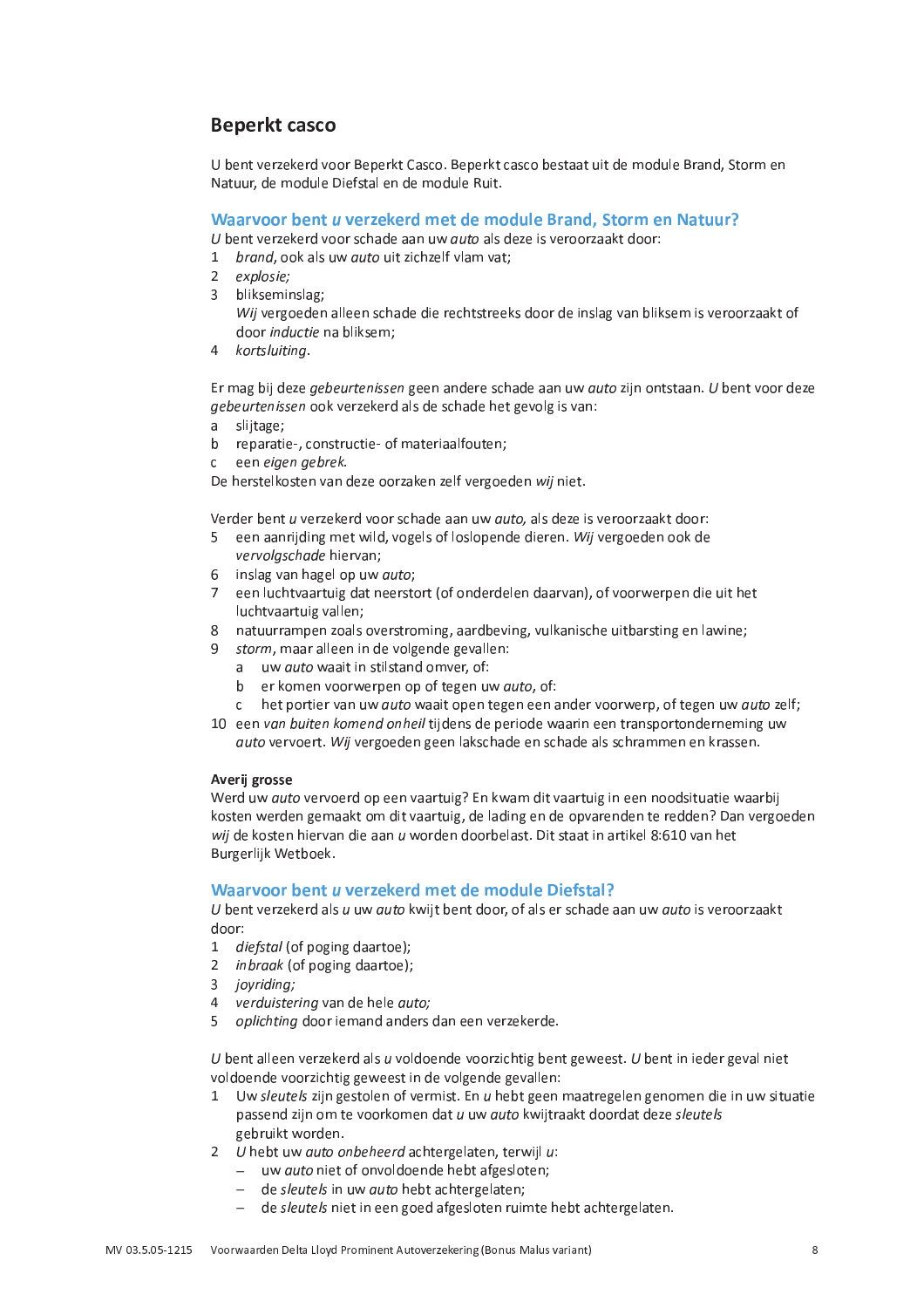## Beperkt casco

U bent verzekerd voor Beperkt Casco. Beperkt casco bestaat uit de module Brand, Storm en Natuur, de module Diefstal en de module Ruit.

### Waarvoor bent *u* verzekerd met de module Brand, Storm en Natuur?

*U* bent verzekerd voor schade aan uw *auto* als deze is veroorzaakt door:

1. *brand*, ook als uw *auto* uit zichzelf vlam vat;
2. *explosie;*
3. blikseminslag;  
   *Wij* vergoeden alleen schade die rechtstreeks door de inslag van bliksem is veroorzaakt of door *inductie* na bliksem;
4. *kortsluiting*.

Er mag bij deze *gebeurtenissen* geen andere schade aan uw *auto* zijn ontstaan. *U* bent voor deze *gebeurtenissen* ook verzekerd als de schade het gevolg is van:

a. slijtage;  
b. reparatie-, constructie- of materiaalfouten;  
c. een *eigen gebrek*.

De herstelkosten van deze oorzaken zelf vergoeden *wij* niet.

Verder bent *u* verzekerd voor schade aan uw *auto,* als deze is veroorzaakt door:

5. een aanrijding met wild, vogels of loslopende dieren. *Wij* vergoeden ook de *vervolgschade* hiervan;
6. inslag van hagel op uw *auto*;
7. een luchtvaartuig dat neerstort (of onderdelen daarvan), of voorwerpen die uit het luchtvaartuig vallen;
8. natuurrampen zoals overstroming, aardbeving, vulkanische uitbarsting en lawine;
9. *storm*, maar alleen in de volgende gevallen:  
   a. uw *auto* waait in stilstand omver, of:  
   b. er komen voorwerpen op of tegen uw *auto*, of:  
   c. het portier van uw *auto* waait open tegen een ander voorwerp, of tegen uw *auto* zelf;
10. een *van buiten komend onheil* tijdens de periode waarin een transportonderneming uw *auto* vervoert. *Wij* vergoeden geen lakschade en schade als schrammen en krassen.

**Averij grosse**  
Werd uw *auto* vervoerd op een vaartuig? En kwam dit vaartuig in een noodsituatie waarbij kosten werden gemaakt om dit vaartuig, de lading en de opvarenden te redden? Dan vergoeden *wij* de kosten hiervan die aan *u* worden doorbelast. Dit staat in artikel 8:610 van het Burgerlijk Wetboek.

### Waarvoor bent *u* verzekerd met de module Diefstal?

*U* bent verzekerd als *u* uw *auto* kwijt bent door, of als er schade aan uw *auto* is veroorzaakt door:

1. *diefstal* (of poging daartoe);
2. *inbraak* (of poging daartoe);
3. *joyriding;*
4. *verduistering* van de hele *auto;*
5. *oplichting* door iemand anders dan een verzekerde.

*U* bent alleen verzekerd als *u* voldoende voorzichtig bent geweest. *U* bent in ieder geval niet voldoende voorzichtig geweest in de volgende gevallen:

1. Uw *sleutels* zijn gestolen of vermist. En *u* hebt geen maatregelen genomen die in uw situatie passend zijn om te voorkomen dat *u* uw *auto* kwijtraakt doordat deze *sleutels* gebruikt worden.
2. *U* hebt uw *auto onbeheerd* achtergelaten, terwijl *u*:
   - uw *auto* niet of onvoldoende hebt afgesloten;
   - de *sleutels* in uw *auto* hebt achtergelaten;
   - de *sleutels* niet in een goed afgesloten ruimte hebt achtergelaten.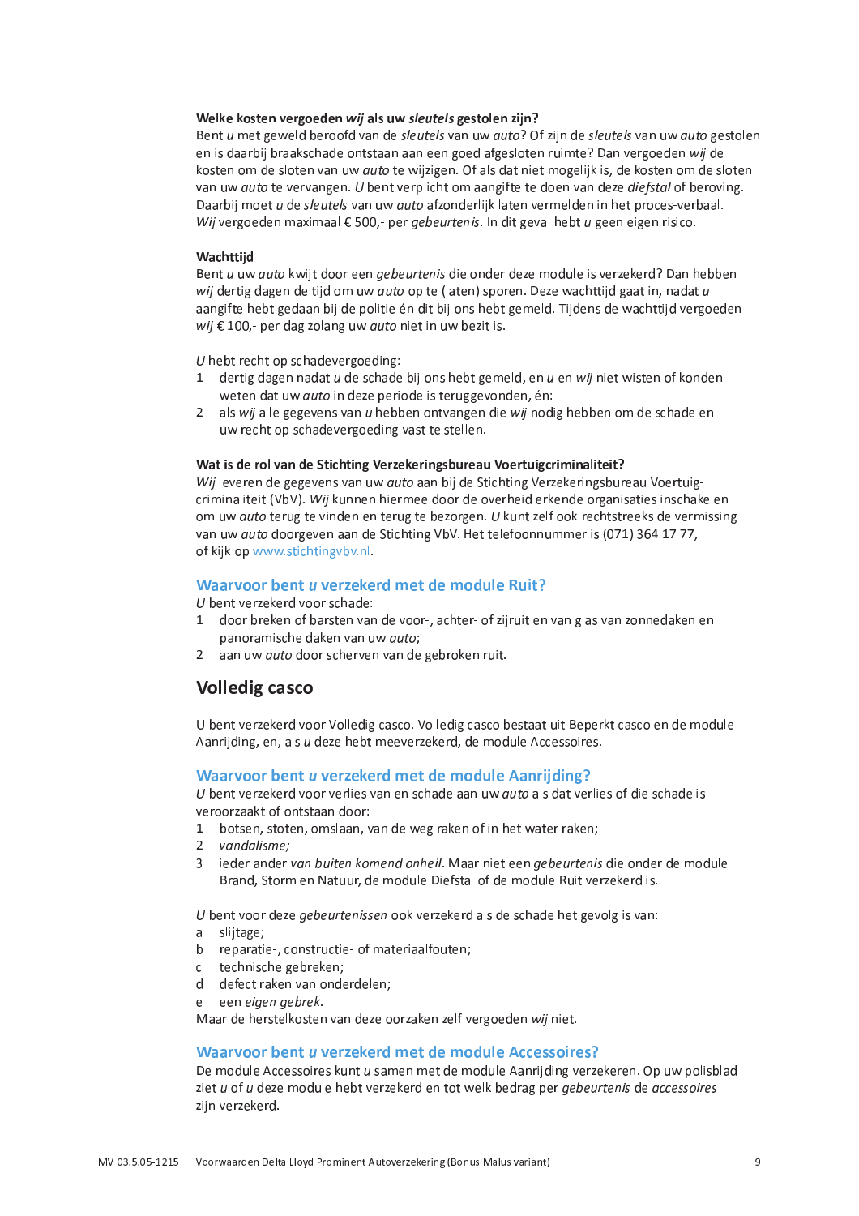**Welke kosten vergoeden *wij* als uw *sleutels* gestolen zijn?**
Bent *u* met geweld beroofd van de *sleutels* van uw *auto*? Of zijn de *sleutels* van uw *auto* gestolen en is daarbij braakschade ontstaan aan een goed afgesloten ruimte? Dan vergoeden *wij* de kosten om de sloten van uw *auto* te wijzigen. Of als dat niet mogelijk is, de kosten om de sloten van uw *auto* te vervangen. *U* bent verplicht om aangifte te doen van deze *diefstal* of beroving. Daarbij moet *u* de *sleutels* van uw *auto* afzonderlijk laten vermelden in het proces-verbaal. *Wij* vergoeden maximaal € 500,- per *gebeurtenis*. In dit geval hebt *u* geen eigen risico.

**Wachttijd**
Bent *u* uw *auto* kwijt door een *gebeurtenis* die onder deze module is verzekerd? Dan hebben *wij* dertig dagen de tijd om uw *auto* op te (laten) sporen. Deze wachttijd gaat in, nadat *u* aangifte hebt gedaan bij de politie én dit bij ons hebt gemeld. Tijdens de wachttijd vergoeden *wij* € 100,- per dag zolang uw *auto* niet in uw bezit is.

*U* hebt recht op schadevergoeding:
1. dertig dagen nadat *u* de schade bij ons hebt gemeld, en *u* en *wij* niet wisten of konden weten dat uw *auto* in deze periode is teruggevonden, én:
2. als *wij* alle gegevens van *u* hebben ontvangen die *wij* nodig hebben om de schade en uw recht op schadevergoeding vast te stellen.

**Wat is de rol van de Stichting Verzekeringsbureau Voertuigcriminaliteit?**
*Wij* leveren de gegevens van uw *auto* aan bij de Stichting Verzekeringsbureau Voertuig-criminaliteit (VbV). *Wij* kunnen hiermee door de overheid erkende organisaties inschakelen om uw *auto* terug te vinden en terug te bezorgen. *U* kunt zelf ook rechtstreeks de vermissing van uw *auto* doorgeven aan de Stichting VbV. Het telefoonnummer is (071) 364 17 77, of kijk op www.stichtingvbv.nl.

### Waarvoor bent *u* verzekerd met de module Ruit?
*U* bent verzekerd voor schade:
1. door breken of barsten van de voor-, achter- of zijruit en van glas van zonnedaken en panoramische daken van uw *auto*;
2. aan uw *auto* door scherven van de gebroken ruit.

## Volledig casco

U bent verzekerd voor Volledig casco. Volledig casco bestaat uit Beperkt casco en de module Aanrijding, en, als *u* deze hebt meeverzekerd, de module Accessoires.

### Waarvoor bent *u* verzekerd met de module Aanrijding?
*U* bent verzekerd voor verlies van en schade aan uw *auto* als dat verlies of die schade is veroorzaakt of ontstaan door:
1. botsen, stoten, omslaan, van de weg raken of in het water raken;
2. *vandalisme;*
3. ieder ander *van buiten komend onheil*. Maar niet een *gebeurtenis* die onder de module Brand, Storm en Natuur, de module Diefstal of de module Ruit verzekerd is.

*U* bent voor deze *gebeurtenissen* ook verzekerd als de schade het gevolg is van:
a. slijtage;
b. reparatie-, constructie- of materiaalfouten;
c. technische gebreken;
d. defect raken van onderdelen;
e. een *eigen gebrek*.

Maar de herstelkosten van deze oorzaken zelf vergoeden *wij* niet.

### Waarvoor bent *u* verzekerd met de module Accessoires?
De module Accessoires kunt *u* samen met de module Aanrijding verzekeren. Op uw polisblad ziet *u* of *u* deze module hebt verzekerd en tot welk bedrag per *gebeurtenis* de *accessoires* zijn verzekerd.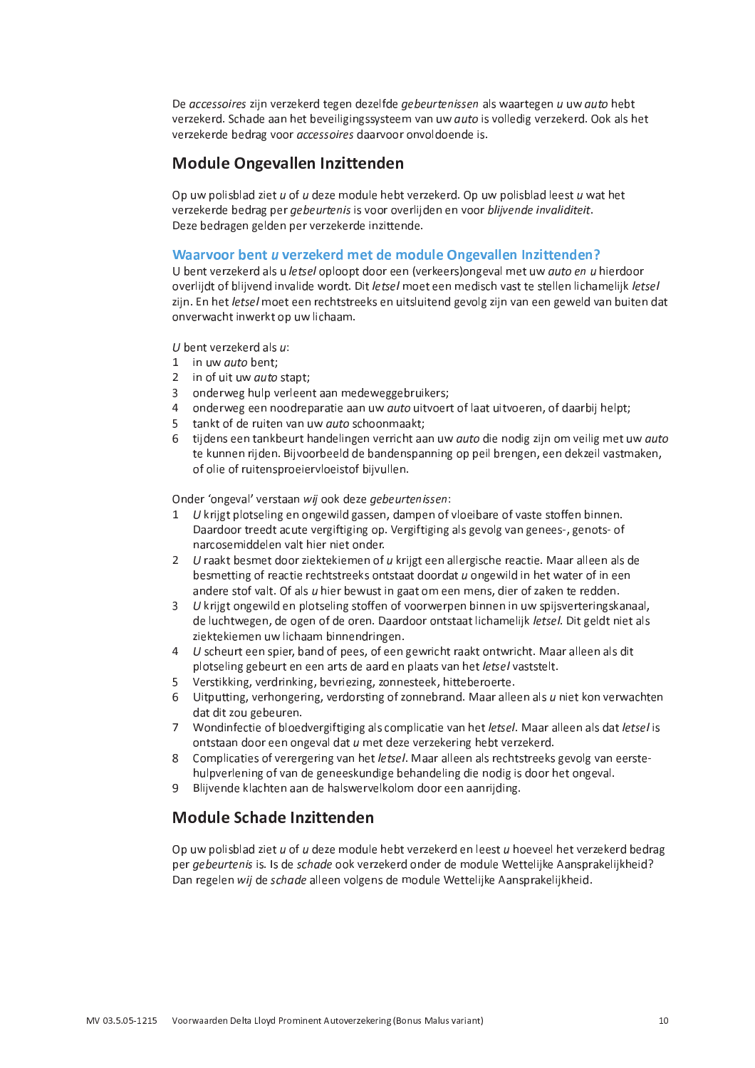De *accessoires* zijn verzekerd tegen dezelfde *gebeurtenissen* als waartegen *u* uw *auto* hebt verzekerd. Schade aan het beveiligingssysteem van uw *auto* is volledig verzekerd. Ook als het verzekerde bedrag voor *accessoires* daarvoor onvoldoende is.

## Module Ongevallen Inzittenden

Op uw polisblad ziet *u* of *u* deze module hebt verzekerd. Op uw polisblad leest *u* wat het verzekerde bedrag per *gebeurtenis* is voor overlijden en voor *blijvende invaliditeit*. Deze bedragen gelden per verzekerde inzittende.

### Waarvoor bent *u* verzekerd met de module Ongevallen Inzittenden?

U bent verzekerd als u *letsel* oploopt door een (verkeers)ongeval met uw *auto en u* hierdoor overlijdt of blijvend invalide wordt. Dit *letsel* moet een medisch vast te stellen lichamelijk *letsel* zijn. En het *letsel* moet een rechtstreeks en uitsluitend gevolg zijn van een geweld van buiten dat onverwacht inwerkt op uw lichaam.

*U* bent verzekerd als *u*:

1. in uw *auto* bent;
2. in of uit uw *auto* stapt;
3. onderweg hulp verleent aan medeweggebruikers;
4. onderweg een noodreparatie aan uw *auto* uitvoert of laat uitvoeren, of daarbij helpt;
5. tankt of de ruiten van uw *auto* schoonmaakt;
6. tijdens een tankbeurt handelingen verricht aan uw *auto* die nodig zijn om veilig met uw *auto* te kunnen rijden. Bijvoorbeeld de bandenspanning op peil brengen, een dekzeil vastmaken, of olie of ruitensproeiervloeistof bijvullen.

Onder 'ongeval' verstaan *wij* ook deze *gebeurtenissen*:

1. *U* krijgt plotseling en ongewild gassen, dampen of vloeibare of vaste stoffen binnen. Daardoor treedt acute vergiftiging op. Vergiftiging als gevolg van genees-, genots- of narcosemiddelen valt hier niet onder.
2. *U* raakt besmet door ziektekiemen of *u* krijgt een allergische reactie. Maar alleen als de besmetting of reactie rechtstreeks ontstaat doordat *u* ongewild in het water of in een andere stof valt. Of als *u* hier bewust in gaat om een mens, dier of zaken te redden.
3. *U* krijgt ongewild en plotseling stoffen of voorwerpen binnen in uw spijsverteringskanaal, de luchtwegen, de ogen of de oren. Daardoor ontstaat lichamelijk *letsel*. Dit geldt niet als ziektekiemen uw lichaam binnendringen.
4. *U* scheurt een spier, band of pees, of een gewricht raakt ontwricht. Maar alleen als dit plotseling gebeurt en een arts de aard en plaats van het *letsel* vaststelt.
5. Verstikking, verdrinking, bevriezing, zonnesteek, hitteberoerte.
6. Uitputting, verhongering, verdorsting of zonnebrand. Maar alleen als *u* niet kon verwachten dat dit zou gebeuren.
7. Wondinfectie of bloedvergiftiging als complicatie van het *letsel*. Maar alleen als dat *letsel* is ontstaan door een ongeval dat *u* met deze verzekering hebt verzekerd.
8. Complicaties of verergering van het *letsel*. Maar alleen als rechtstreeks gevolg van eerstehulpverlening of van de geneeskundige behandeling die nodig is door het ongeval.
9. Blijvende klachten aan de halswervelkolom door een aanrijding.

## Module Schade Inzittenden

Op uw polisblad ziet *u* of *u* deze module hebt verzekerd en leest *u* hoeveel het verzekerd bedrag per *gebeurtenis* is. Is de *schade* ook verzekerd onder de module Wettelijke Aansprakelijkheid? Dan regelen *wij* de *schade* alleen volgens de module Wettelijke Aansprakelijkheid.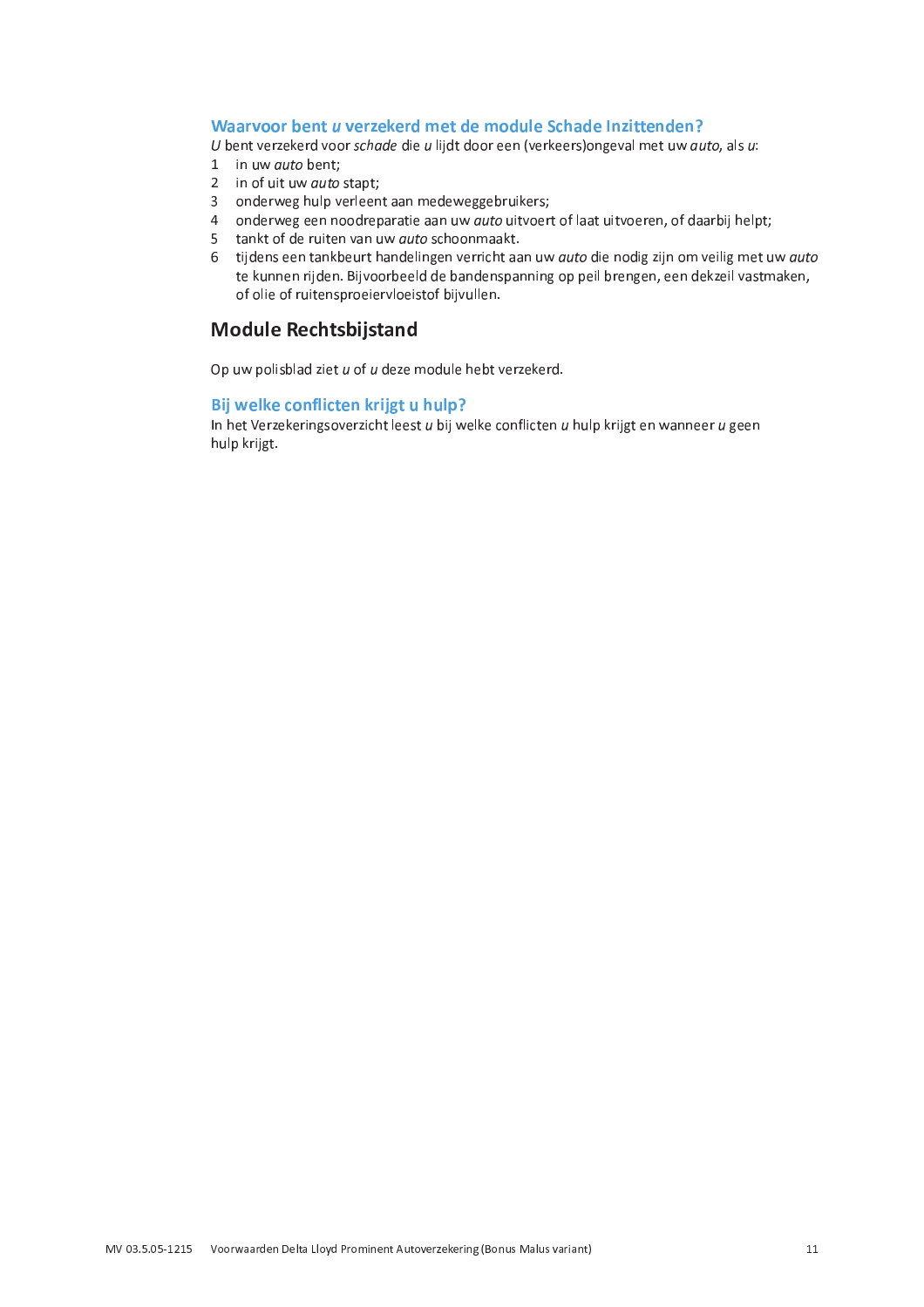### Waarvoor bent *u* verzekerd met de module Schade Inzittenden?

*U* bent verzekerd voor *schade* die *u* lijdt door een (verkeers)ongeval met uw *auto*, als *u*:

1. in uw *auto* bent;
2. in of uit uw *auto* stapt;
3. onderweg hulp verleent aan medeweggebruikers;
4. onderweg een noodreparatie aan uw *auto* uitvoert of laat uitvoeren, of daarbij helpt;
5. tankt of de ruiten van uw *auto* schoonmaakt.
6. tijdens een tankbeurt handelingen verricht aan uw *auto* die nodig zijn om veilig met uw *auto* te kunnen rijden. Bijvoorbeeld de bandenspanning op peil brengen, een dekzeil vastmaken, of olie of ruitensproeiervloeistof bijvullen.

## Module Rechtsbijstand

Op uw polisblad ziet *u* of *u* deze module hebt verzekerd.

### Bij welke conflicten krijgt u hulp?

In het Verzekeringsoverzicht leest *u* bij welke conflicten *u* hulp krijgt en wanneer *u* geen hulp krijgt.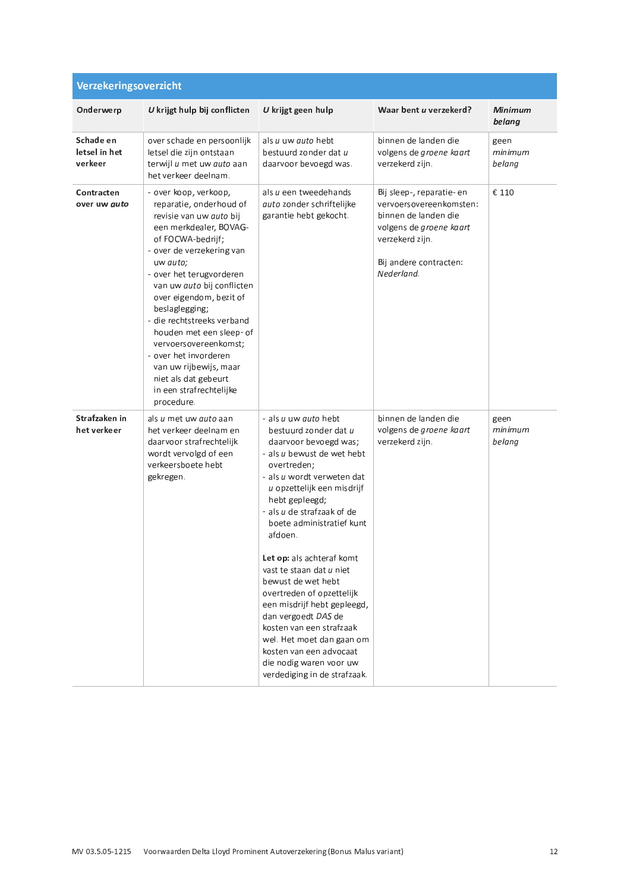## Verzekeringsoverzicht

| Onderwerp | *U* krijgt hulp bij conflicten | *U* krijgt geen hulp | Waar bent *u* verzekerd? | *Minimum belang* |
|---|---|---|---|---|
| **Schade en letsel in het verkeer** | over schade en persoonlijk letsel die zijn ontstaan terwijl *u* met uw *auto* aan het verkeer deelnam. | als *u* uw *auto* hebt bestuurd zonder dat *u* daarvoor bevoegd was. | binnen de landen die volgens de *groene kaart* verzekerd zijn. | geen *minimum belang* |
| **Contracten over uw *auto*** | - over koop, verkoop, reparatie, onderhoud of revisie van uw *auto* bij een merkdealer, BOVAG- of FOCWA-bedrijf;<br>- over de verzekering van uw *auto;*<br>- over het terugvorderen van uw *auto* bij conflicten over eigendom, bezit of beslaglegging;<br>- die rechtstreeks verband houden met een sleep- of vervoersovereenkomst;<br>- over het invorderen van uw rijbewijs, maar niet als dat gebeurt in een strafrechtelijke procedure. | als *u* een tweedehands *auto* zonder schriftelijke garantie hebt gekocht. | Bij sleep-, reparatie- en vervoersovereenkomsten: binnen de landen die volgens de *groene kaart* verzekerd zijn.<br><br>Bij andere contracten: *Nederland.* | € 110 |
| **Strafzaken in het verkeer** | als *u* met uw *auto* aan het verkeer deelnam en daarvoor strafrechtelijk wordt vervolgd of een verkeersboete hebt gekregen. | - als *u* uw *auto* hebt bestuurd zonder dat *u* daarvoor bevoegd was;<br>- als *u* bewust de wet hebt overtreden;<br>- als *u* wordt verweten dat *u* opzettelijk een misdrijf hebt gepleegd;<br>- als *u* de strafzaak of de boete administratief kunt afdoen.<br><br>**Let op:** als achteraf komt vast te staan dat *u* niet bewust de wet hebt overtreden of opzettelijk een misdrijf hebt gepleegd, dan vergoedt *DAS* de kosten van een strafzaak wel. Het moet dan gaan om kosten van een advocaat die nodig waren voor uw verdediging in de strafzaak. | binnen de landen die volgens de *groene kaart* verzekerd zijn. | geen *minimum belang* |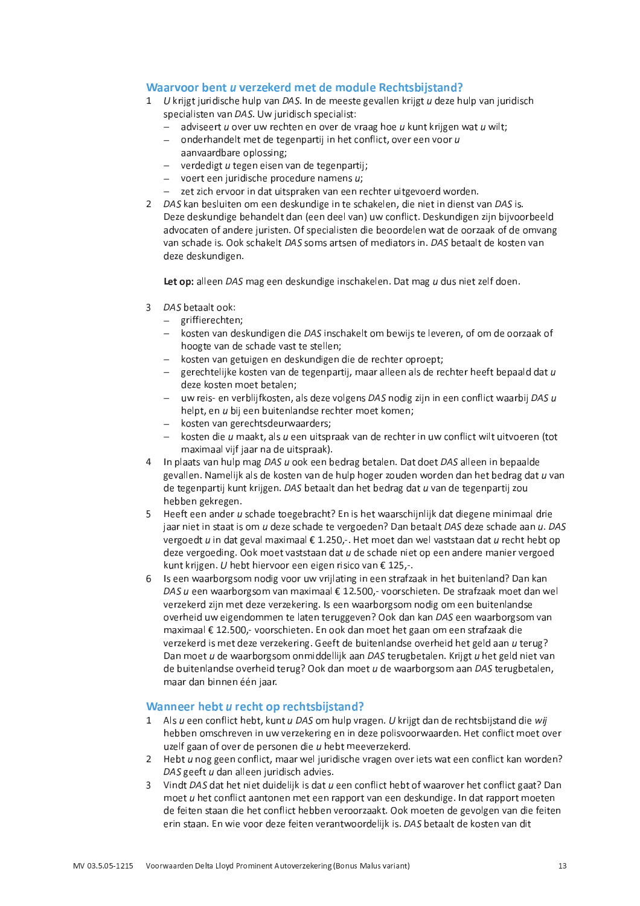## Waarvoor bent *u* verzekerd met de module Rechtsbijstand?

1. *U* krijgt juridische hulp van *DAS*. In de meeste gevallen krijgt *u* deze hulp van juridisch specialisten van *DAS*. Uw juridisch specialist:
   - adviseert *u* over uw rechten en over de vraag hoe *u* kunt krijgen wat *u* wilt;
   - onderhandelt met de tegenpartij in het conflict, over een voor *u* aanvaardbare oplossing;
   - verdedigt *u* tegen eisen van de tegenpartij;
   - voert een juridische procedure namens *u*;
   - zet zich ervoor in dat uitspraken van een rechter uitgevoerd worden.
2. *DAS* kan besluiten om een deskundige in te schakelen, die niet in dienst van *DAS* is. Deze deskundige behandelt dan (een deel van) uw conflict. Deskundigen zijn bijvoorbeeld advocaten of andere juristen. Of specialisten die beoordelen wat de oorzaak of de omvang van schade is. Ook schakelt *DAS* soms artsen of mediators in. *DAS* betaalt de kosten van deze deskundigen.

   **Let op:** alleen *DAS* mag een deskundige inschakelen. Dat mag *u* dus niet zelf doen.

3. *DAS* betaalt ook:
   - griffierechten;
   - kosten van deskundigen die *DAS* inschakelt om bewijs te leveren, of om de oorzaak of hoogte van de schade vast te stellen;
   - kosten van getuigen en deskundigen die de rechter oproept;
   - gerechtelijke kosten van de tegenpartij, maar alleen als de rechter heeft bepaald dat *u* deze kosten moet betalen;
   - uw reis- en verblijfkosten, als deze volgens *DAS* nodig zijn in een conflict waarbij *DAS u* helpt, en *u* bij een buitenlandse rechter moet komen;
   - kosten van gerechtsdeurwaarders;
   - kosten die *u* maakt, als *u* een uitspraak van de rechter in uw conflict wilt uitvoeren (tot maximaal vijf jaar na de uitspraak).
4. In plaats van hulp mag *DAS u* ook een bedrag betalen. Dat doet *DAS* alleen in bepaalde gevallen. Namelijk als de kosten van de hulp hoger zouden worden dan het bedrag dat *u* van de tegenpartij kunt krijgen. *DAS* betaalt dan het bedrag dat *u* van de tegenpartij zou hebben gekregen.
5. Heeft een ander *u* schade toegebracht? En is het waarschijnlijk dat diegene minimaal drie jaar niet in staat is om *u* deze schade te vergoeden? Dan betaalt *DAS* deze schade aan *u*. *DAS* vergoedt *u* in dat geval maximaal € 1.250,-. Het moet dan wel vaststaan dat *u* recht hebt op deze vergoeding. Ook moet vaststaan dat *u* de schade niet op een andere manier vergoed kunt krijgen. *U* hebt hiervoor een eigen risico van € 125,-.
6. Is een waarborgsom nodig voor uw vrijlating in een strafzaak in het buitenland? Dan kan *DAS u* een waarborgsom van maximaal € 12.500,- voorschieten. De strafzaak moet dan wel verzekerd zijn met deze verzekering. Is een waarborgsom nodig om een buitenlandse overheid uw eigendommen te laten teruggeven? Ook dan kan *DAS* een waarborgsom van maximaal € 12.500,- voorschieten. En ook dan moet het gaan om een strafzaak die verzekerd is met deze verzekering. Geeft de buitenlandse overheid het geld aan *u* terug? Dan moet *u* de waarborgsom onmiddellijk aan *DAS* terugbetalen. Krijgt *u* het geld niet van de buitenlandse overheid terug? Ook dan moet *u* de waarborgsom aan *DAS* terugbetalen, maar dan binnen één jaar.

## Wanneer hebt *u* recht op rechtsbijstand?

1. Als *u* een conflict hebt, kunt *u DAS* om hulp vragen. *U* krijgt dan de rechtsbijstand die *wij* hebben omschreven in uw verzekering en in deze polisvoorwaarden. Het conflict moet over uzelf gaan of over de personen die *u* hebt meeverzekerd.
2. Hebt *u* nog geen conflict, maar wel juridische vragen over iets wat een conflict kan worden? *DAS* geeft *u* dan alleen juridisch advies.
3. Vindt *DAS* dat het niet duidelijk is dat *u* een conflict hebt of waarover het conflict gaat? Dan moet *u* het conflict aantonen met een rapport van een deskundige. In dat rapport moeten de feiten staan die het conflict hebben veroorzaakt. Ook moeten de gevolgen van die feiten erin staan. En wie voor deze feiten verantwoordelijk is. *DAS* betaalt de kosten van dit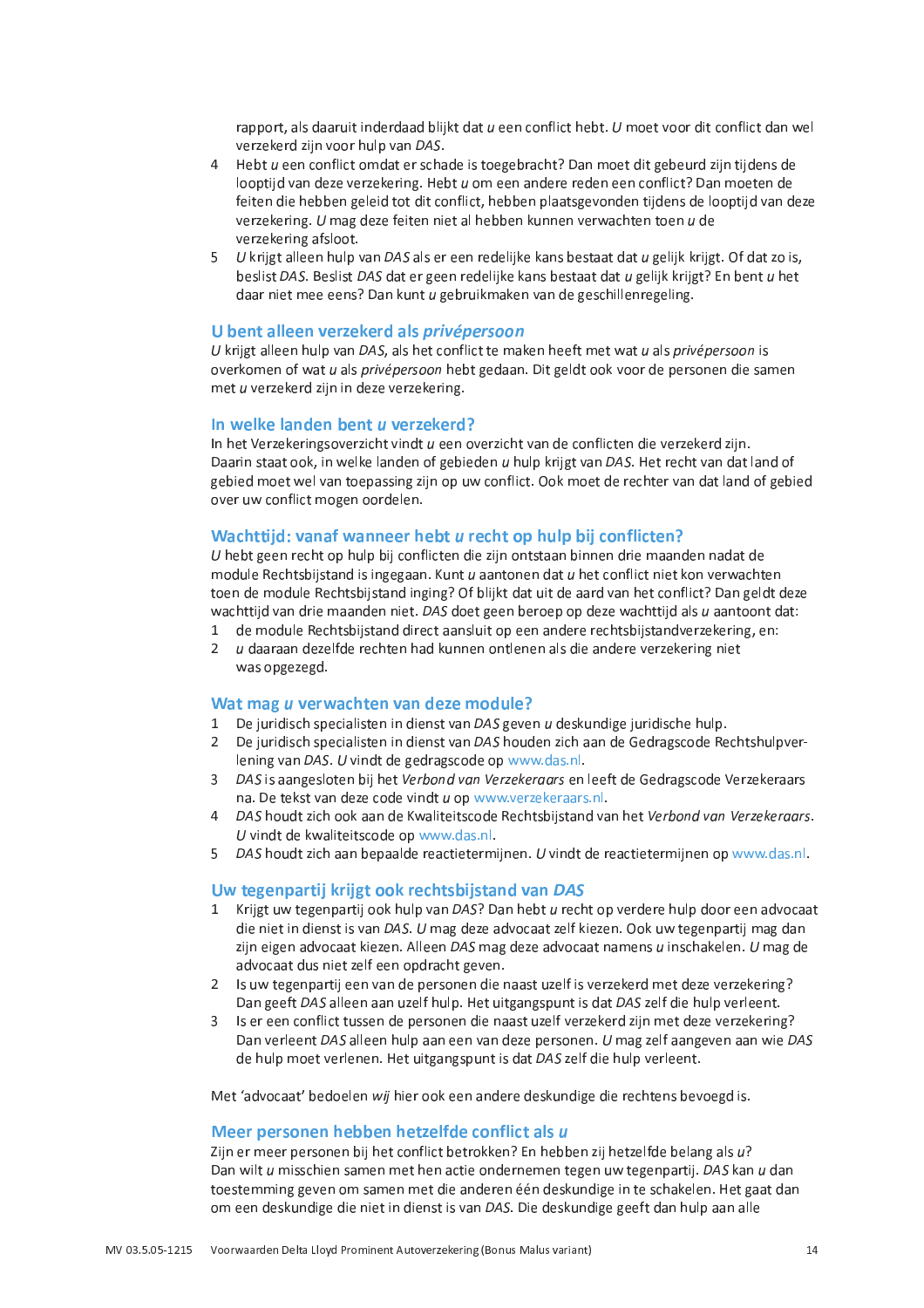rapport, als daaruit inderdaad blijkt dat *u* een conflict hebt. *U* moet voor dit conflict dan wel verzekerd zijn voor hulp van *DAS*.

4 Hebt *u* een conflict omdat er schade is toegebracht? Dan moet dit gebeurd zijn tijdens de looptijd van deze verzekering. Hebt *u* om een andere reden een conflict? Dan moeten de feiten die hebben geleid tot dit conflict, hebben plaatsgevonden tijdens de looptijd van deze verzekering. *U* mag deze feiten niet al hebben kunnen verwachten toen *u* de verzekering afsloot.
5 *U* krijgt alleen hulp van *DAS* als er een redelijke kans bestaat dat *u* gelijk krijgt. Of dat zo is, beslist *DAS*. Beslist *DAS* dat er geen redelijke kans bestaat dat *u* gelijk krijgt? En bent *u* het daar niet mee eens? Dan kunt *u* gebruikmaken van de geschillenregeling.

## U bent alleen verzekerd als *privépersoon*

*U* krijgt alleen hulp van *DAS*, als het conflict te maken heeft met wat *u* als *privépersoon* is overkomen of wat *u* als *privépersoon* hebt gedaan. Dit geldt ook voor de personen die samen met *u* verzekerd zijn in deze verzekering.

## In welke landen bent *u* verzekerd?

In het Verzekeringsoverzicht vindt *u* een overzicht van de conflicten die verzekerd zijn. Daarin staat ook, in welke landen of gebieden *u* hulp krijgt van *DAS*. Het recht van dat land of gebied moet wel van toepassing zijn op uw conflict. Ook moet de rechter van dat land of gebied over uw conflict mogen oordelen.

## Wachttijd: vanaf wanneer hebt *u* recht op hulp bij conflicten?

*U* hebt geen recht op hulp bij conflicten die zijn ontstaan binnen drie maanden nadat de module Rechtsbijstand is ingegaan. Kunt *u* aantonen dat *u* het conflict niet kon verwachten toen de module Rechtsbijstand inging? Of blijkt dat uit de aard van het conflict? Dan geldt deze wachttijd van drie maanden niet. *DAS* doet geen beroep op deze wachttijd als *u* aantoont dat:

1 de module Rechtsbijstand direct aansluit op een andere rechtsbijstandverzekering, en:
2 *u* daaraan dezelfde rechten had kunnen ontlenen als die andere verzekering niet was opgezegd.

## Wat mag *u* verwachten van deze module?

1 De juridisch specialisten in dienst van *DAS* geven *u* deskundige juridische hulp.
2 De juridisch specialisten in dienst van *DAS* houden zich aan de Gedragscode Rechtshulpverlening van *DAS*. *U* vindt de gedragscode op www.das.nl.
3 *DAS* is aangesloten bij het *Verbond van Verzekeraars* en leeft de Gedragscode Verzekeraars na. De tekst van deze code vindt *u* op www.verzekeraars.nl.
4 *DAS* houdt zich ook aan de Kwaliteitscode Rechtsbijstand van het *Verbond van Verzekeraars*. *U* vindt de kwaliteitscode op www.das.nl.
5 *DAS* houdt zich aan bepaalde reactietermijnen. *U* vindt de reactietermijnen op www.das.nl.

## Uw tegenpartij krijgt ook rechtsbijstand van *DAS*

1 Krijgt uw tegenpartij ook hulp van *DAS*? Dan hebt *u* recht op verdere hulp door een advocaat die niet in dienst is van *DAS*. *U* mag deze advocaat zelf kiezen. Ook uw tegenpartij mag dan zijn eigen advocaat kiezen. Alleen *DAS* mag deze advocaat namens *u* inschakelen. *U* mag de advocaat dus niet zelf een opdracht geven.
2 Is uw tegenpartij een van de personen die naast uzelf is verzekerd met deze verzekering? Dan geeft *DAS* alleen aan uzelf hulp. Het uitgangspunt is dat *DAS* zelf die hulp verleent.
3 Is er een conflict tussen de personen die naast uzelf verzekerd zijn met deze verzekering? Dan verleent *DAS* alleen hulp aan een van deze personen. *U* mag zelf aangeven aan wie *DAS* de hulp moet verlenen. Het uitgangspunt is dat *DAS* zelf die hulp verleent.

Met 'advocaat' bedoelen *wij* hier ook een andere deskundige die rechtens bevoegd is.

## Meer personen hebben hetzelfde conflict als *u*

Zijn er meer personen bij het conflict betrokken? En hebben zij hetzelfde belang als *u*? Dan wilt *u* misschien samen met hen actie ondernemen tegen uw tegenpartij. *DAS* kan *u* dan toestemming geven om samen met die anderen één deskundige in te schakelen. Het gaat dan om een deskundige die niet in dienst is van *DAS*. Die deskundige geeft dan hulp aan alle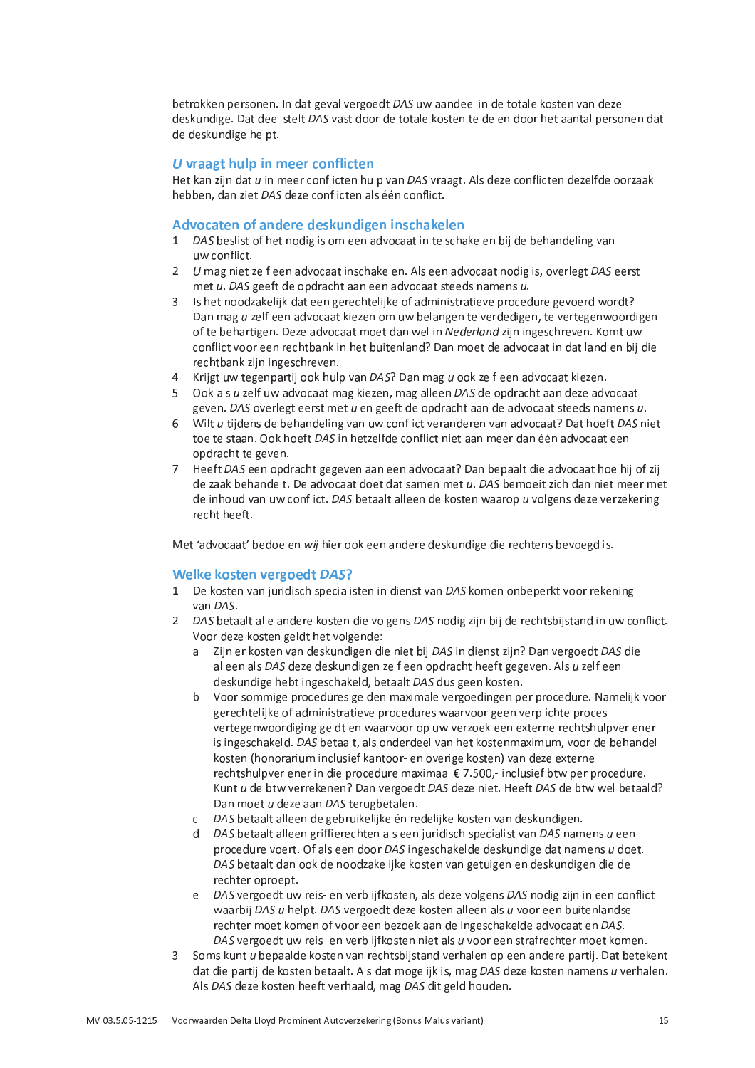betrokken personen. In dat geval vergoedt *DAS* uw aandeel in de totale kosten van deze deskundige. Dat deel stelt *DAS* vast door de totale kosten te delen door het aantal personen dat de deskundige helpt.

## *U* vraagt hulp in meer conflicten

Het kan zijn dat *u* in meer conflicten hulp van *DAS* vraagt. Als deze conflicten dezelfde oorzaak hebben, dan ziet *DAS* deze conflicten als één conflict.

## Advocaten of andere deskundigen inschakelen

1. *DAS* beslist of het nodig is om een advocaat in te schakelen bij de behandeling van uw conflict.
2. *U* mag niet zelf een advocaat inschakelen. Als een advocaat nodig is, overlegt *DAS* eerst met *u*. *DAS* geeft de opdracht aan een advocaat steeds namens *u*.
3. Is het noodzakelijk dat een gerechtelijke of administratieve procedure gevoerd wordt? Dan mag *u* zelf een advocaat kiezen om uw belangen te verdedigen, te vertegenwoordigen of te behartigen. Deze advocaat moet dan wel in *Nederland* zijn ingeschreven. Komt uw conflict voor een rechtbank in het buitenland? Dan moet de advocaat in dat land en bij die rechtbank zijn ingeschreven.
4. Krijgt uw tegenpartij ook hulp van *DAS*? Dan mag *u* ook zelf een advocaat kiezen.
5. Ook als *u* zelf uw advocaat mag kiezen, mag alleen *DAS* de opdracht aan deze advocaat geven. *DAS* overlegt eerst met *u* en geeft de opdracht aan de advocaat steeds namens *u*.
6. Wilt *u* tijdens de behandeling van uw conflict veranderen van advocaat? Dat hoeft *DAS* niet toe te staan. Ook hoeft *DAS* in hetzelfde conflict niet aan meer dan één advocaat een opdracht te geven.
7. Heeft *DAS* een opdracht gegeven aan een advocaat? Dan bepaalt die advocaat hoe hij of zij de zaak behandelt. De advocaat doet dat samen met *u*. *DAS* bemoeit zich dan niet meer met de inhoud van uw conflict. *DAS* betaalt alleen de kosten waarop *u* volgens deze verzekering recht heeft.

Met 'advocaat' bedoelen *wij* hier ook een andere deskundige die rechtens bevoegd is.

## Welke kosten vergoedt *DAS*?

1. De kosten van juridisch specialisten in dienst van *DAS* komen onbeperkt voor rekening van *DAS*.
2. *DAS* betaalt alle andere kosten die volgens *DAS* nodig zijn bij de rechtsbijstand in uw conflict. Voor deze kosten geldt het volgende:
   a. Zijn er kosten van deskundigen die niet bij *DAS* in dienst zijn? Dan vergoedt *DAS* die alleen als *DAS* deze deskundigen zelf een opdracht heeft gegeven. Als *u* zelf een deskundige hebt ingeschakeld, betaalt *DAS* dus geen kosten.
   b. Voor sommige procedures gelden maximale vergoedingen per procedure. Namelijk voor gerechtelijke of administratieve procedures waarvoor geen verplichte procesvertegenwoordiging geldt en waarvoor op uw verzoek een externe rechtshulpverlener is ingeschakeld. *DAS* betaalt, als onderdeel van het kostenmaximum, voor de behandelkosten (honorarium inclusief kantoor- en overige kosten) van deze externe rechtshulpverlener in die procedure maximaal € 7.500,- inclusief btw per procedure. Kunt *u* de btw verrekenen? Dan vergoedt *DAS* deze niet. Heeft *DAS* de btw wel betaald? Dan moet *u* deze aan *DAS* terugbetalen.
   c. *DAS* betaalt alleen de gebruikelijke én redelijke kosten van deskundigen.
   d. *DAS* betaalt alleen griffierechten als een juridisch specialist van *DAS* namens *u* een procedure voert. Of als een door *DAS* ingeschakelde deskundige dat namens *u* doet. *DAS* betaalt dan ook de noodzakelijke kosten van getuigen en deskundigen die de rechter oproept.
   e. *DAS* vergoedt uw reis- en verblijfkosten, als deze volgens *DAS* nodig zijn in een conflict waarbij *DAS u* helpt. *DAS* vergoedt deze kosten alleen als *u* voor een buitenlandse rechter moet komen of voor een bezoek aan de ingeschakelde advocaat en *DAS*. *DAS* vergoedt uw reis- en verblijfkosten niet als *u* voor een strafrechter moet komen.
3. Soms kunt *u* bepaalde kosten van rechtsbijstand verhalen op een andere partij. Dat betekent dat die partij de kosten betaalt. Als dat mogelijk is, mag *DAS* deze kosten namens *u* verhalen. Als *DAS* deze kosten heeft verhaald, mag *DAS* dit geld houden.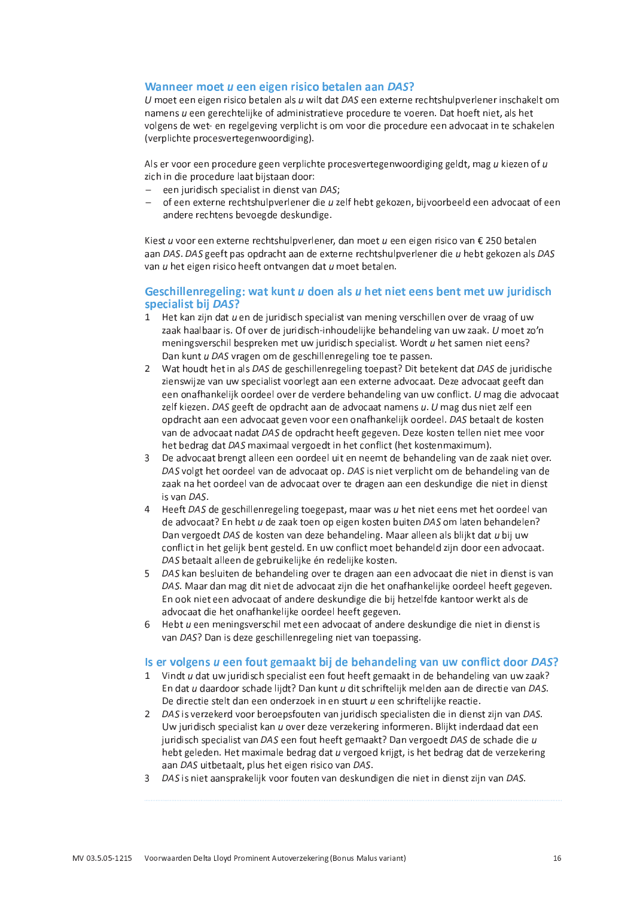### Wanneer moet *u* een eigen risico betalen aan *DAS*?

*U* moet een eigen risico betalen als *u* wilt dat *DAS* een externe rechtshulpverlener inschakelt om namens *u* een gerechtelijke of administratieve procedure te voeren. Dat hoeft niet, als het volgens de wet- en regelgeving verplicht is om voor die procedure een advocaat in te schakelen (verplichte procesvertegenwoordiging).

Als er voor een procedure geen verplichte procesvertegenwoordiging geldt, mag *u* kiezen of *u* zich in die procedure laat bijstaan door:

- een juridisch specialist in dienst van *DAS*;
- of een externe rechtshulpverlener die *u* zelf hebt gekozen, bijvoorbeeld een advocaat of een andere rechtens bevoegde deskundige.

Kiest *u* voor een externe rechtshulpverlener, dan moet *u* een eigen risico van € 250 betalen aan *DAS*. *DAS* geeft pas opdracht aan de externe rechtshulpverlener die *u* hebt gekozen als *DAS* van *u* het eigen risico heeft ontvangen dat *u* moet betalen.

### Geschillenregeling: wat kunt *u* doen als *u* het niet eens bent met uw juridisch specialist bij *DAS*?

1. Het kan zijn dat *u* en de juridisch specialist van mening verschillen over de vraag of uw zaak haalbaar is. Of over de juridisch-inhoudelijke behandeling van uw zaak. *U* moet zo'n meningsverschil bespreken met uw juridisch specialist. Wordt *u* het samen niet eens? Dan kunt *u DAS* vragen om de geschillenregeling toe te passen.
2. Wat houdt het in als *DAS* de geschillenregeling toepast? Dit betekent dat *DAS* de juridische zienswijze van uw specialist voorlegt aan een externe advocaat. Deze advocaat geeft dan een onafhankelijk oordeel over de verdere behandeling van uw conflict. *U* mag die advocaat zelf kiezen. *DAS* geeft de opdracht aan de advocaat namens *u*. *U* mag dus niet zelf een opdracht aan een advocaat geven voor een onafhankelijk oordeel. *DAS* betaalt de kosten van de advocaat nadat *DAS* de opdracht heeft gegeven. Deze kosten tellen niet mee voor het bedrag dat *DAS* maximaal vergoedt in het conflict (het kostenmaximum).
3. De advocaat brengt alleen een oordeel uit en neemt de behandeling van de zaak niet over. *DAS* volgt het oordeel van de advocaat op. *DAS* is niet verplicht om de behandeling van de zaak na het oordeel van de advocaat over te dragen aan een deskundige die niet in dienst is van *DAS*.
4. Heeft *DAS* de geschillenregeling toegepast, maar was *u* het niet eens met het oordeel van de advocaat? En hebt *u* de zaak toen op eigen kosten buiten *DAS* om laten behandelen? Dan vergoedt *DAS* de kosten van deze behandeling. Maar alleen als blijkt dat *u* bij uw conflict in het gelijk bent gesteld. En uw conflict moet behandeld zijn door een advocaat. *DAS* betaalt alleen de gebruikelijke én redelijke kosten.
5. *DAS* kan besluiten de behandeling over te dragen aan een advocaat die niet in dienst is van *DAS*. Maar dan mag dit niet de advocaat zijn die het onafhankelijke oordeel heeft gegeven. En ook niet een advocaat of andere deskundige die bij hetzelfde kantoor werkt als de advocaat die het onafhankelijke oordeel heeft gegeven.
6. Hebt *u* een meningsverschil met een advocaat of andere deskundige die niet in dienst is van *DAS*? Dan is deze geschillenregeling niet van toepassing.

### Is er volgens *u* een fout gemaakt bij de behandeling van uw conflict door *DAS*?

1. Vindt *u* dat uw juridisch specialist een fout heeft gemaakt in de behandeling van uw zaak? En dat *u* daardoor schade lijdt? Dan kunt *u* dit schriftelijk melden aan de directie van *DAS*. De directie stelt dan een onderzoek in en stuurt *u* een schriftelijke reactie.
2. *DAS* is verzekerd voor beroepsfouten van juridisch specialisten die in dienst zijn van *DAS*. Uw juridisch specialist kan *u* over deze verzekering informeren. Blijkt inderdaad dat een juridisch specialist van *DAS* een fout heeft gemaakt? Dan vergoedt *DAS* de schade die *u* hebt geleden. Het maximale bedrag dat *u* vergoed krijgt, is het bedrag dat de verzekering aan *DAS* uitbetaalt, plus het eigen risico van *DAS*.
3. *DAS* is niet aansprakelijk voor fouten van deskundigen die niet in dienst zijn van *DAS*.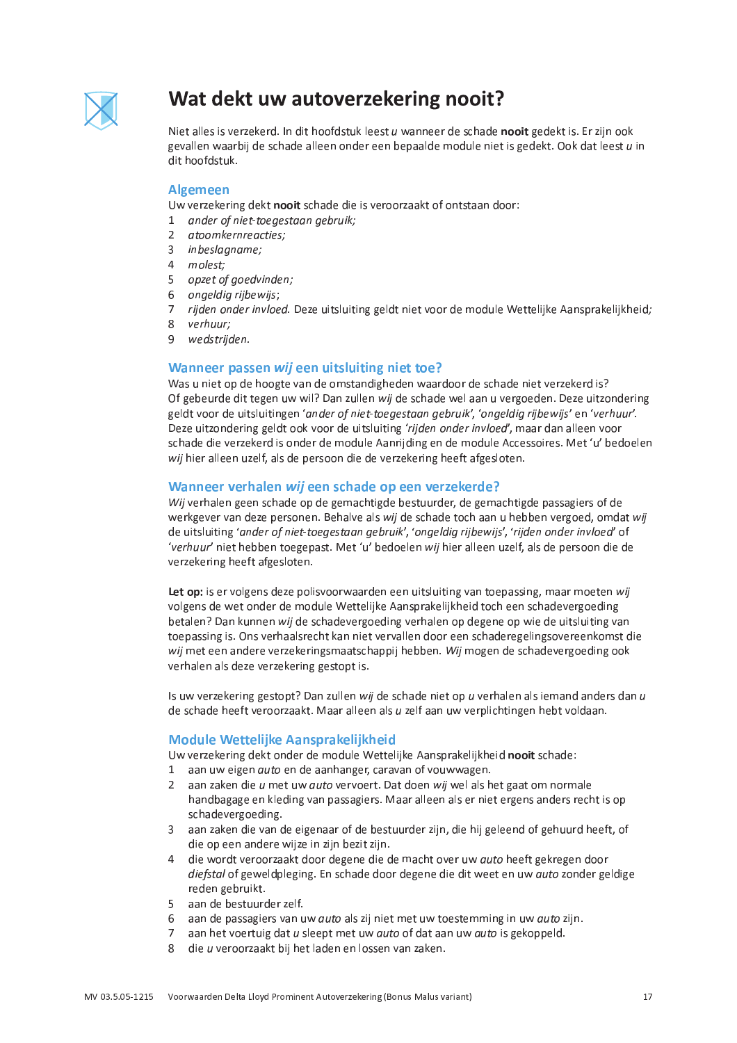# Wat dekt uw autoverzekering nooit?

Niet alles is verzekerd. In dit hoofdstuk leest *u* wanneer de schade **nooit** gedekt is. Er zijn ook gevallen waarbij de schade alleen onder een bepaalde module niet is gedekt. Ook dat leest *u* in dit hoofdstuk.

## Algemeen

Uw verzekering dekt **nooit** schade die is veroorzaakt of ontstaan door:

1. *ander of niet-toegestaan gebruik;*
2. *atoomkernreacties;*
3. *inbeslagname;*
4. *molest;*
5. *opzet of goedvinden;*
6. *ongeldig rijbewijs*;
7. *rijden onder invloed.* Deze uitsluiting geldt niet voor de module Wettelijke Aansprakelijkheid*;*
8. *verhuur;*
9. *wedstrijden.*

## Wanneer passen *wij* een uitsluiting niet toe?

Was u niet op de hoogte van de omstandigheden waardoor de schade niet verzekerd is? Of gebeurde dit tegen uw wil? Dan zullen *wij* de schade wel aan u vergoeden. Deze uitzondering geldt voor de uitsluitingen '*ander of niet-toegestaan gebruik*', '*ongeldig rijbewijs*' en '*verhuur*'. Deze uitzondering geldt ook voor de uitsluiting '*rijden onder invloed*', maar dan alleen voor schade die verzekerd is onder de module Aanrijding en de module Accessoires. Met 'u' bedoelen *wij* hier alleen uzelf, als de persoon die de verzekering heeft afgesloten.

## Wanneer verhalen *wij* een schade op een verzekerde?

*Wij* verhalen geen schade op de gemachtigde bestuurder, de gemachtigde passagiers of de werkgever van deze personen. Behalve als *wij* de schade toch aan u hebben vergoed, omdat *wij* de uitsluiting '*ander of niet-toegestaan gebruik*', '*ongeldig rijbewijs*', '*rijden onder invloed*' of '*verhuur*' niet hebben toegepast. Met 'u' bedoelen *wij* hier alleen uzelf, als de persoon die de verzekering heeft afgesloten.

**Let op:** is er volgens deze polisvoorwaarden een uitsluiting van toepassing, maar moeten *wij* volgens de wet onder de module Wettelijke Aansprakelijkheid toch een schadevergoeding betalen? Dan kunnen *wij* de schadevergoeding verhalen op degene op wie de uitsluiting van toepassing is. Ons verhaalsrecht kan niet vervallen door een schaderegelingsovereenkomst die *wij* met een andere verzekeringsmaatschappij hebben. *Wij* mogen de schadevergoeding ook verhalen als deze verzekering gestopt is.

Is uw verzekering gestopt? Dan zullen *wij* de schade niet op *u* verhalen als iemand anders dan *u* de schade heeft veroorzaakt. Maar alleen als *u* zelf aan uw verplichtingen hebt voldaan.

## Module Wettelijke Aansprakelijkheid

Uw verzekering dekt onder de module Wettelijke Aansprakelijkheid **nooit** schade:

1. aan uw eigen *auto* en de aanhanger, caravan of vouwwagen.
2. aan zaken die *u* met uw *auto* vervoert. Dat doen *wij* wel als het gaat om normale handbagage en kleding van passagiers. Maar alleen als er niet ergens anders recht is op schadevergoeding.
3. aan zaken die van de eigenaar of de bestuurder zijn, die hij geleend of gehuurd heeft, of die op een andere wijze in zijn bezit zijn.
4. die wordt veroorzaakt door degene die de macht over uw *auto* heeft gekregen door *diefstal* of geweldpleging. En schade door degene die dit weet en uw *auto* zonder geldige reden gebruikt.
5. aan de bestuurder zelf.
6. aan de passagiers van uw *auto* als zij niet met uw toestemming in uw *auto* zijn.
7. aan het voertuig dat *u* sleept met uw *auto* of dat aan uw *auto* is gekoppeld.
8. die *u* veroorzaakt bij het laden en lossen van zaken.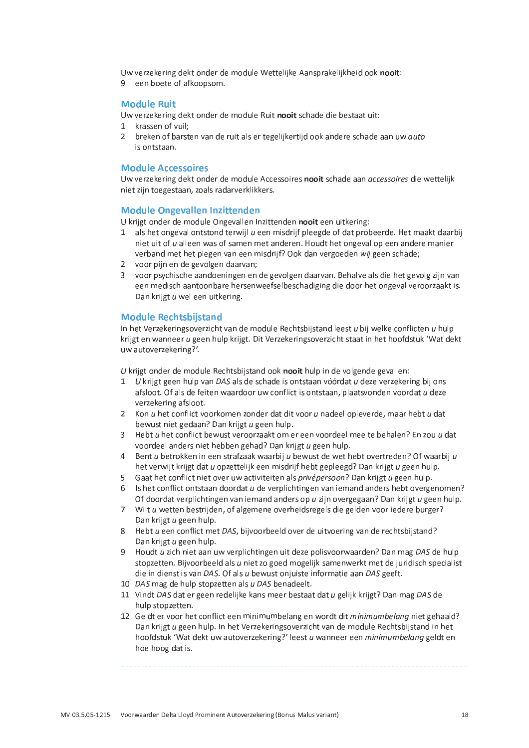Uw verzekering dekt onder de module Wettelijke Aansprakelijkheid ook **nooit**:

9 een boete of afkoopsom.

## Module Ruit

Uw verzekering dekt onder de module Ruit **nooit** schade die bestaat uit:

1 krassen of vuil;
2 breken of barsten van de ruit als er tegelijkertijd ook andere schade aan uw *auto* is ontstaan.

## Module Accessoires

Uw verzekering dekt onder de module Accessoires **nooit** schade aan *accessoires* die wettelijk niet zijn toegestaan, zoals radarverklikkers.

## Module Ongevallen Inzittenden

U krijgt onder de module Ongevallen Inzittenden **nooit** een uitkering:

1 als het ongeval ontstond terwijl *u* een misdrijf pleegde of dat probeerde. Het maakt daarbij niet uit of *u* alleen was of samen met anderen. Houdt het ongeval op een andere manier verband met het plegen van een misdrijf? Ook dan vergoeden *wij* geen schade;
2 voor pijn en de gevolgen daarvan;
3 voor psychische aandoeningen en de gevolgen daarvan. Behalve als die het gevolg zijn van een medisch aantoonbare hersenweefselbeschadiging die door het ongeval veroorzaakt is. Dan krijgt *u* wel een uitkering.

## Module Rechtsbijstand

In het Verzekeringsoverzicht van de module Rechtsbijstand leest *u* bij welke conflicten *u* hulp krijgt en wanneer *u* geen hulp krijgt. Dit Verzekeringsoverzicht staat in het hoofdstuk 'Wat dekt uw autoverzekering?'.

*U* krijgt onder de module Rechtsbijstand ook **nooit** hulp in de volgende gevallen:

1 *U* krijgt geen hulp van *DAS* als de schade is ontstaan vóórdat *u* deze verzekering bij ons afsloot. Of als de feiten waardoor uw conflict is ontstaan, plaatsvonden voordat *u* deze verzekering afsloot.
2 Kon *u* het conflict voorkomen zonder dat dit voor *u* nadeel opleverde, maar hebt *u* dat bewust niet gedaan? Dan krijgt *u* geen hulp.
3 Hebt *u* het conflict bewust veroorzaakt om er een voordeel mee te behalen? En zou *u* dat voordeel anders niet hebben gehad? Dan krijgt *u* geen hulp.
4 Bent *u* betrokken in een strafzaak waarbij *u* bewust de wet hebt overtreden? Of waarbij *u* het verwijt krijgt dat *u* opzettelijk een misdrijf hebt gepleegd? Dan krijgt *u* geen hulp.
5 Gaat het conflict niet over uw activiteiten als *privépersoon*? Dan krijgt *u* geen hulp.
6 Is het conflict ontstaan doordat *u* de verplichtingen van iemand anders hebt overgenomen? Of doordat verplichtingen van iemand anders op *u* zijn overgegaan? Dan krijgt *u* geen hulp.
7 Wilt *u* wetten bestrijden, of algemene overheidsregels die gelden voor iedere burger? Dan krijgt *u* geen hulp.
8 Hebt *u* een conflict met *DAS*, bijvoorbeeld over de uitvoering van de rechtsbijstand? Dan krijgt *u* geen hulp.
9 Houdt *u* zich niet aan uw verplichtingen uit deze polisvoorwaarden? Dan mag *DAS* de hulp stopzetten. Bijvoorbeeld als *u* niet zo goed mogelijk samenwerkt met de juridisch specialist die in dienst is van *DAS*. Of als *u* bewust onjuiste informatie aan *DAS* geeft.
10 *DAS* mag de hulp stopzetten als *u* *DAS* benadeelt.
11 Vindt *DAS* dat er geen redelijke kans meer bestaat dat *u* gelijk krijgt? Dan mag *DAS* de hulp stopzetten.
12 Geldt er voor het conflict een minimumbelang en wordt dit *minimumbelang* niet gehaald? Dan krijgt *u* geen hulp. In het Verzekeringsoverzicht van de module Rechtsbijstand in het hoofdstuk 'Wat dekt uw autoverzekering?' leest *u* wanneer een *minimumbelang* geldt en hoe hoog dat is.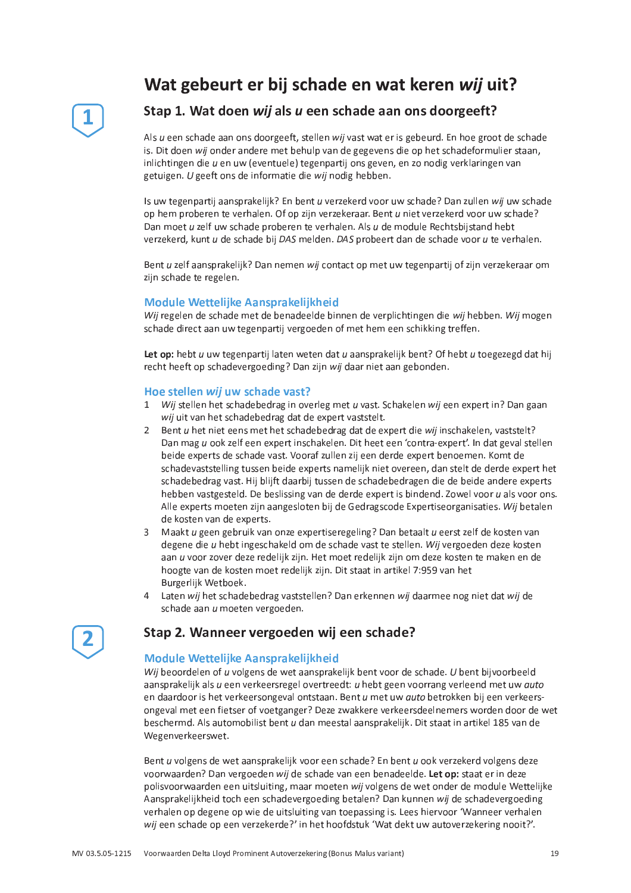# Wat gebeurt er bij schade en wat keren *wij* uit?

## Stap 1. Wat doen *wij* als *u* een schade aan ons doorgeeft?

Als *u* een schade aan ons doorgeeft, stellen *wij* vast wat er is gebeurd. En hoe groot de schade is. Dit doen *wij* onder andere met behulp van de gegevens die op het schadeformulier staan, inlichtingen die *u* en uw (eventuele) tegenpartij ons geven, en zo nodig verklaringen van getuigen. *U* geeft ons de informatie die *wij* nodig hebben.

Is uw tegenpartij aansprakelijk? En bent *u* verzekerd voor uw schade? Dan zullen *wij* uw schade op hem proberen te verhalen. Of op zijn verzekeraar. Bent *u* niet verzekerd voor uw schade? Dan moet *u* zelf uw schade proberen te verhalen. Als *u* de module Rechtsbijstand hebt verzekerd, kunt *u* de schade bij *DAS* melden. *DAS* probeert dan de schade voor *u* te verhalen.

Bent *u* zelf aansprakelijk? Dan nemen *wij* contact op met uw tegenpartij of zijn verzekeraar om zijn schade te regelen.

### Module Wettelijke Aansprakelijkheid

*Wij* regelen de schade met de benadeelde binnen de verplichtingen die *wij* hebben. *Wij* mogen schade direct aan uw tegenpartij vergoeden of met hem een schikking treffen.

**Let op:** hebt *u* uw tegenpartij laten weten dat *u* aansprakelijk bent? Of hebt *u* toegezegd dat hij recht heeft op schadevergoeding? Dan zijn *wij* daar niet aan gebonden.

### Hoe stellen *wij* uw schade vast?

1. *Wij* stellen het schadebedrag in overleg met *u* vast. Schakelen *wij* een expert in? Dan gaan *wij* uit van het schadebedrag dat de expert vaststelt.
2. Bent *u* het niet eens met het schadebedrag dat de expert die *wij* inschakelen, vaststelt? Dan mag *u* ook zelf een expert inschakelen. Dit heet een 'contra-expert'. In dat geval stellen beide experts de schade vast. Vooraf zullen zij een derde expert benoemen. Komt de schadevaststelling tussen beide experts namelijk niet overeen, dan stelt de derde expert het schadebedrag vast. Hij blijft daarbij tussen de schadebedragen die de beide andere experts hebben vastgesteld. De beslissing van de derde expert is bindend. Zowel voor *u* als voor ons. Alle experts moeten zijn aangesloten bij de Gedragscode Expertiseorganisaties. *Wij* betalen de kosten van de experts.
3. Maakt *u* geen gebruik van onze expertiseregeling? Dan betaalt *u* eerst zelf de kosten van degene die *u* hebt ingeschakeld om de schade vast te stellen. *Wij* vergoeden deze kosten aan *u* voor zover deze redelijk zijn. Het moet redelijk zijn om deze kosten te maken en de hoogte van de kosten moet redelijk zijn. Dit staat in artikel 7:959 van het Burgerlijk Wetboek.
4. Laten *wij* het schadebedrag vaststellen? Dan erkennen *wij* daarmee nog niet dat *wij* de schade aan *u* moeten vergoeden.

## Stap 2. Wanneer vergoeden wij een schade?

### Module Wettelijke Aansprakelijkheid

*Wij* beoordelen of *u* volgens de wet aansprakelijk bent voor de schade. *U* bent bijvoorbeeld aansprakelijk als *u* een verkeersregel overtreedt: *u* hebt geen voorrang verleend met uw *auto* en daardoor is het verkeersongeval ontstaan. Bent *u* met uw *auto* betrokken bij een verkeersongeval met een fietser of voetganger? Deze zwakkere verkeersdeelnemers worden door de wet beschermd. Als automobilist bent *u* dan meestal aansprakelijk. Dit staat in artikel 185 van de Wegenverkeerswet.

Bent *u* volgens de wet aansprakelijk voor een schade? En bent *u* ook verzekerd volgens deze voorwaarden? Dan vergoeden *wij* de schade van een benadeelde. **Let op:** staat er in deze polisvoorwaarden een uitsluiting, maar moeten *wij* volgens de wet onder de module Wettelijke Aansprakelijkheid toch een schadevergoeding betalen? Dan kunnen *wij* de schadevergoeding verhalen op degene op wie de uitsluiting van toepassing is. Lees hiervoor 'Wanneer verhalen *wij* een schade op een verzekerde?' in het hoofdstuk 'Wat dekt uw autoverzekering nooit?'.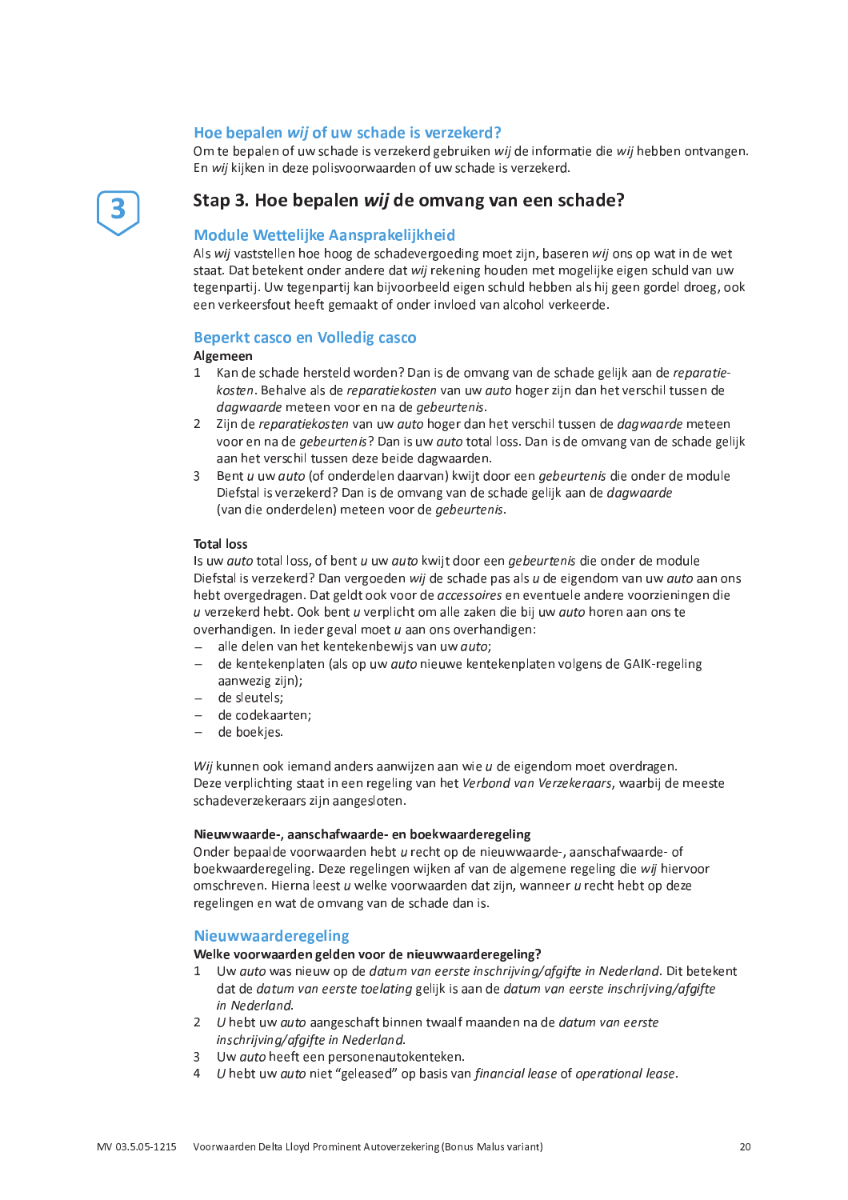### Hoe bepalen *wij* of uw schade is verzekerd?

Om te bepalen of uw schade is verzekerd gebruiken *wij* de informatie die *wij* hebben ontvangen. En *wij* kijken in deze polisvoorwaarden of uw schade is verzekerd.

## 3 Stap 3. Hoe bepalen *wij* de omvang van een schade?

### Module Wettelijke Aansprakelijkheid

Als *wij* vaststellen hoe hoog de schadevergoeding moet zijn, baseren *wij* ons op wat in de wet staat. Dat betekent onder andere dat *wij* rekening houden met mogelijke eigen schuld van uw tegenpartij. Uw tegenpartij kan bijvoorbeeld eigen schuld hebben als hij geen gordel droeg, ook een verkeersfout heeft gemaakt of onder invloed van alcohol verkeerde.

### Beperkt casco en Volledig casco

**Algemeen**

1. Kan de schade hersteld worden? Dan is de omvang van de schade gelijk aan de *reparatie­kosten*. Behalve als de *reparatiekosten* van uw *auto* hoger zijn dan het verschil tussen de *dagwaarde* meteen voor en na de *gebeurtenis*.
2. Zijn de *reparatiekosten* van uw *auto* hoger dan het verschil tussen de *dagwaarde* meteen voor en na de *gebeurtenis*? Dan is uw *auto* total loss. Dan is de omvang van de schade gelijk aan het verschil tussen deze beide dagwaarden.
3. Bent *u* uw *auto* (of onderdelen daarvan) kwijt door een *gebeurtenis* die onder de module Diefstal is verzekerd? Dan is de omvang van de schade gelijk aan de *dagwaarde* (van die onderdelen) meteen voor de *gebeurtenis*.

**Total loss**

Is uw *auto* total loss, of bent *u* uw *auto* kwijt door een *gebeurtenis* die onder de module Diefstal is verzekerd? Dan vergoeden *wij* de schade pas als *u* de eigendom van uw *auto* aan ons hebt overgedragen. Dat geldt ook voor de *accessoires* en eventuele andere voorzieningen die *u* verzekerd hebt. Ook bent *u* verplicht om alle zaken die bij uw *auto* horen aan ons te overhandigen. In ieder geval moet *u* aan ons overhandigen:

- alle delen van het kentekenbewijs van uw *auto*;
- de kentekenplaten (als op uw *auto* nieuwe kentekenplaten volgens de GAIK-regeling aanwezig zijn);
- de sleutels;
- de codekaarten;
- de boekjes.

*Wij* kunnen ook iemand anders aanwijzen aan wie *u* de eigendom moet overdragen. Deze verplichting staat in een regeling van het *Verbond van Verzekeraars*, waarbij de meeste schadeverzekeraars zijn aangesloten.

**Nieuwwaarde-, aanschafwaarde- en boekwaarderegeling**

Onder bepaalde voorwaarden hebt *u* recht op de nieuwwaarde-, aanschafwaarde- of boekwaarderegeling. Deze regelingen wijken af van de algemene regeling die *wij* hiervoor omschreven. Hierna leest *u* welke voorwaarden dat zijn, wanneer *u* recht hebt op deze regelingen en wat de omvang van de schade dan is.

### Nieuwwaarderegeling

**Welke voorwaarden gelden voor de nieuwwaarderegeling?**

1. Uw *auto* was nieuw op de *datum van eerste inschrijving/afgifte in Nederland*. Dit betekent dat de *datum van eerste toelating* gelijk is aan de *datum van eerste inschrijving/afgifte in Nederland*.
2. *U* hebt uw *auto* aangeschaft binnen twaalf maanden na de *datum van eerste inschrijving/afgifte in Nederland*.
3. Uw *auto* heeft een personenautokenteken.
4. *U* hebt uw *auto* niet “geleased” op basis van *financial lease* of *operational lease*.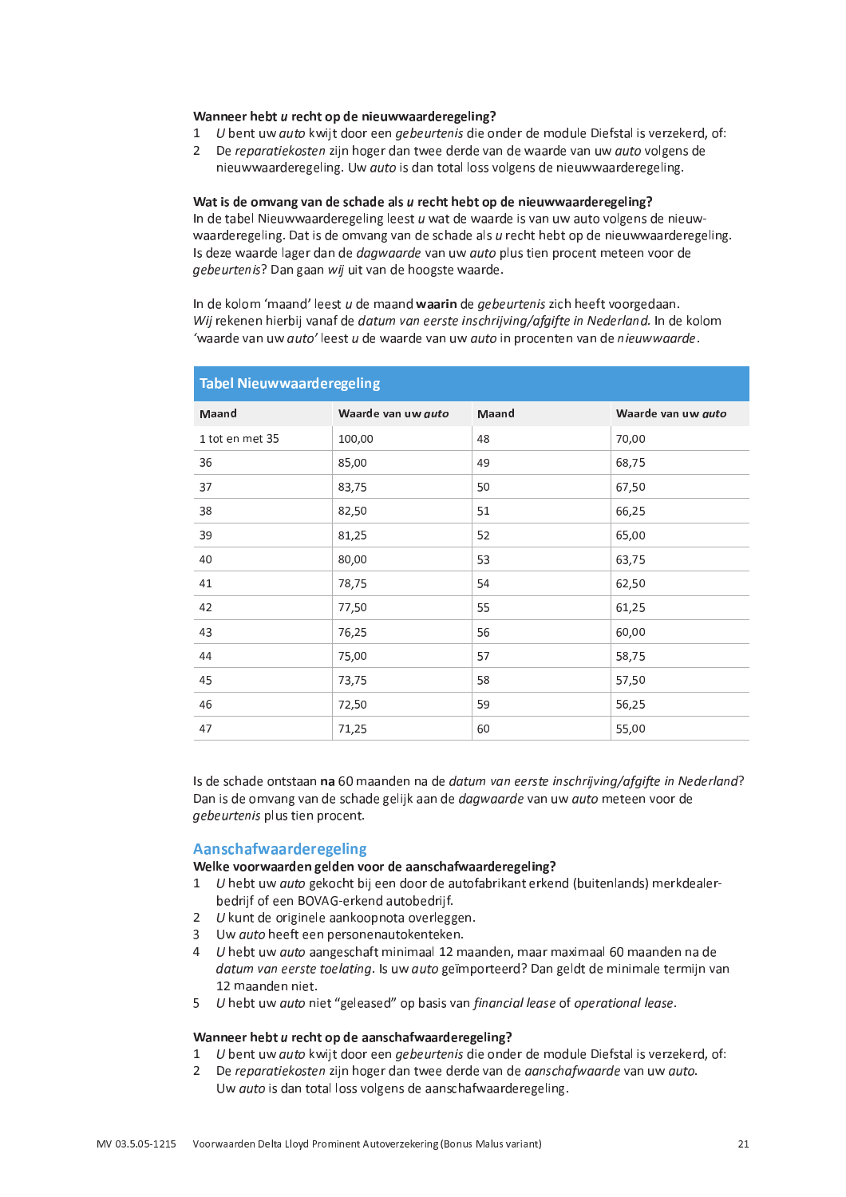**Wanneer hebt *u* recht op de nieuwwaarderegeling?**

1. *U* bent uw *auto* kwijt door een *gebeurtenis* die onder de module Diefstal is verzekerd, of:
2. De *reparatiekosten* zijn hoger dan twee derde van de waarde van uw *auto* volgens de nieuwwaarderegeling. Uw *auto* is dan total loss volgens de nieuwwaarderegeling.

**Wat is de omvang van de schade als *u* recht hebt op de nieuwwaarderegeling?**

In de tabel Nieuwwaarderegeling leest *u* wat de waarde is van uw auto volgens de nieuwwaarderegeling. Dat is de omvang van de schade als *u* recht hebt op de nieuwwaarderegeling. Is deze waarde lager dan de *dagwaarde* van uw *auto* plus tien procent meteen voor de *gebeurtenis*? Dan gaan *wij* uit van de hoogste waarde.

In de kolom 'maand' leest *u* de maand **waarin** de *gebeurtenis* zich heeft voorgedaan. *Wij* rekenen hierbij vanaf de *datum van eerste inschrijving/afgifte in Nederland*. In de kolom 'waarde van uw *auto*' leest *u* de waarde van uw *auto* in procenten van de *nieuwwaarde*.

**Tabel Nieuwwaarderegeling**

| Maand | Waarde van uw *auto* | Maand | Waarde van uw *auto* |
|---|---|---|---|
| 1 tot en met 35 | 100,00 | 48 | 70,00 |
| 36 | 85,00 | 49 | 68,75 |
| 37 | 83,75 | 50 | 67,50 |
| 38 | 82,50 | 51 | 66,25 |
| 39 | 81,25 | 52 | 65,00 |
| 40 | 80,00 | 53 | 63,75 |
| 41 | 78,75 | 54 | 62,50 |
| 42 | 77,50 | 55 | 61,25 |
| 43 | 76,25 | 56 | 60,00 |
| 44 | 75,00 | 57 | 58,75 |
| 45 | 73,75 | 58 | 57,50 |
| 46 | 72,50 | 59 | 56,25 |
| 47 | 71,25 | 60 | 55,00 |

Is de schade ontstaan **na** 60 maanden na de *datum van eerste inschrijving/afgifte in Nederland*? Dan is de omvang van de schade gelijk aan de *dagwaarde* van uw *auto* meteen voor de *gebeurtenis* plus tien procent.

## Aanschafwaarderegeling

**Welke voorwaarden gelden voor de aanschafwaarderegeling?**

1. *U* hebt uw *auto* gekocht bij een door de autofabrikant erkend (buitenlands) merkdealerbedrijf of een BOVAG-erkend autobedrijf.
2. *U* kunt de originele aankoopnota overleggen.
3. Uw *auto* heeft een personenautokenteken.
4. *U* hebt uw *auto* aangeschaft minimaal 12 maanden, maar maximaal 60 maanden na de *datum van eerste toelating*. Is uw *auto* geïmporteerd? Dan geldt de minimale termijn van 12 maanden niet.
5. *U* hebt uw *auto* niet "geleased" op basis van *financial lease* of *operational lease*.

**Wanneer hebt *u* recht op de aanschafwaarderegeling?**

1. *U* bent uw *auto* kwijt door een *gebeurtenis* die onder de module Diefstal is verzekerd, of:
2. De *reparatiekosten* zijn hoger dan twee derde van de *aanschafwaarde* van uw *auto*. Uw *auto* is dan total loss volgens de aanschafwaarderegeling.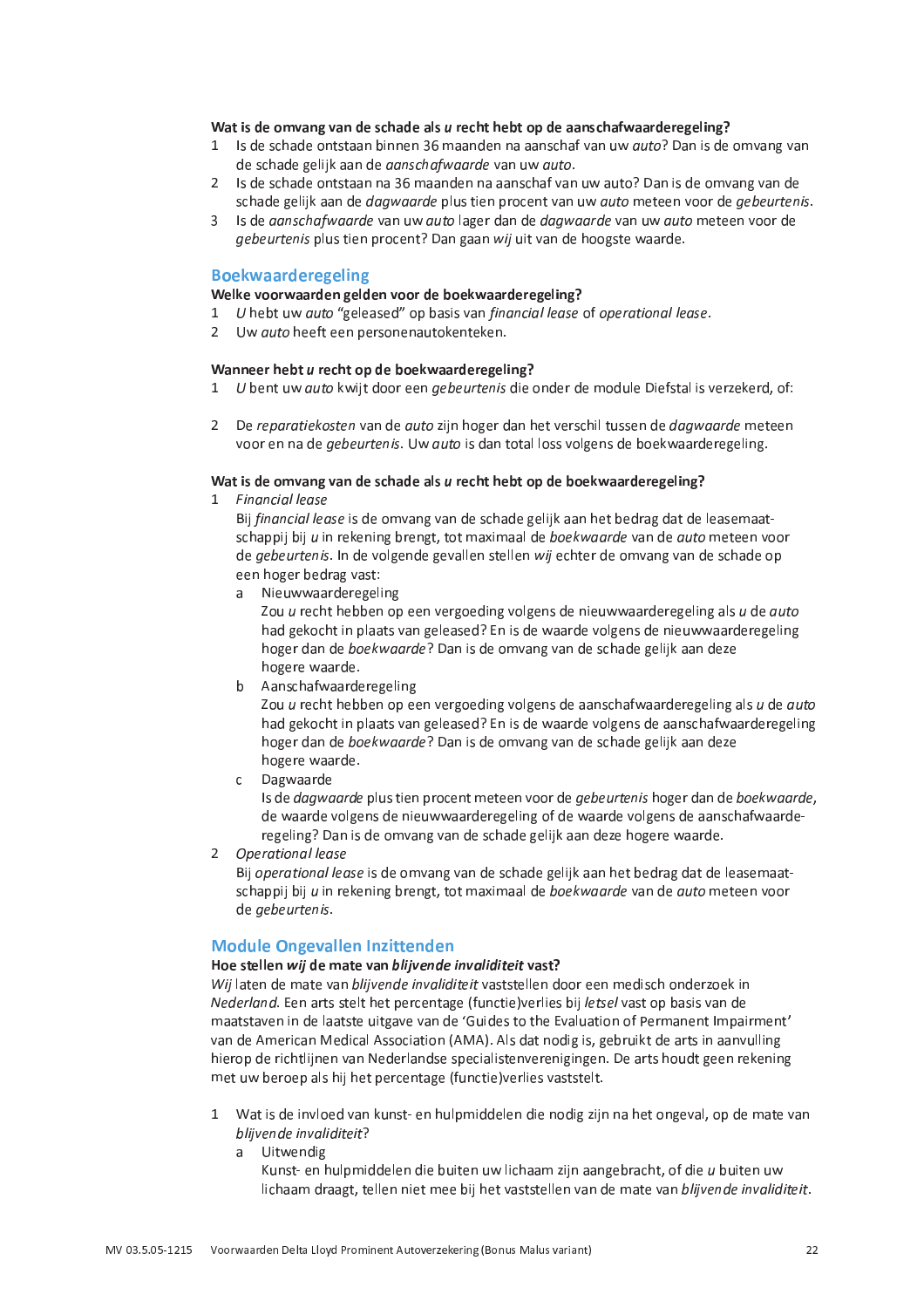**Wat is de omvang van de schade als *u* recht hebt op de aanschafwaarderegeling?**

1. Is de schade ontstaan binnen 36 maanden na aanschaf van uw *auto*? Dan is de omvang van de schade gelijk aan de *aanschafwaarde* van uw *auto*.
2. Is de schade ontstaan na 36 maanden na aanschaf van uw auto? Dan is de omvang van de schade gelijk aan de *dagwaarde* plus tien procent van uw *auto* meteen voor de *gebeurtenis*.
3. Is de *aanschafwaarde* van uw *auto* lager dan de *dagwaarde* van uw *auto* meteen voor de *gebeurtenis* plus tien procent? Dan gaan *wij* uit van de hoogste waarde.

## Boekwaarderegeling

**Welke voorwaarden gelden voor de boekwaarderegeling?**

1. *U* hebt uw *auto* "geleased" op basis van *financial lease* of *operational lease*.
2. Uw *auto* heeft een personenautokenteken.

**Wanneer hebt *u* recht op de boekwaarderegeling?**

1. *U* bent uw *auto* kwijt door een *gebeurtenis* die onder de module Diefstal is verzekerd, of:
2. De *reparatiekosten* van de *auto* zijn hoger dan het verschil tussen de *dagwaarde* meteen voor en na de *gebeurtenis*. Uw *auto* is dan total loss volgens de boekwaarderegeling.

**Wat is de omvang van de schade als *u* recht hebt op de boekwaarderegeling?**

1. *Financial lease*
   Bij *financial lease* is de omvang van de schade gelijk aan het bedrag dat de leasemaatschappij bij *u* in rekening brengt, tot maximaal de *boekwaarde* van de *auto* meteen voor de *gebeurtenis*. In de volgende gevallen stellen *wij* echter de omvang van de schade op een hoger bedrag vast:
   a. Nieuwwaarderegeling
      Zou *u* recht hebben op een vergoeding volgens de nieuwwaarderegeling als *u* de *auto* had gekocht in plaats van geleased? En is de waarde volgens de nieuwwaarderegeling hoger dan de *boekwaarde*? Dan is de omvang van de schade gelijk aan deze hogere waarde.
   b. Aanschafwaarderegeling
      Zou *u* recht hebben op een vergoeding volgens de aanschafwaarderegeling als *u* de *auto* had gekocht in plaats van geleased? En is de waarde volgens de aanschafwaarderegeling hoger dan de *boekwaarde*? Dan is de omvang van de schade gelijk aan deze hogere waarde.
   c. Dagwaarde
      Is de *dagwaarde* plus tien procent meteen voor de *gebeurtenis* hoger dan de *boekwaarde*, de waarde volgens de nieuwwaarderegeling of de waarde volgens de aanschafwaarderegeling? Dan is de omvang van de schade gelijk aan deze hogere waarde.
2. *Operational lease*
   Bij *operational lease* is de omvang van de schade gelijk aan het bedrag dat de leasemaatschappij bij *u* in rekening brengt, tot maximaal de *boekwaarde* van de *auto* meteen voor de *gebeurtenis*.

## Module Ongevallen Inzittenden

**Hoe stellen *wij* de mate van *blijvende invaliditeit* vast?**

*Wij* laten de mate van *blijvende invaliditeit* vaststellen door een medisch onderzoek in *Nederland*. Een arts stelt het percentage (functie)verlies bij *letsel* vast op basis van de maatstaven in de laatste uitgave van de 'Guides to the Evaluation of Permanent Impairment' van de American Medical Association (AMA). Als dat nodig is, gebruikt de arts in aanvulling hierop de richtlijnen van Nederlandse specialistenverenigingen. De arts houdt geen rekening met uw beroep als hij het percentage (functie)verlies vaststelt.

1. Wat is de invloed van kunst- en hulpmiddelen die nodig zijn na het ongeval, op de mate van *blijvende invaliditeit*?
   a. Uitwendig
      Kunst- en hulpmiddelen die buiten uw lichaam zijn aangebracht, of die *u* buiten uw lichaam draagt, tellen niet mee bij het vaststellen van de mate van *blijvende invaliditeit*.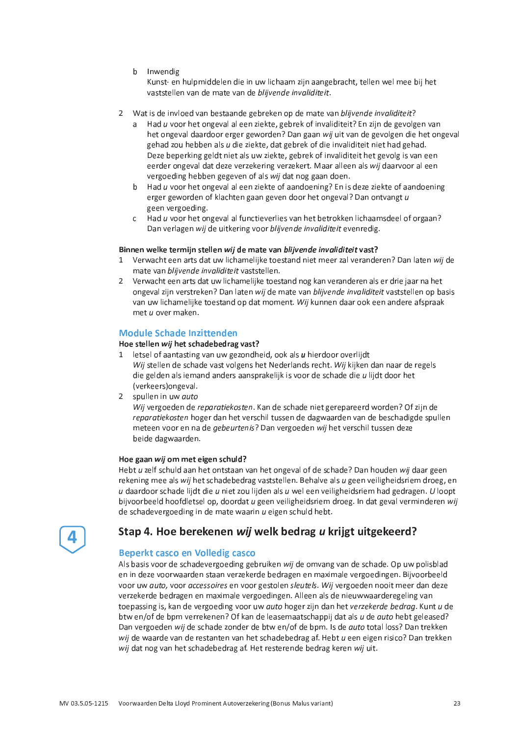b Inwendig
   Kunst- en hulpmiddelen die in uw lichaam zijn aangebracht, tellen wel mee bij het vaststellen van de mate van de *blijvende invaliditeit*.

2 Wat is de invloed van bestaande gebreken op de mate van *blijvende invaliditeit*?
   a Had *u* voor het ongeval al een ziekte, gebrek of invaliditeit? En zijn de gevolgen van het ongeval daardoor erger geworden? Dan gaan *wij* uit van de gevolgen die het ongeval gehad zou hebben als *u* die ziekte, dat gebrek of die invaliditeit niet had gehad. Deze beperking geldt niet als uw ziekte, gebrek of invaliditeit het gevolg is van een eerder ongeval dat deze verzekering verzekert. Maar alleen als *wij* daarvoor al een vergoeding hebben gegeven of als *wij* dat nog gaan doen.
   b Had *u* voor het ongeval al een ziekte of aandoening? En is deze ziekte of aandoening erger geworden of klachten gaan geven door het ongeval? Dan ontvangt *u* geen vergoeding.
   c Had *u* voor het ongeval al functieverlies van het betrokken lichaamsdeel of orgaan? Dan verlagen *wij* de uitkering voor *blijvende invaliditeit* evenredig.

**Binnen welke termijn stellen *wij* de mate van *blijvende invaliditeit* vast?**

1 Verwacht een arts dat uw lichamelijke toestand niet meer zal veranderen? Dan laten *wij* de mate van *blijvende invaliditeit* vaststellen.
2 Verwacht een arts dat uw lichamelijke toestand nog kan veranderen als er drie jaar na het ongeval zijn verstreken? Dan laten *wij* de mate van *blijvende invaliditeit* vaststellen op basis van uw lichamelijke toestand op dat moment. *Wij* kunnen daar ook een andere afspraak met *u* over maken.

## Module Schade Inzittenden

**Hoe stellen *wij* het schadebedrag vast?**

1 letsel of aantasting van uw gezondheid, ook als ***u*** hierdoor overlijdt
   *Wij* stellen de schade vast volgens het Nederlands recht. *Wij* kijken dan naar de regels die gelden als iemand anders aansprakelijk is voor de schade die *u* lijdt door het (verkeers)ongeval.
2 spullen in uw *auto*
   *Wij* vergoeden de *reparatiekosten*. Kan de schade niet gerepareerd worden? Of zijn de *reparatiekosten* hoger dan het verschil tussen de dagwaarden van de beschadigde spullen meteen voor en na de *gebeurtenis*? Dan vergoeden *wij* het verschil tussen deze beide dagwaarden.

**Hoe gaan *wij* om met eigen schuld?**

Hebt *u* zelf schuld aan het ontstaan van het ongeval of de schade? Dan houden *wij* daar geen rekening mee als *wij* het schadebedrag vaststellen. Behalve als *u* geen veiligheidsriem droeg, en *u* daardoor schade lijdt die *u* niet zou lijden als *u* wel een veiligheidsriem had gedragen. *U* loopt bijvoorbeeld hoofdletsel op, doordat *u* geen veiligheidsriem droeg. In dat geval verminderen *wij* de schadevergoeding in de mate waarin *u* eigen schuld hebt.

# 4 Stap 4. Hoe berekenen *wij* welk bedrag *u* krijgt uitgekeerd?

## Beperkt casco en Volledig casco

Als basis voor de schadevergoeding gebruiken *wij* de omvang van de schade. Op uw polisblad en in deze voorwaarden staan verzekerde bedragen en maximale vergoedingen. Bijvoorbeeld voor uw *auto*, voor *accessoires* en voor gestolen *sleutels*. *Wij* vergoeden nooit meer dan deze verzekerde bedragen en maximale vergoedingen. Alleen als de nieuwwaarderegeling van toepassing is, kan de vergoeding voor uw *auto* hoger zijn dan het *verzekerde bedrag*. Kunt *u* de btw en/of de bpm verrekenen? Of kan de leasemaatschappij dat als *u* de *auto* hebt geleased? Dan vergoeden *wij* de schade zonder de btw en/of de bpm. Is de *auto* total loss? Dan trekken *wij* de waarde van de restanten van het schadebedrag af. Hebt *u* een eigen risico? Dan trekken *wij* dat nog van het schadebedrag af. Het resterende bedrag keren *wij* uit.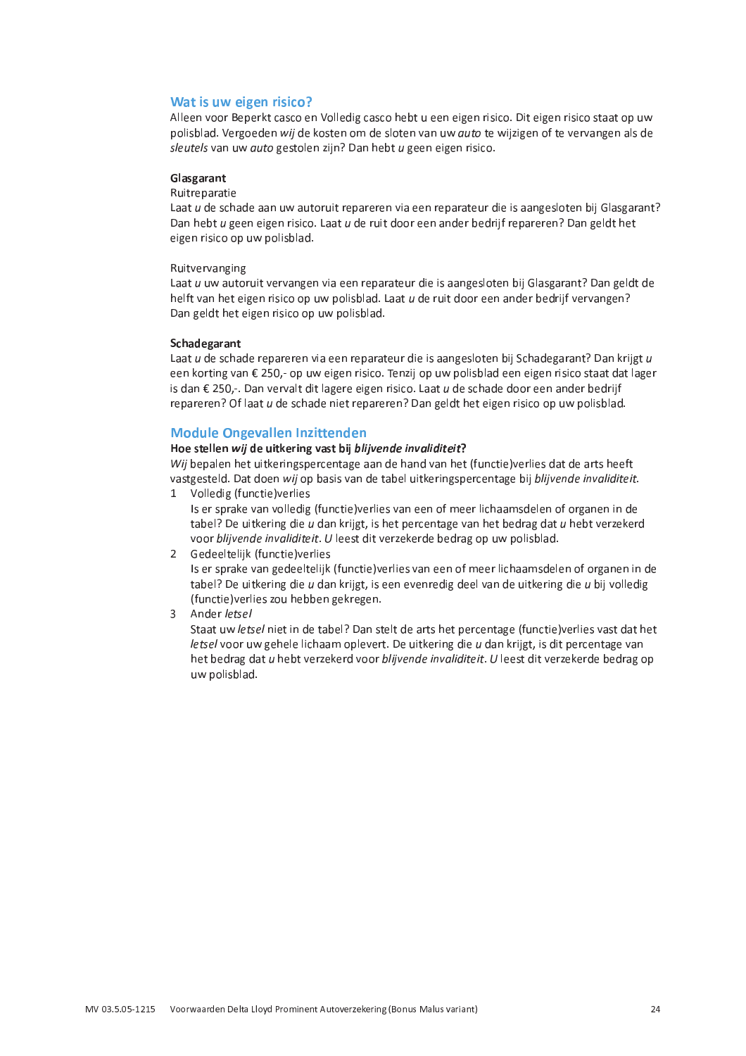## Wat is uw eigen risico?

Alleen voor Beperkt casco en Volledig casco hebt u een eigen risico. Dit eigen risico staat op uw polisblad. Vergoeden *wij* de kosten om de sloten van uw *auto* te wijzigen of te vervangen als de *sleutels* van uw *auto* gestolen zijn? Dan hebt *u* geen eigen risico.

**Glasgarant**

Ruitreparatie

Laat *u* de schade aan uw autoruit repareren via een reparateur die is aangesloten bij Glasgarant? Dan hebt *u* geen eigen risico. Laat *u* de ruit door een ander bedrijf repareren? Dan geldt het eigen risico op uw polisblad.

Ruitvervanging

Laat *u* uw autoruit vervangen via een reparateur die is aangesloten bij Glasgarant? Dan geldt de helft van het eigen risico op uw polisblad. Laat *u* de ruit door een ander bedrijf vervangen? Dan geldt het eigen risico op uw polisblad.

**Schadegarant**

Laat *u* de schade repareren via een reparateur die is aangesloten bij Schadegarant? Dan krijgt *u* een korting van € 250,- op uw eigen risico. Tenzij op uw polisblad een eigen risico staat dat lager is dan € 250,-. Dan vervalt dit lagere eigen risico. Laat *u* de schade door een ander bedrijf repareren? Of laat *u* de schade niet repareren? Dan geldt het eigen risico op uw polisblad.

## Module Ongevallen Inzittenden

**Hoe stellen *wij* de uitkering vast bij *blijvende invaliditeit*?**

*Wij* bepalen het uitkeringspercentage aan de hand van het (functie)verlies dat de arts heeft vastgesteld. Dat doen *wij* op basis van de tabel uitkeringspercentage bij *blijvende invaliditeit*.

1. Volledig (functie)verlies
   Is er sprake van volledig (functie)verlies van een of meer lichaamsdelen of organen in de tabel? De uitkering die *u* dan krijgt, is het percentage van het bedrag dat *u* hebt verzekerd voor *blijvende invaliditeit*. *U* leest dit verzekerde bedrag op uw polisblad.
2. Gedeeltelijk (functie)verlies
   Is er sprake van gedeeltelijk (functie)verlies van een of meer lichaamsdelen of organen in de tabel? De uitkering die *u* dan krijgt, is een evenredig deel van de uitkering die *u* bij volledig (functie)verlies zou hebben gekregen.
3. Ander *letsel*
   Staat uw *letsel* niet in de tabel? Dan stelt de arts het percentage (functie)verlies vast dat het *letsel* voor uw gehele lichaam oplevert. De uitkering die *u* dan krijgt, is dit percentage van het bedrag dat *u* hebt verzekerd voor *blijvende invaliditeit*. *U* leest dit verzekerde bedrag op uw polisblad.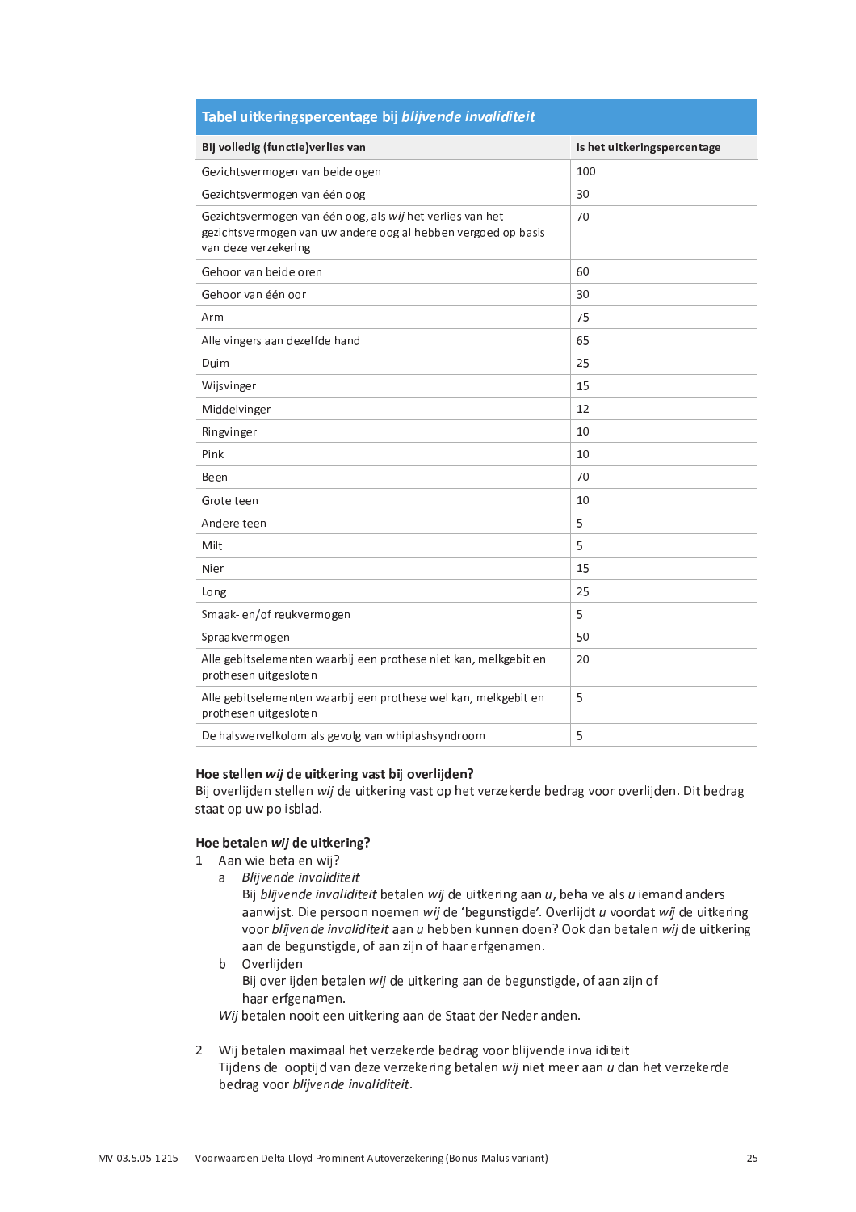| Tabel uitkeringspercentage bij *blijvende invaliditeit* | |
|---|---|
| **Bij volledig (functie)verlies van** | **is het uitkeringspercentage** |
| Gezichtsvermogen van beide ogen | 100 |
| Gezichtsvermogen van één oog | 30 |
| Gezichtsvermogen van één oog, als *wij* het verlies van het gezichtsvermogen van uw andere oog al hebben vergoed op basis van deze verzekering | 70 |
| Gehoor van beide oren | 60 |
| Gehoor van één oor | 30 |
| Arm | 75 |
| Alle vingers aan dezelfde hand | 65 |
| Duim | 25 |
| Wijsvinger | 15 |
| Middelvinger | 12 |
| Ringvinger | 10 |
| Pink | 10 |
| Been | 70 |
| Grote teen | 10 |
| Andere teen | 5 |
| Milt | 5 |
| Nier | 15 |
| Long | 25 |
| Smaak- en/of reukvermogen | 5 |
| Spraakvermogen | 50 |
| Alle gebitselementen waarbij een prothese niet kan, melkgebit en prothesen uitgesloten | 20 |
| Alle gebitselementen waarbij een prothese wel kan, melkgebit en prothesen uitgesloten | 5 |
| De halswervelkolom als gevolg van whiplashsyndroom | 5 |

**Hoe stellen *wij* de uitkering vast bij overlijden?**
Bij overlijden stellen *wij* de uitkering vast op het verzekerde bedrag voor overlijden. Dit bedrag staat op uw polisblad.

**Hoe betalen *wij* de uitkering?**

1 Aan wie betalen wij?
   a *Blijvende invaliditeit*
      Bij *blijvende invaliditeit* betalen *wij* de uitkering aan *u*, behalve als *u* iemand anders aanwijst. Die persoon noemen *wij* de 'begunstigde'. Overlijdt *u* voordat *wij* de uitkering voor *blijvende invaliditeit* aan *u* hebben kunnen doen? Ook dan betalen *wij* de uitkering aan de begunstigde, of aan zijn of haar erfgenamen.
   b Overlijden
      Bij overlijden betalen *wij* de uitkering aan de begunstigde, of aan zijn of haar erfgenamen.

   *Wij* betalen nooit een uitkering aan de Staat der Nederlanden.

2 Wij betalen maximaal het verzekerde bedrag voor blijvende invaliditeit
   Tijdens de looptijd van deze verzekering betalen *wij* niet meer aan *u* dan het verzekerde bedrag voor *blijvende invaliditeit*.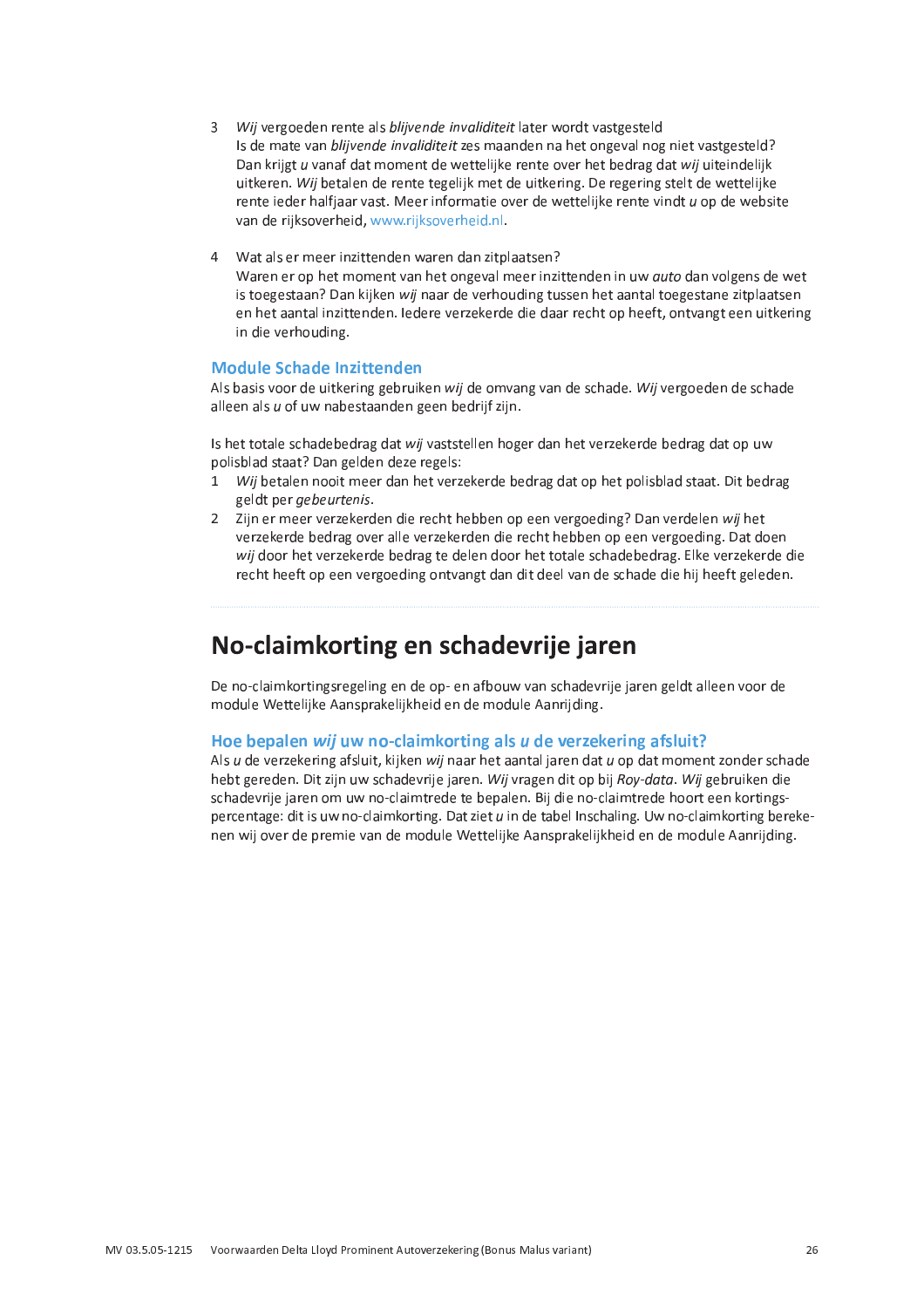3 *Wij* vergoeden rente als *blijvende invaliditeit* later wordt vastgesteld
   Is de mate van *blijvende invaliditeit* zes maanden na het ongeval nog niet vastgesteld? Dan krijgt *u* vanaf dat moment de wettelijke rente over het bedrag dat *wij* uiteindelijk uitkeren. *Wij* betalen de rente tegelijk met de uitkering. De regering stelt de wettelijke rente ieder halfjaar vast. Meer informatie over de wettelijke rente vindt *u* op de website van de rijksoverheid, www.rijksoverheid.nl.

4 Wat als er meer inzittenden waren dan zitplaatsen?
   Waren er op het moment van het ongeval meer inzittenden in uw *auto* dan volgens de wet is toegestaan? Dan kijken *wij* naar de verhouding tussen het aantal toegestane zitplaatsen en het aantal inzittenden. Iedere verzekerde die daar recht op heeft, ontvangt een uitkering in die verhouding.

### Module Schade Inzittenden

Als basis voor de uitkering gebruiken *wij* de omvang van de schade. *Wij* vergoeden de schade alleen als *u* of uw nabestaanden geen bedrijf zijn.

Is het totale schadebedrag dat *wij* vaststellen hoger dan het verzekerde bedrag dat op uw polisblad staat? Dan gelden deze regels:

1 *Wij* betalen nooit meer dan het verzekerde bedrag dat op het polisblad staat. Dit bedrag geldt per *gebeurtenis*.
2 Zijn er meer verzekerden die recht hebben op een vergoeding? Dan verdelen *wij* het verzekerde bedrag over alle verzekerden die recht hebben op een vergoeding. Dat doen *wij* door het verzekerde bedrag te delen door het totale schadebedrag. Elke verzekerde die recht heeft op een vergoeding ontvangt dan dit deel van de schade die hij heeft geleden.

## No-claimkorting en schadevrije jaren

De no-claimkortingsregeling en de op- en afbouw van schadevrije jaren geldt alleen voor de module Wettelijke Aansprakelijkheid en de module Aanrijding.

### Hoe bepalen *wij* uw no-claimkorting als *u* de verzekering afsluit?

Als *u* de verzekering afsluit, kijken *wij* naar het aantal jaren dat *u* op dat moment zonder schade hebt gereden. Dit zijn uw schadevrije jaren. *Wij* vragen dit op bij *Roy-data*. *Wij* gebruiken die schadevrije jaren om uw no-claimtrede te bepalen. Bij die no-claimtrede hoort een kortingspercentage: dit is uw no-claimkorting. Dat ziet *u* in de tabel Inschaling. Uw no-claimkorting berekenen wij over de premie van de module Wettelijke Aansprakelijkheid en de module Aanrijding.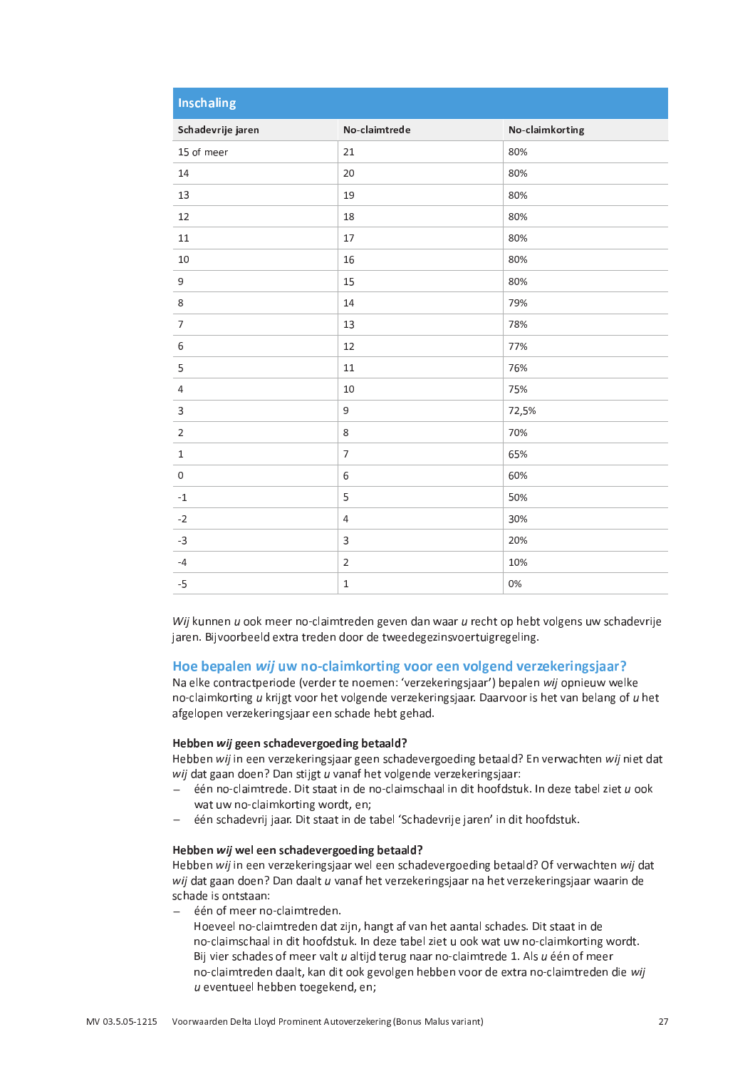| Inschaling | | |
|---|---|---|
| **Schadevrije jaren** | **No-claimtrede** | **No-claimkorting** |
| 15 of meer | 21 | 80% |
| 14 | 20 | 80% |
| 13 | 19 | 80% |
| 12 | 18 | 80% |
| 11 | 17 | 80% |
| 10 | 16 | 80% |
| 9 | 15 | 80% |
| 8 | 14 | 79% |
| 7 | 13 | 78% |
| 6 | 12 | 77% |
| 5 | 11 | 76% |
| 4 | 10 | 75% |
| 3 | 9 | 72,5% |
| 2 | 8 | 70% |
| 1 | 7 | 65% |
| 0 | 6 | 60% |
| -1 | 5 | 50% |
| -2 | 4 | 30% |
| -3 | 3 | 20% |
| -4 | 2 | 10% |
| -5 | 1 | 0% |

*Wij* kunnen *u* ook meer no-claimtreden geven dan waar *u* recht op hebt volgens uw schadevrije jaren. Bijvoorbeeld extra treden door de tweedegezinsvoertuigregeling.

## Hoe bepalen *wij* uw no-claimkorting voor een volgend verzekeringsjaar?

Na elke contractperiode (verder te noemen: 'verzekeringsjaar') bepalen *wij* opnieuw welke no-claimkorting *u* krijgt voor het volgende verzekeringsjaar. Daarvoor is het van belang of *u* het afgelopen verzekeringsjaar een schade hebt gehad.

### Hebben *wij* geen schadevergoeding betaald?

Hebben *wij* in een verzekeringsjaar geen schadevergoeding betaald? En verwachten *wij* niet dat *wij* dat gaan doen? Dan stijgt *u* vanaf het volgende verzekeringsjaar:

- één no-claimtrede. Dit staat in de no-claimschaal in dit hoofdstuk. In deze tabel ziet *u* ook wat uw no-claimkorting wordt, en;
- één schadevrij jaar. Dit staat in de tabel 'Schadevrije jaren' in dit hoofdstuk.

### Hebben *wij* wel een schadevergoeding betaald?

Hebben *wij* in een verzekeringsjaar wel een schadevergoeding betaald? Of verwachten *wij* dat *wij* dat gaan doen? Dan daalt *u* vanaf het verzekeringsjaar na het verzekeringsjaar waarin de schade is ontstaan:

- één of meer no-claimtreden.
  Hoeveel no-claimtreden dat zijn, hangt af van het aantal schades. Dit staat in de no-claimschaal in dit hoofdstuk. In deze tabel ziet u ook wat uw no-claimkorting wordt. Bij vier schades of meer valt *u* altijd terug naar no-claimtrede 1. Als *u* één of meer no-claimtreden daalt, kan dit ook gevolgen hebben voor de extra no-claimtreden die *wij* *u* eventueel hebben toegekend, en;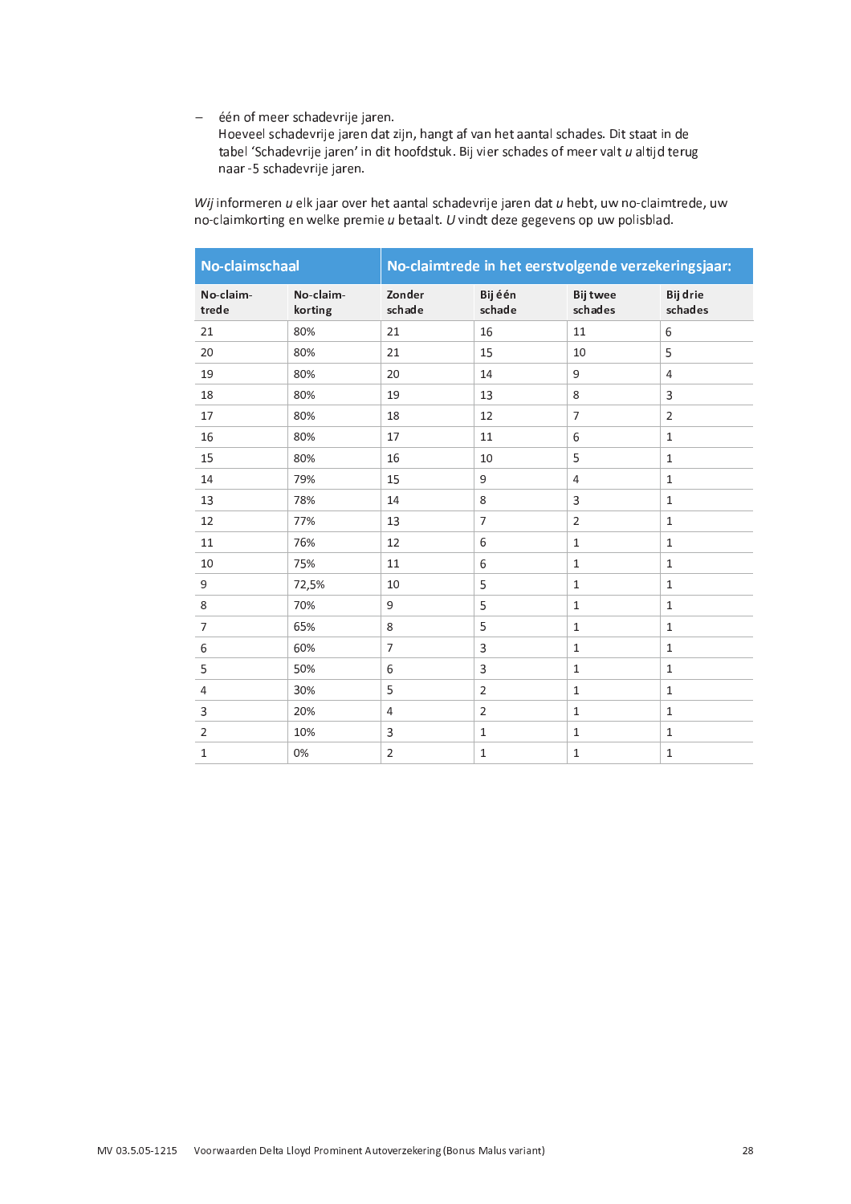- één of meer schadevrije jaren.
  Hoeveel schadevrije jaren dat zijn, hangt af van het aantal schades. Dit staat in de tabel 'Schadevrije jaren' in dit hoofdstuk. Bij vier schades of meer valt *u* altijd terug naar -5 schadevrije jaren.

*Wij* informeren *u* elk jaar over het aantal schadevrije jaren dat *u* hebt, uw no-claimtrede, uw no-claimkorting en welke premie *u* betaalt. *U* vindt deze gegevens op uw polisblad.

| No-claimschaal | | No-claimtrede in het eerstvolgende verzekeringsjaar: | | | |
|---|---|---|---|---|---|
| No-claim-trede | No-claim-korting | Zonder schade | Bij één schade | Bij twee schades | Bij drie schades |
| 21 | 80% | 21 | 16 | 11 | 6 |
| 20 | 80% | 21 | 15 | 10 | 5 |
| 19 | 80% | 20 | 14 | 9 | 4 |
| 18 | 80% | 19 | 13 | 8 | 3 |
| 17 | 80% | 18 | 12 | 7 | 2 |
| 16 | 80% | 17 | 11 | 6 | 1 |
| 15 | 80% | 16 | 10 | 5 | 1 |
| 14 | 79% | 15 | 9 | 4 | 1 |
| 13 | 78% | 14 | 8 | 3 | 1 |
| 12 | 77% | 13 | 7 | 2 | 1 |
| 11 | 76% | 12 | 6 | 1 | 1 |
| 10 | 75% | 11 | 6 | 1 | 1 |
| 9 | 72,5% | 10 | 5 | 1 | 1 |
| 8 | 70% | 9 | 5 | 1 | 1 |
| 7 | 65% | 8 | 5 | 1 | 1 |
| 6 | 60% | 7 | 3 | 1 | 1 |
| 5 | 50% | 6 | 3 | 1 | 1 |
| 4 | 30% | 5 | 2 | 1 | 1 |
| 3 | 20% | 4 | 2 | 1 | 1 |
| 2 | 10% | 3 | 1 | 1 | 1 |
| 1 | 0% | 2 | 1 | 1 | 1 |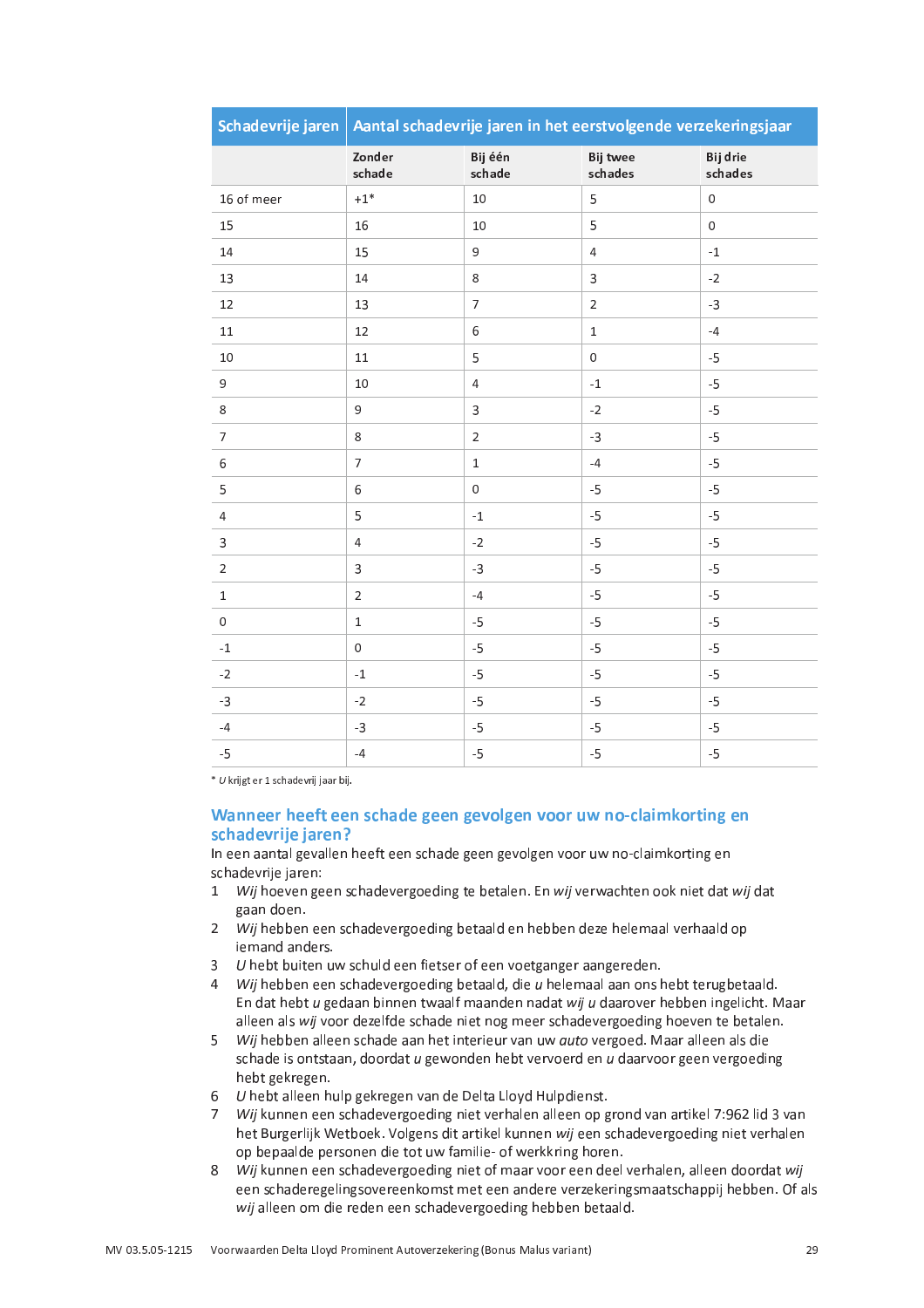| Schadevrije jaren | Aantal schadevrije jaren in het eerstvolgende verzekeringsjaar | | | |
|---|---|---|---|---|
| | Zonder schade | Bij één schade | Bij twee schades | Bij drie schades |
| 16 of meer | +1* | 10 | 5 | 0 |
| 15 | 16 | 10 | 5 | 0 |
| 14 | 15 | 9 | 4 | -1 |
| 13 | 14 | 8 | 3 | -2 |
| 12 | 13 | 7 | 2 | -3 |
| 11 | 12 | 6 | 1 | -4 |
| 10 | 11 | 5 | 0 | -5 |
| 9 | 10 | 4 | -1 | -5 |
| 8 | 9 | 3 | -2 | -5 |
| 7 | 8 | 2 | -3 | -5 |
| 6 | 7 | 1 | -4 | -5 |
| 5 | 6 | 0 | -5 | -5 |
| 4 | 5 | -1 | -5 | -5 |
| 3 | 4 | -2 | -5 | -5 |
| 2 | 3 | -3 | -5 | -5 |
| 1 | 2 | -4 | -5 | -5 |
| 0 | 1 | -5 | -5 | -5 |
| -1 | 0 | -5 | -5 | -5 |
| -2 | -1 | -5 | -5 | -5 |
| -3 | -2 | -5 | -5 | -5 |
| -4 | -3 | -5 | -5 | -5 |
| -5 | -4 | -5 | -5 | -5 |

\* *U* krijgt er 1 schadevrij jaar bij.

## Wanneer heeft een schade geen gevolgen voor uw no-claimkorting en schadevrije jaren?

In een aantal gevallen heeft een schade geen gevolgen voor uw no-claimkorting en schadevrije jaren:

1. *Wij* hoeven geen schadevergoeding te betalen. En *wij* verwachten ook niet dat *wij* dat gaan doen.
2. *Wij* hebben een schadevergoeding betaald en hebben deze helemaal verhaald op iemand anders.
3. *U* hebt buiten uw schuld een fietser of een voetganger aangereden.
4. *Wij* hebben een schadevergoeding betaald, die *u* helemaal aan ons hebt terugbetaald. En dat hebt *u* gedaan binnen twaalf maanden nadat *wij u* daarover hebben ingelicht. Maar alleen als *wij* voor dezelfde schade niet nog meer schadevergoeding hoeven te betalen.
5. *Wij* hebben alleen schade aan het interieur van uw *auto* vergoed. Maar alleen als die schade is ontstaan, doordat *u* gewonden hebt vervoerd en *u* daarvoor geen vergoeding hebt gekregen.
6. *U* hebt alleen hulp gekregen van de Delta Lloyd Hulpdienst.
7. *Wij* kunnen een schadevergoeding niet verhalen alleen op grond van artikel 7:962 lid 3 van het Burgerlijk Wetboek. Volgens dit artikel kunnen *wij* een schadevergoeding niet verhalen op bepaalde personen die tot uw familie- of werkkring horen.
8. *Wij* kunnen een schadevergoeding niet of maar voor een deel verhalen, alleen doordat *wij* een schaderegelingsovereenkomst met een andere verzekeringsmaatschappij hebben. Of als *wij* alleen om die reden een schadevergoeding hebben betaald.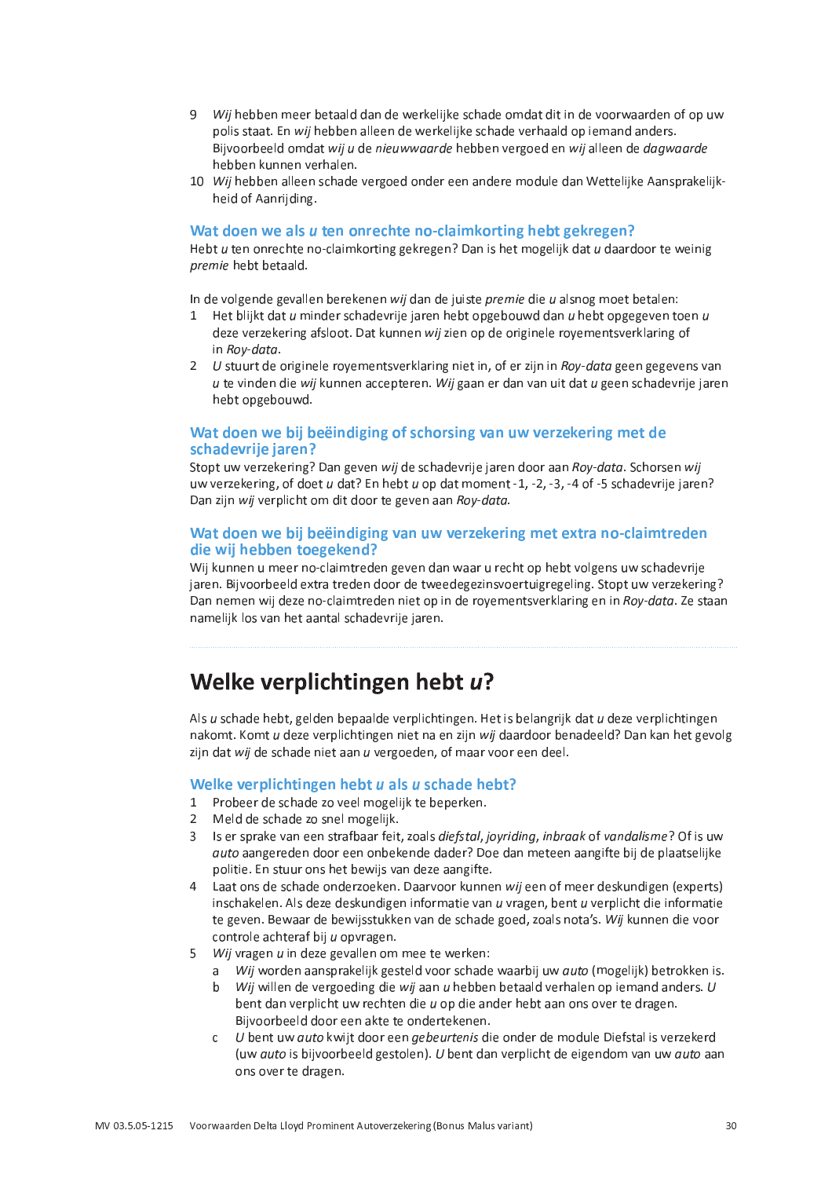9 *Wij* hebben meer betaald dan de werkelijke schade omdat dit in de voorwaarden of op uw polis staat. En *wij* hebben alleen de werkelijke schade verhaald op iemand anders. Bijvoorbeeld omdat *wij u* de *nieuwwaarde* hebben vergoed en *wij* alleen de *dagwaarde* hebben kunnen verhalen.
10 *Wij* hebben alleen schade vergoed onder een andere module dan Wettelijke Aansprakelijkheid of Aanrijding.

### Wat doen we als *u* ten onrechte no-claimkorting hebt gekregen?

Hebt *u* ten onrechte no-claimkorting gekregen? Dan is het mogelijk dat *u* daardoor te weinig *premie* hebt betaald.

In de volgende gevallen berekenen *wij* dan de juiste *premie* die *u* alsnog moet betalen:

1. Het blijkt dat *u* minder schadevrije jaren hebt opgebouwd dan *u* hebt opgegeven toen *u* deze verzekering afsloot. Dat kunnen *wij* zien op de originele royementsverklaring of in *Roy-data*.
2. *U* stuurt de originele royementsverklaring niet in, of er zijn in *Roy-data* geen gegevens van *u* te vinden die *wij* kunnen accepteren. *Wij* gaan er dan van uit dat *u* geen schadevrije jaren hebt opgebouwd.

### Wat doen we bij beëindiging of schorsing van uw verzekering met de schadevrije jaren?

Stopt uw verzekering? Dan geven *wij* de schadevrije jaren door aan *Roy-data*. Schorsen *wij* uw verzekering, of doet *u* dat? En hebt *u* op dat moment -1, -2, -3, -4 of -5 schadevrije jaren? Dan zijn *wij* verplicht om dit door te geven aan *Roy-data*.

### Wat doen we bij beëindiging van uw verzekering met extra no-claimtreden die wij hebben toegekend?

Wij kunnen u meer no-claimtreden geven dan waar u recht op hebt volgens uw schadevrije jaren. Bijvoorbeeld extra treden door de tweedegezinsvoertuigregeling. Stopt uw verzekering? Dan nemen wij deze no-claimtreden niet op in de royementsverklaring en in *Roy-data*. Ze staan namelijk los van het aantal schadevrije jaren.

## Welke verplichtingen hebt *u*?

Als *u* schade hebt, gelden bepaalde verplichtingen. Het is belangrijk dat *u* deze verplichtingen nakomt. Komt *u* deze verplichtingen niet na en zijn *wij* daardoor benadeeld? Dan kan het gevolg zijn dat *wij* de schade niet aan *u* vergoeden, of maar voor een deel.

### Welke verplichtingen hebt *u* als *u* schade hebt?

1. Probeer de schade zo veel mogelijk te beperken.
2. Meld de schade zo snel mogelijk.
3. Is er sprake van een strafbaar feit, zoals *diefstal*, *joyriding*, *inbraak* of *vandalisme*? Of is uw *auto* aangereden door een onbekende dader? Doe dan meteen aangifte bij de plaatselijke politie. En stuur ons het bewijs van deze aangifte.
4. Laat ons de schade onderzoeken. Daarvoor kunnen *wij* een of meer deskundigen (experts) inschakelen. Als deze deskundigen informatie van *u* vragen, bent *u* verplicht die informatie te geven. Bewaar de bewijsstukken van de schade goed, zoals nota's. *Wij* kunnen die voor controle achteraf bij *u* opvragen.
5. *Wij* vragen *u* in deze gevallen om mee te werken:
   a. *Wij* worden aansprakelijk gesteld voor schade waarbij uw *auto* (mogelijk) betrokken is.
   b. *Wij* willen de vergoeding die *wij* aan *u* hebben betaald verhalen op iemand anders. *U* bent dan verplicht uw rechten die *u* op die ander hebt aan ons over te dragen. Bijvoorbeeld door een akte te ondertekenen.
   c. *U* bent uw *auto* kwijt door een *gebeurtenis* die onder de module Diefstal is verzekerd (uw *auto* is bijvoorbeeld gestolen). *U* bent dan verplicht de eigendom van uw *auto* aan ons over te dragen.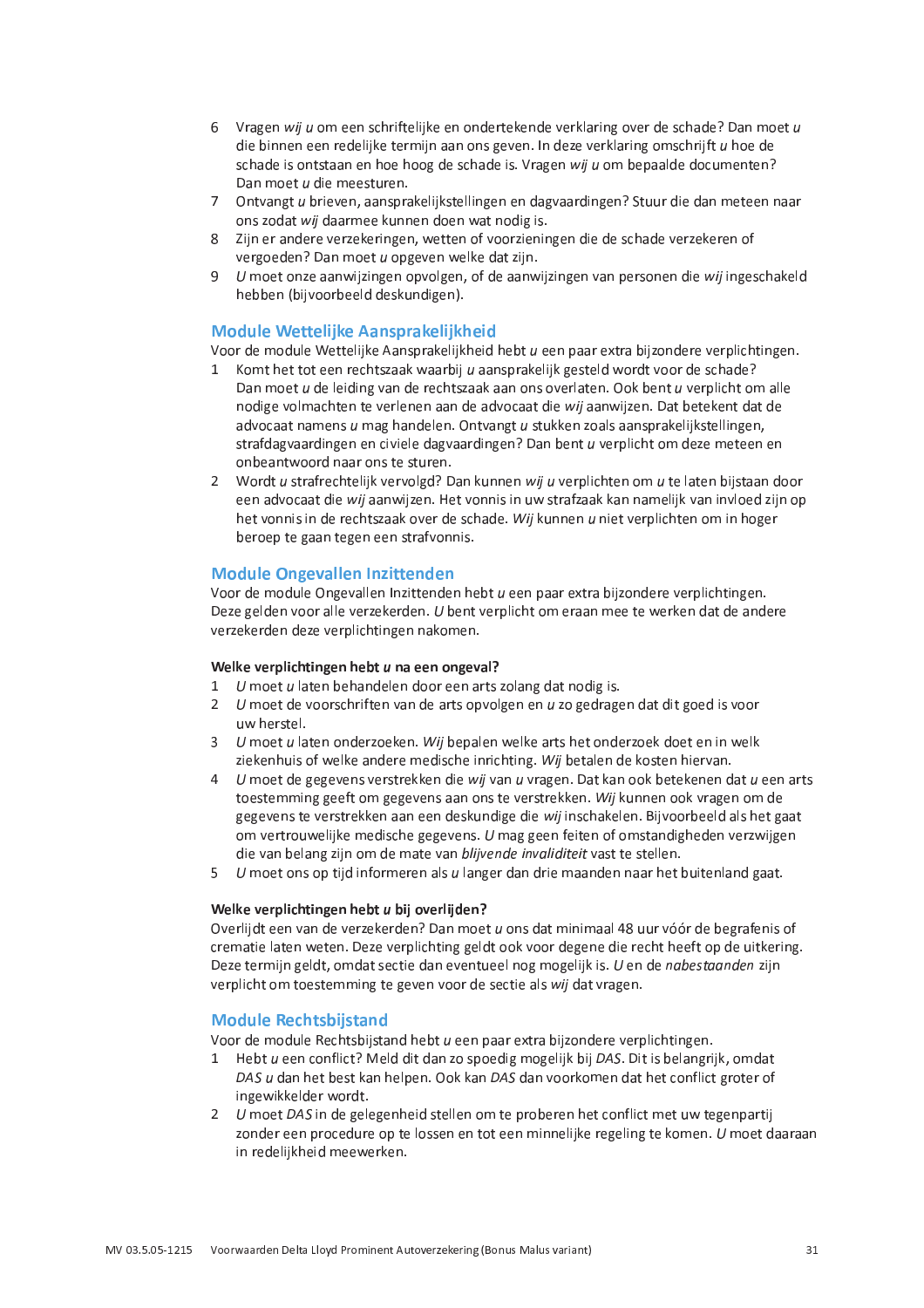6. Vragen *wij* *u* om een schriftelijke en ondertekende verklaring over de schade? Dan moet *u* die binnen een redelijke termijn aan ons geven. In deze verklaring omschrijft *u* hoe de schade is ontstaan en hoe hoog de schade is. Vragen *wij* *u* om bepaalde documenten? Dan moet *u* die meesturen.
7. Ontvangt *u* brieven, aansprakelijkstellingen en dagvaardingen? Stuur die dan meteen naar ons zodat *wij* daarmee kunnen doen wat nodig is.
8. Zijn er andere verzekeringen, wetten of voorzieningen die de schade verzekeren of vergoeden? Dan moet *u* opgeven welke dat zijn.
9. *U* moet onze aanwijzingen opvolgen, of de aanwijzingen van personen die *wij* ingeschakeld hebben (bijvoorbeeld deskundigen).

## Module Wettelijke Aansprakelijkheid

Voor de module Wettelijke Aansprakelijkheid hebt *u* een paar extra bijzondere verplichtingen.

1. Komt het tot een rechtszaak waarbij *u* aansprakelijk gesteld wordt voor de schade? Dan moet *u* de leiding van de rechtszaak aan ons overlaten. Ook bent *u* verplicht om alle nodige volmachten te verlenen aan de advocaat die *wij* aanwijzen. Dat betekent dat de advocaat namens *u* mag handelen. Ontvangt *u* stukken zoals aansprakelijkstellingen, strafdagvaardingen en civiele dagvaardingen? Dan bent *u* verplicht om deze meteen en onbeantwoord naar ons te sturen.
2. Wordt *u* strafrechtelijk vervolgd? Dan kunnen *wij* *u* verplichten om *u* te laten bijstaan door een advocaat die *wij* aanwijzen. Het vonnis in uw strafzaak kan namelijk van invloed zijn op het vonnis in de rechtszaak over de schade. *Wij* kunnen *u* niet verplichten om in hoger beroep te gaan tegen een strafvonnis.

## Module Ongevallen Inzittenden

Voor de module Ongevallen Inzittenden hebt *u* een paar extra bijzondere verplichtingen. Deze gelden voor alle verzekerden. *U* bent verplicht om eraan mee te werken dat de andere verzekerden deze verplichtingen nakomen.

### Welke verplichtingen hebt *u* na een ongeval?

1. *U* moet *u* laten behandelen door een arts zolang dat nodig is.
2. *U* moet de voorschriften van de arts opvolgen en *u* zo gedragen dat dit goed is voor uw herstel.
3. *U* moet *u* laten onderzoeken. *Wij* bepalen welke arts het onderzoek doet en in welk ziekenhuis of welke andere medische inrichting. *Wij* betalen de kosten hiervan.
4. *U* moet de gegevens verstrekken die *wij* van *u* vragen. Dat kan ook betekenen dat *u* een arts toestemming geeft om gegevens aan ons te verstrekken. *Wij* kunnen ook vragen om de gegevens te verstrekken aan een deskundige die *wij* inschakelen. Bijvoorbeeld als het gaat om vertrouwelijke medische gegevens. *U* mag geen feiten of omstandigheden verzwijgen die van belang zijn om de mate van *blijvende invaliditeit* vast te stellen.
5. *U* moet ons op tijd informeren als *u* langer dan drie maanden naar het buitenland gaat.

### Welke verplichtingen hebt *u* bij overlijden?

Overlijdt een van de verzekerden? Dan moet *u* ons dat minimaal 48 uur vóór de begrafenis of crematie laten weten. Deze verplichting geldt ook voor degene die recht heeft op de uitkering. Deze termijn geldt, omdat sectie dan eventueel nog mogelijk is. *U* en de *nabestaanden* zijn verplicht om toestemming te geven voor de sectie als *wij* dat vragen.

## Module Rechtsbijstand

Voor de module Rechtsbijstand hebt *u* een paar extra bijzondere verplichtingen.

1. Hebt *u* een conflict? Meld dit dan zo spoedig mogelijk bij *DAS*. Dit is belangrijk, omdat *DAS* *u* dan het best kan helpen. Ook kan *DAS* dan voorkomen dat het conflict groter of ingewikkelder wordt.
2. *U* moet *DAS* in de gelegenheid stellen om te proberen het conflict met uw tegenpartij zonder een procedure op te lossen en tot een minnelijke regeling te komen. *U* moet daaraan in redelijkheid meewerken.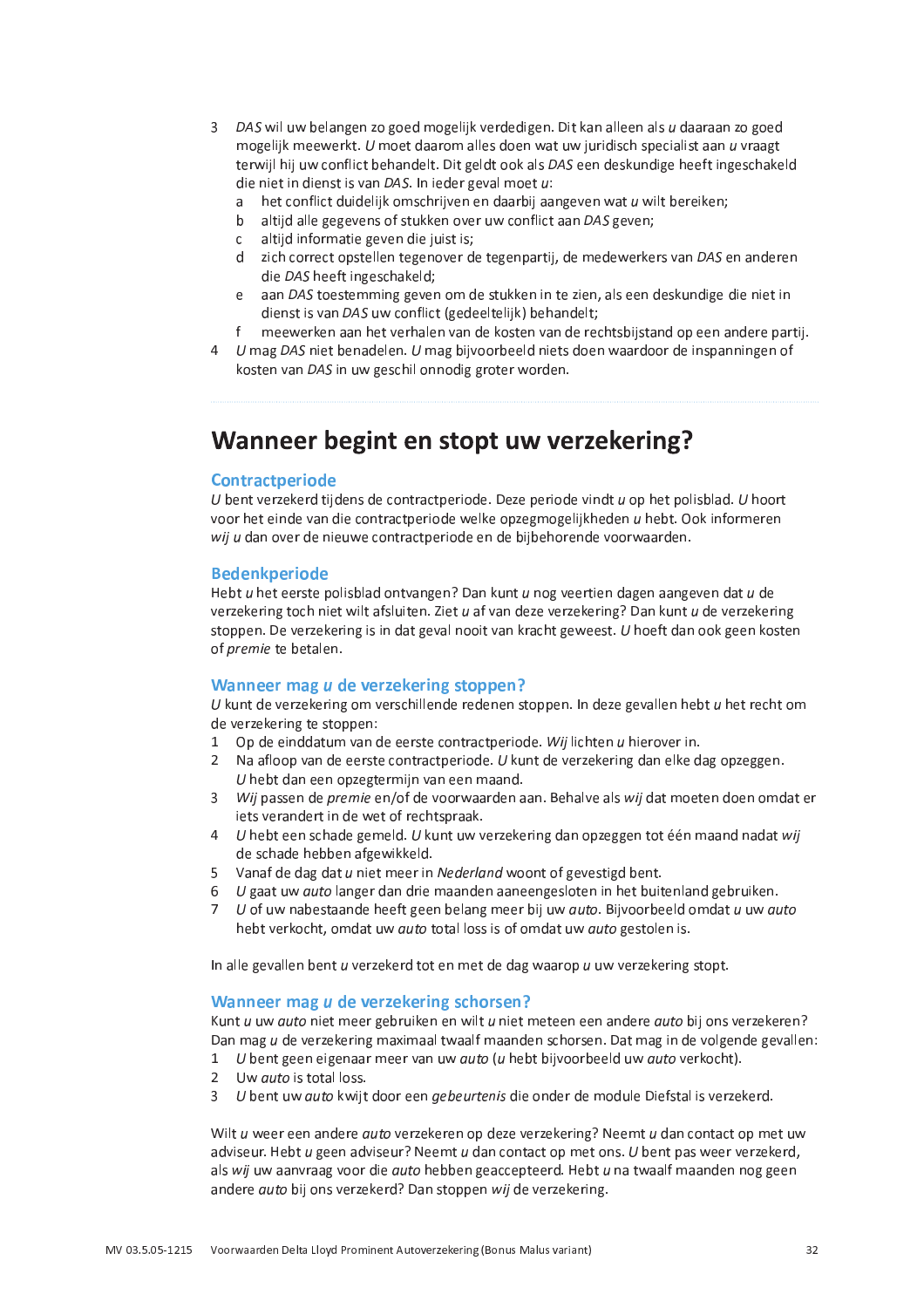3 *DAS* wil uw belangen zo goed mogelijk verdedigen. Dit kan alleen als *u* daaraan zo goed mogelijk meewerkt. *U* moet daarom alles doen wat uw juridisch specialist aan *u* vraagt terwijl hij uw conflict behandelt. Dit geldt ook als *DAS* een deskundige heeft ingeschakeld die niet in dienst is van *DAS*. In ieder geval moet *u*:
   a het conflict duidelijk omschrijven en daarbij aangeven wat *u* wilt bereiken;
   b altijd alle gegevens of stukken over uw conflict aan *DAS* geven;
   c altijd informatie geven die juist is;
   d zich correct opstellen tegenover de tegenpartij, de medewerkers van *DAS* en anderen die *DAS* heeft ingeschakeld;
   e aan *DAS* toestemming geven om de stukken in te zien, als een deskundige die niet in dienst is van *DAS* uw conflict (gedeeltelijk) behandelt;
   f meewerken aan het verhalen van de kosten van de rechtsbijstand op een andere partij.

4 *U* mag *DAS* niet benadelen. *U* mag bijvoorbeeld niets doen waardoor de inspanningen of kosten van *DAS* in uw geschil onnodig groter worden.

# Wanneer begint en stopt uw verzekering?

## Contractperiode

*U* bent verzekerd tijdens de contractperiode. Deze periode vindt *u* op het polisblad. *U* hoort voor het einde van die contractperiode welke opzegmogelijkheden *u* hebt. Ook informeren *wij u* dan over de nieuwe contractperiode en de bijbehorende voorwaarden.

## Bedenkperiode

Hebt *u* het eerste polisblad ontvangen? Dan kunt *u* nog veertien dagen aangeven dat *u* de verzekering toch niet wilt afsluiten. Ziet *u* af van deze verzekering? Dan kunt *u* de verzekering stoppen. De verzekering is in dat geval nooit van kracht geweest. *U* hoeft dan ook geen kosten of *premie* te betalen.

## Wanneer mag *u* de verzekering stoppen?

*U* kunt de verzekering om verschillende redenen stoppen. In deze gevallen hebt *u* het recht om de verzekering te stoppen:

1. Op de einddatum van de eerste contractperiode. *Wij* lichten *u* hierover in.
2. Na afloop van de eerste contractperiode. *U* kunt de verzekering dan elke dag opzeggen. *U* hebt dan een opzegtermijn van een maand.
3. *Wij* passen de *premie* en/of de voorwaarden aan. Behalve als *wij* dat moeten doen omdat er iets verandert in de wet of rechtspraak.
4. *U* hebt een schade gemeld. *U* kunt uw verzekering dan opzeggen tot één maand nadat *wij* de schade hebben afgewikkeld.
5. Vanaf de dag dat *u* niet meer in *Nederland* woont of gevestigd bent.
6. *U* gaat uw *auto* langer dan drie maanden aaneengesloten in het buitenland gebruiken.
7. *U* of uw nabestaande heeft geen belang meer bij uw *auto*. Bijvoorbeeld omdat *u* uw *auto* hebt verkocht, omdat uw *auto* total loss is of omdat uw *auto* gestolen is.

In alle gevallen bent *u* verzekerd tot en met de dag waarop *u* uw verzekering stopt.

## Wanneer mag *u* de verzekering schorsen?

Kunt *u* uw *auto* niet meer gebruiken en wilt *u* niet meteen een andere *auto* bij ons verzekeren? Dan mag *u* de verzekering maximaal twaalf maanden schorsen. Dat mag in de volgende gevallen:

1. *U* bent geen eigenaar meer van uw *auto* (*u* hebt bijvoorbeeld uw *auto* verkocht).
2. Uw *auto* is total loss.
3. *U* bent uw *auto* kwijt door een *gebeurtenis* die onder de module Diefstal is verzekerd.

Wilt *u* weer een andere *auto* verzekeren op deze verzekering? Neemt *u* dan contact op met uw adviseur. Hebt *u* geen adviseur? Neemt *u* dan contact op met ons. *U* bent pas weer verzekerd, als *wij* uw aanvraag voor die *auto* hebben geaccepteerd. Hebt *u* na twaalf maanden nog geen andere *auto* bij ons verzekerd? Dan stoppen *wij* de verzekering.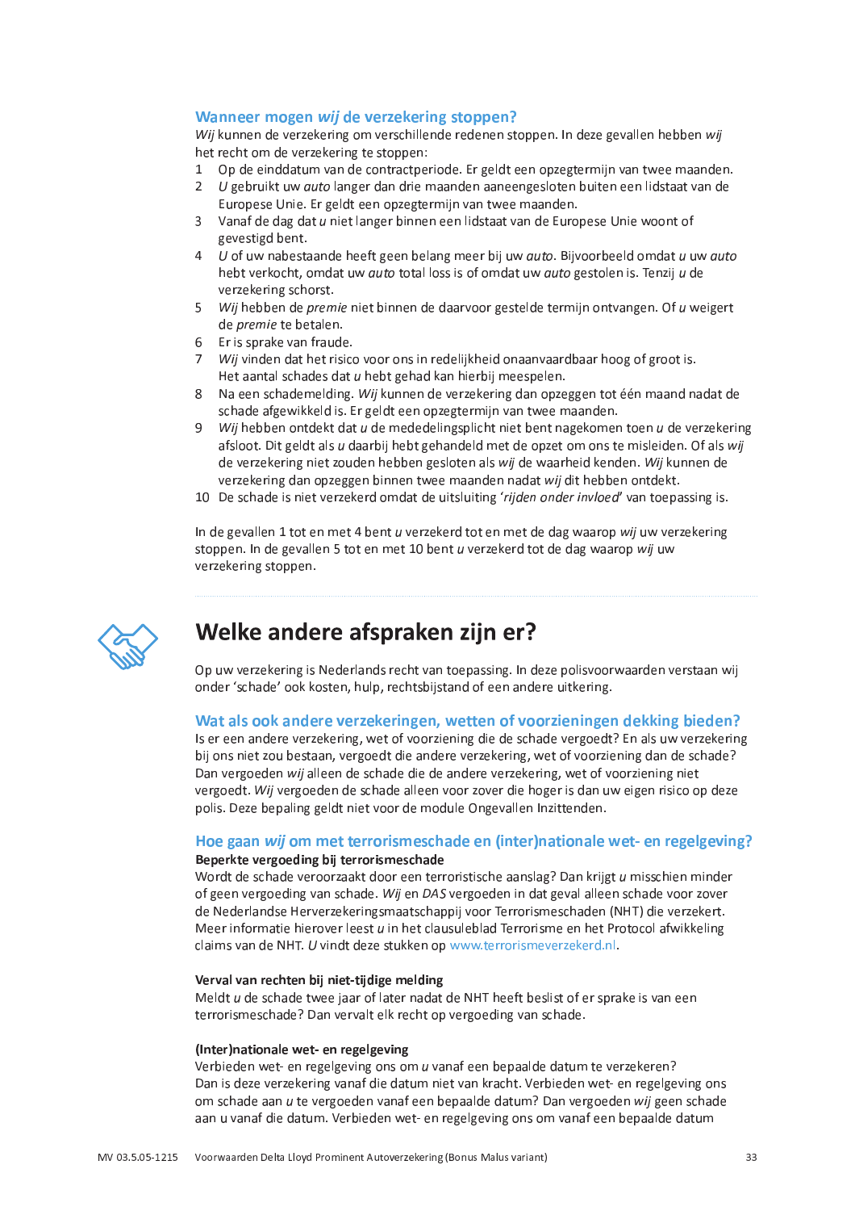### Wanneer mogen *wij* de verzekering stoppen?

*Wij* kunnen de verzekering om verschillende redenen stoppen. In deze gevallen hebben *wij* het recht om de verzekering te stoppen:

1. Op de einddatum van de contractperiode. Er geldt een opzegtermijn van twee maanden.
2. *U* gebruikt uw *auto* langer dan drie maanden aaneengesloten buiten een lidstaat van de Europese Unie. Er geldt een opzegtermijn van twee maanden.
3. Vanaf de dag dat *u* niet langer binnen een lidstaat van de Europese Unie woont of gevestigd bent.
4. *U* of uw nabestaande heeft geen belang meer bij uw *auto*. Bijvoorbeeld omdat *u* uw *auto* hebt verkocht, omdat uw *auto* total loss is of omdat uw *auto* gestolen is. Tenzij *u* de verzekering schorst.
5. *Wij* hebben de *premie* niet binnen de daarvoor gestelde termijn ontvangen. Of *u* weigert de *premie* te betalen.
6. Er is sprake van fraude.
7. *Wij* vinden dat het risico voor ons in redelijkheid onaanvaardbaar hoog of groot is. Het aantal schades dat *u* hebt gehad kan hierbij meespelen.
8. Na een schademelding. *Wij* kunnen de verzekering dan opzeggen tot één maand nadat de schade afgewikkeld is. Er geldt een opzegtermijn van twee maanden.
9. *Wij* hebben ontdekt dat *u* de mededelingsplicht niet bent nagekomen toen *u* de verzekering afsloot. Dit geldt als *u* daarbij hebt gehandeld met de opzet om ons te misleiden. Of als *wij* de verzekering niet zouden hebben gesloten als *wij* de waarheid kenden. *Wij* kunnen de verzekering dan opzeggen binnen twee maanden nadat *wij* dit hebben ontdekt.
10. De schade is niet verzekerd omdat de uitsluiting '*rijden onder invloed*' van toepassing is.

In de gevallen 1 tot en met 4 bent *u* verzekerd tot en met de dag waarop *wij* uw verzekering stoppen. In de gevallen 5 tot en met 10 bent *u* verzekerd tot de dag waarop *wij* uw verzekering stoppen.

## Welke andere afspraken zijn er?

Op uw verzekering is Nederlands recht van toepassing. In deze polisvoorwaarden verstaan wij onder 'schade' ook kosten, hulp, rechtsbijstand of een andere uitkering.

### Wat als ook andere verzekeringen, wetten of voorzieningen dekking bieden?

Is er een andere verzekering, wet of voorziening die de schade vergoedt? En als uw verzekering bij ons niet zou bestaan, vergoedt die andere verzekering, wet of voorziening dan de schade? Dan vergoeden *wij* alleen de schade die de andere verzekering, wet of voorziening niet vergoedt. *Wij* vergoeden de schade alleen voor zover die hoger is dan uw eigen risico op deze polis. Deze bepaling geldt niet voor de module Ongevallen Inzittenden.

### Hoe gaan *wij* om met terrorismeschade en (inter)nationale wet- en regelgeving?

**Beperkte vergoeding bij terrorismeschade**

Wordt de schade veroorzaakt door een terroristische aanslag? Dan krijgt *u* misschien minder of geen vergoeding van schade. *Wij* en *DAS* vergoeden in dat geval alleen schade voor zover de Nederlandse Herverzekeringsmaatschappij voor Terrorismeschaden (NHT) die verzekert. Meer informatie hierover leest *u* in het clausuleblad Terrorisme en het Protocol afwikkeling claims van de NHT. *U* vindt deze stukken op www.terrorismeverzekerd.nl.

**Verval van rechten bij niet-tijdige melding**

Meldt *u* de schade twee jaar of later nadat de NHT heeft beslist of er sprake is van een terrorismeschade? Dan vervalt elk recht op vergoeding van schade.

**(Inter)nationale wet- en regelgeving**

Verbieden wet- en regelgeving ons om *u* vanaf een bepaalde datum te verzekeren? Dan is deze verzekering vanaf die datum niet van kracht. Verbieden wet- en regelgeving ons om schade aan *u* te vergoeden vanaf een bepaalde datum? Dan vergoeden *wij* geen schade aan u vanaf die datum. Verbieden wet- en regelgeving ons om vanaf een bepaalde datum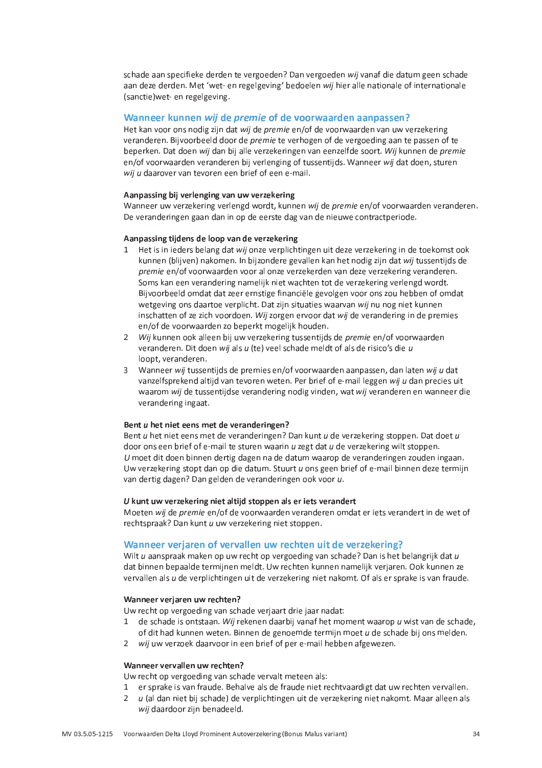schade aan specifieke derden te vergoeden? Dan vergoeden *wij* vanaf die datum geen schade aan deze derden. Met 'wet- en regelgeving' bedoelen *wij* hier alle nationale of internationale (sanctie)wet- en regelgeving.

## Wanneer kunnen *wij* de *premie* of de voorwaarden aanpassen?

Het kan voor ons nodig zijn dat *wij* de *premie* en/of de voorwaarden van uw verzekering veranderen. Bijvoorbeeld door de *premie* te verhogen of de vergoeding aan te passen of te beperken. Dat doen *wij* dan bij alle verzekeringen van eenzelfde soort. *Wij* kunnen de *premie* en/of voorwaarden veranderen bij verlenging of tussentijds. Wanneer *wij* dat doen, sturen *wij u* daarover van tevoren een brief of een e-mail.

**Aanpassing bij verlenging van uw verzekering**

Wanneer uw verzekering verlengd wordt, kunnen *wij* de *premie* en/of voorwaarden veranderen. De veranderingen gaan dan in op de eerste dag van de nieuwe contractperiode.

**Aanpassing tijdens de loop van de verzekering**

1. Het is in ieders belang dat *wij* onze verplichtingen uit deze verzekering in de toekomst ook kunnen (blijven) nakomen. In bijzondere gevallen kan het nodig zijn dat *wij* tussentijds de *premie* en/of voorwaarden voor al onze verzekerden van deze verzekering veranderen. Soms kan een verandering namelijk niet wachten tot de verzekering verlengd wordt. Bijvoorbeeld omdat dat zeer ernstige financiële gevolgen voor ons zou hebben of omdat wetgeving ons daartoe verplicht. Dat zijn situaties waarvan *wij* nu nog niet kunnen inschatten of ze zich voordoen. *Wij* zorgen ervoor dat *wij* de verandering in de premies en/of de voorwaarden zo beperkt mogelijk houden.
2. *Wij* kunnen ook alleen bij uw verzekering tussentijds de *premie* en/of voorwaarden veranderen. Dit doen *wij* als *u* (te) veel schade meldt of als de risico's die *u* loopt, veranderen.
3. Wanneer *wij* tussentijds de premies en/of voorwaarden aanpassen, dan laten *wij u* dat vanzelfsprekend altijd van tevoren weten. Per brief of e-mail leggen *wij u* dan precies uit waarom *wij* de tussentijdse verandering nodig vinden, wat *wij* veranderen en wanneer die verandering ingaat.

**Bent *u* het niet eens met de veranderingen?**

Bent *u* het niet eens met de veranderingen? Dan kunt *u* de verzekering stoppen. Dat doet *u* door ons een brief of e-mail te sturen waarin *u* zegt dat *u* de verzekering wilt stoppen. *U* moet dit doen binnen dertig dagen na de datum waarop de veranderingen zouden ingaan. Uw verzekering stopt dan op die datum. Stuurt *u* ons geen brief of e-mail binnen deze termijn van dertig dagen? Dan gelden de veranderingen ook voor *u*.

***U* kunt uw verzekering niet altijd stoppen als er iets verandert**

Moeten *wij* de *premie* en/of de voorwaarden veranderen omdat er iets verandert in de wet of rechtspraak? Dan kunt *u* uw verzekering niet stoppen.

## Wanneer verjaren of vervallen uw rechten uit de verzekering?

Wilt *u* aanspraak maken op uw recht op vergoeding van schade? Dan is het belangrijk dat *u* dat binnen bepaalde termijnen meldt. Uw rechten kunnen namelijk verjaren. Ook kunnen ze vervallen als *u* de verplichtingen uit de verzekering niet nakomt. Of als er sprake is van fraude.

**Wanneer verjaren uw rechten?**

Uw recht op vergoeding van schade verjaart drie jaar nadat:

1. de schade is ontstaan. *Wij* rekenen daarbij vanaf het moment waarop *u* wist van de schade, of dit had kunnen weten. Binnen de genoemde termijn moet *u* de schade bij ons melden.
2. *wij* uw verzoek daarvoor in een brief of per e-mail hebben afgewezen.

**Wanneer vervallen uw rechten?**

Uw recht op vergoeding van schade vervalt meteen als:

1. er sprake is van fraude. Behalve als de fraude niet rechtvaardigt dat uw rechten vervallen.
2. *u* (al dan niet bij schade) de verplichtingen uit de verzekering niet nakomt. Maar alleen als *wij* daardoor zijn benadeeld.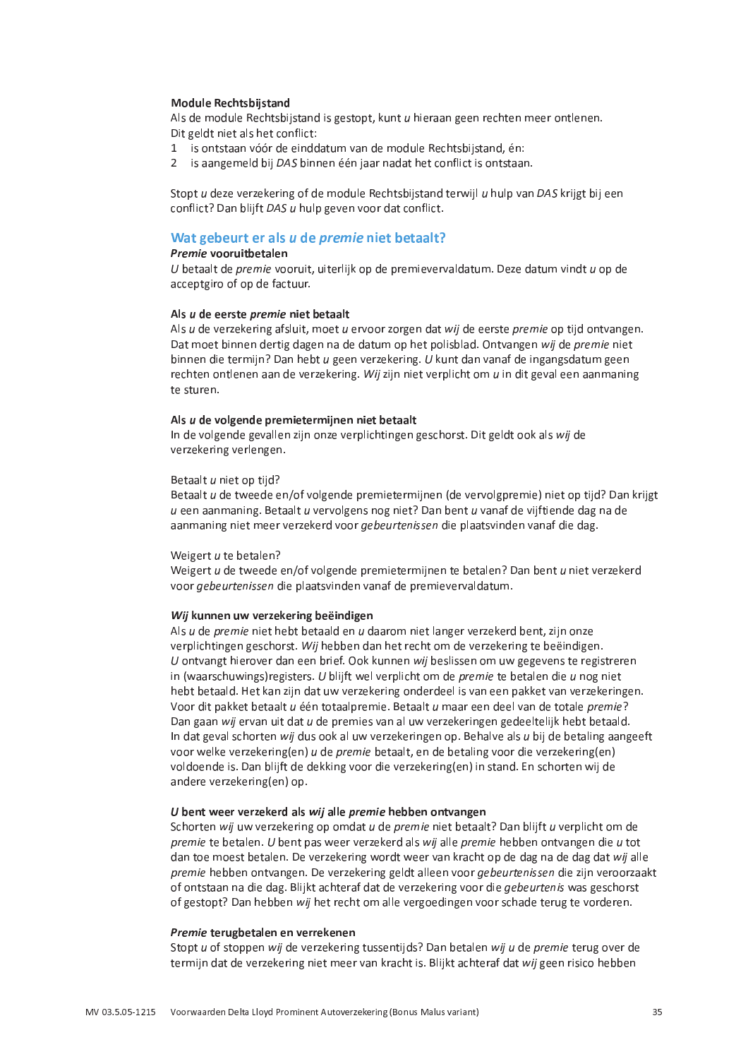**Module Rechtsbijstand**

Als de module Rechtsbijstand is gestopt, kunt *u* hieraan geen rechten meer ontlenen. Dit geldt niet als het conflict:

1. is ontstaan vóór de einddatum van de module Rechtsbijstand, én:
2. is aangemeld bij *DAS* binnen één jaar nadat het conflict is ontstaan.

Stopt *u* deze verzekering of de module Rechtsbijstand terwijl *u* hulp van *DAS* krijgt bij een conflict? Dan blijft *DAS u* hulp geven voor dat conflict.

## Wat gebeurt er als *u* de *premie* niet betaalt?

***Premie* vooruitbetalen**

*U* betaalt de *premie* vooruit, uiterlijk op de premievervaldatum. Deze datum vindt *u* op de acceptgiro of op de factuur.

**Als *u* de eerste *premie* niet betaalt**

Als *u* de verzekering afsluit, moet *u* ervoor zorgen dat *wij* de eerste *premie* op tijd ontvangen. Dat moet binnen dertig dagen na de datum op het polisblad. Ontvangen *wij* de *premie* niet binnen die termijn? Dan hebt *u* geen verzekering. *U* kunt dan vanaf de ingangsdatum geen rechten ontlenen aan de verzekering. *Wij* zijn niet verplicht om *u* in dit geval een aanmaning te sturen.

**Als *u* de volgende premietermijnen niet betaalt**

In de volgende gevallen zijn onze verplichtingen geschorst. Dit geldt ook als *wij* de verzekering verlengen.

Betaalt *u* niet op tijd?

Betaalt *u* de tweede en/of volgende premietermijnen (de vervolgpremie) niet op tijd? Dan krijgt *u* een aanmaning. Betaalt *u* vervolgens nog niet? Dan bent *u* vanaf de vijftiende dag na de aanmaning niet meer verzekerd voor *gebeurtenissen* die plaatsvinden vanaf die dag.

Weigert *u* te betalen?

Weigert *u* de tweede en/of volgende premietermijnen te betalen? Dan bent *u* niet verzekerd voor *gebeurtenissen* die plaatsvinden vanaf de premievervaldatum.

***Wij* kunnen uw verzekering beëindigen**

Als *u* de *premie* niet hebt betaald en *u* daarom niet langer verzekerd bent, zijn onze verplichtingen geschorst. *Wij* hebben dan het recht om de verzekering te beëindigen. *U* ontvangt hierover dan een brief. Ook kunnen *wij* beslissen om uw gegevens te registreren in (waarschuwings)registers. *U* blijft wel verplicht om de *premie* te betalen die *u* nog niet hebt betaald. Het kan zijn dat uw verzekering onderdeel is van een pakket van verzekeringen. Voor dit pakket betaalt *u* één totaalpremie. Betaalt *u* maar een deel van de totale *premie*? Dan gaan *wij* ervan uit dat *u* de premies van al uw verzekeringen gedeeltelijk hebt betaald. In dat geval schorten *wij* dus ook al uw verzekeringen op. Behalve als *u* bij de betaling aangeeft voor welke verzekering(en) *u* de *premie* betaalt, en de betaling voor die verzekering(en) voldoende is. Dan blijft de dekking voor die verzekering(en) in stand. En schorten wij de andere verzekering(en) op.

***U* bent weer verzekerd als *wij* alle *premie* hebben ontvangen**

Schorten *wij* uw verzekering op omdat *u* de *premie* niet betaalt? Dan blijft *u* verplicht om de *premie* te betalen. *U* bent pas weer verzekerd als *wij* alle *premie* hebben ontvangen die *u* tot dan toe moest betalen. De verzekering wordt weer van kracht op de dag na de dag dat *wij* alle *premie* hebben ontvangen. De verzekering geldt alleen voor *gebeurtenissen* die zijn veroorzaakt of ontstaan na die dag. Blijkt achteraf dat de verzekering voor die *gebeurtenis* was geschorst of gestopt? Dan hebben *wij* het recht om alle vergoedingen voor schade terug te vorderen.

***Premie* terugbetalen en verrekenen**

Stopt *u* of stoppen *wij* de verzekering tussentijds? Dan betalen *wij u* de *premie* terug over de termijn dat de verzekering niet meer van kracht is. Blijkt achteraf dat *wij* geen risico hebben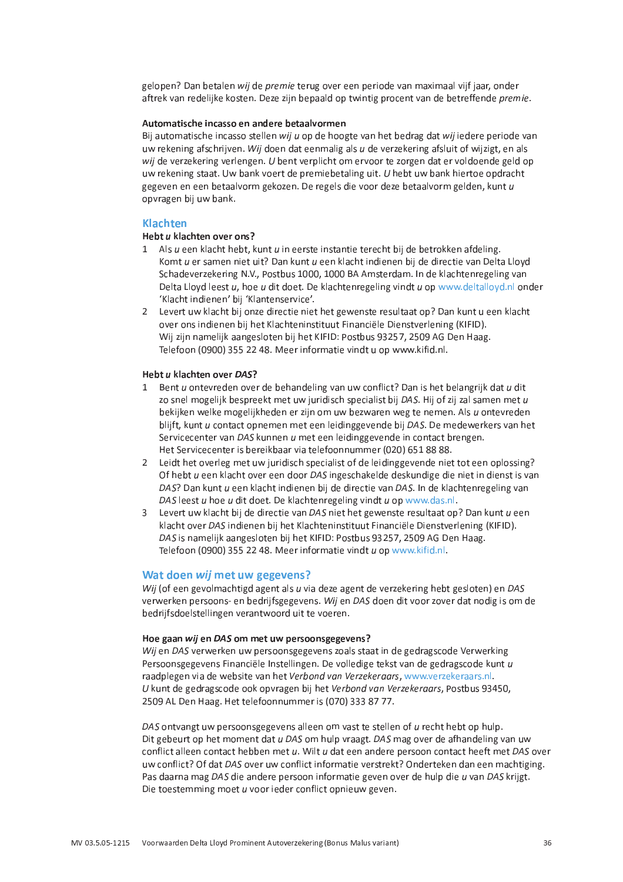gelopen? Dan betalen *wij* de *premie* terug over een periode van maximaal vijf jaar, onder aftrek van redelijke kosten. Deze zijn bepaald op twintig procent van de betreffende *premie*.

**Automatische incasso en andere betaalvormen**
Bij automatische incasso stellen *wij u* op de hoogte van het bedrag dat *wij* iedere periode van uw rekening afschrijven. *Wij* doen dat eenmalig als *u* de verzekering afsluit of wijzigt, en als *wij* de verzekering verlengen. *U* bent verplicht om ervoor te zorgen dat er voldoende geld op uw rekening staat. Uw bank voert de premiebetaling uit. *U* hebt uw bank hiertoe opdracht gegeven en een betaalvorm gekozen. De regels die voor deze betaalvorm gelden, kunt *u* opvragen bij uw bank.

## Klachten

**Hebt *u* klachten over ons?**

1. Als *u* een klacht hebt, kunt *u* in eerste instantie terecht bij de betrokken afdeling. Komt *u* er samen niet uit? Dan kunt *u* een klacht indienen bij de directie van Delta Lloyd Schadeverzekering N.V., Postbus 1000, 1000 BA Amsterdam. In de klachtenregeling van Delta Lloyd leest *u*, hoe *u* dit doet. De klachtenregeling vindt *u* op www.deltalloyd.nl onder 'Klacht indienen' bij 'Klantenservice'.
2. Levert uw klacht bij onze directie niet het gewenste resultaat op? Dan kunt u een klacht over ons indienen bij het Klachteninstituut Financiële Dienstverlening (KIFID). Wij zijn namelijk aangesloten bij het KIFID: Postbus 93257, 2509 AG Den Haag. Telefoon (0900) 355 22 48. Meer informatie vindt u op www.kifid.nl.

**Hebt *u* klachten over *DAS*?**

1. Bent *u* ontevreden over de behandeling van uw conflict? Dan is het belangrijk dat *u* dit zo snel mogelijk bespreekt met uw juridisch specialist bij *DAS*. Hij of zij zal samen met *u* bekijken welke mogelijkheden er zijn om uw bezwaren weg te nemen. Als *u* ontevreden blijft, kunt *u* contact opnemen met een leidinggevende bij *DAS*. De medewerkers van het Servicecenter van *DAS* kunnen *u* met een leidinggevende in contact brengen. Het Servicecenter is bereikbaar via telefoonnummer (020) 651 88 88.
2. Leidt het overleg met uw juridisch specialist of de leidinggevende niet tot een oplossing? Of hebt *u* een klacht over een door *DAS* ingeschakelde deskundige die niet in dienst is van *DAS*? Dan kunt *u* een klacht indienen bij de directie van *DAS*. In de klachtenregeling van *DAS* leest *u* hoe *u* dit doet. De klachtenregeling vindt *u* op www.das.nl.
3. Levert uw klacht bij de directie van *DAS* niet het gewenste resultaat op? Dan kunt *u* een klacht over *DAS* indienen bij het Klachteninstituut Financiële Dienstverlening (KIFID). *DAS* is namelijk aangesloten bij het KIFID: Postbus 93257, 2509 AG Den Haag. Telefoon (0900) 355 22 48. Meer informatie vindt *u* op www.kifid.nl.

## Wat doen *wij* met uw gegevens?

*Wij* (of een gevolmachtigd agent als *u* via deze agent de verzekering hebt gesloten) en *DAS* verwerken persoons- en bedrijfsgegevens. *Wij* en *DAS* doen dit voor zover dat nodig is om de bedrijfsdoelstellingen verantwoord uit te voeren.

**Hoe gaan *wij* en *DAS* om met uw persoonsgegevens?**
*Wij* en *DAS* verwerken uw persoonsgegevens zoals staat in de gedragscode Verwerking Persoonsgegevens Financiële Instellingen. De volledige tekst van de gedragscode kunt *u* raadplegen via de website van het *Verbond van Verzekeraars*, www.verzekeraars.nl. *U* kunt de gedragscode ook opvragen bij het *Verbond van Verzekeraars*, Postbus 93450, 2509 AL Den Haag. Het telefoonnummer is (070) 333 87 77.

*DAS* ontvangt uw persoonsgegevens alleen om vast te stellen of *u* recht hebt op hulp. Dit gebeurt op het moment dat *u DAS* om hulp vraagt. *DAS* mag over de afhandeling van uw conflict alleen contact hebben met *u*. Wilt *u* dat een andere persoon contact heeft met *DAS* over uw conflict? Of dat *DAS* over uw conflict informatie verstrekt? Onderteken dan een machtiging. Pas daarna mag *DAS* die andere persoon informatie geven over de hulp die *u* van *DAS* krijgt. Die toestemming moet *u* voor ieder conflict opnieuw geven.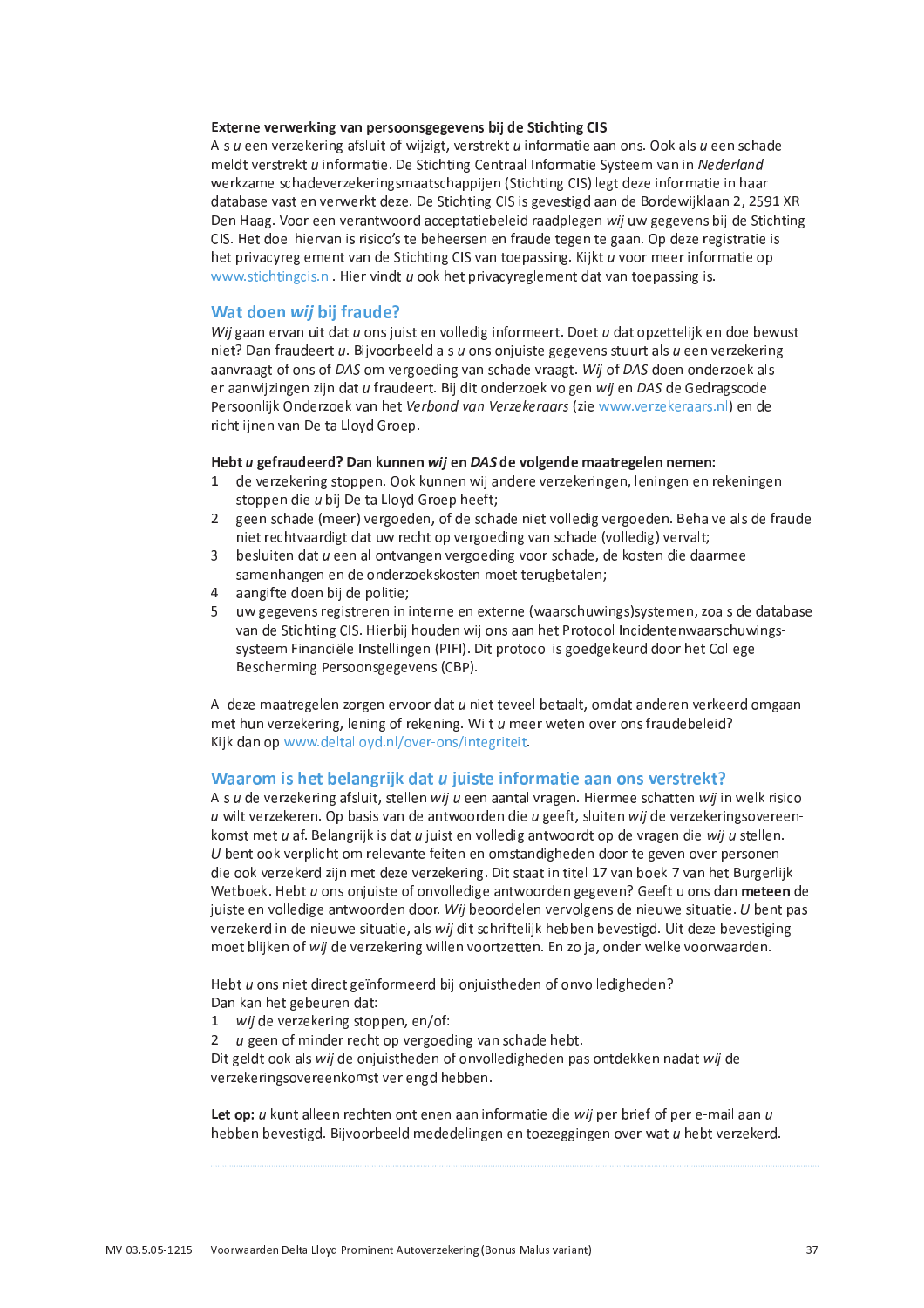**Externe verwerking van persoonsgegevens bij de Stichting CIS**

Als *u* een verzekering afsluit of wijzigt, verstrekt *u* informatie aan ons. Ook als *u* een schade meldt verstrekt *u* informatie. De Stichting Centraal Informatie Systeem van in *Nederland* werkzame schadeverzekeringsmaatschappijen (Stichting CIS) legt deze informatie in haar database vast en verwerkt deze. De Stichting CIS is gevestigd aan de Bordewijklaan 2, 2591 XR Den Haag. Voor een verantwoord acceptatiebeleid raadplegen *wij* uw gegevens bij de Stichting CIS. Het doel hiervan is risico's te beheersen en fraude tegen te gaan. Op deze registratie is het privacyreglement van de Stichting CIS van toepassing. Kijkt *u* voor meer informatie op www.stichtingcis.nl. Hier vindt *u* ook het privacyreglement dat van toepassing is.

## Wat doen *wij* bij fraude?

*Wij* gaan ervan uit dat *u* ons juist en volledig informeert. Doet *u* dat opzettelijk en doelbewust niet? Dan fraudeert *u*. Bijvoorbeeld als *u* ons onjuiste gegevens stuurt als *u* een verzekering aanvraagt of ons of *DAS* om vergoeding van schade vraagt. *Wij* of *DAS* doen onderzoek als er aanwijzingen zijn dat *u* fraudeert. Bij dit onderzoek volgen *wij* en *DAS* de Gedragscode Persoonlijk Onderzoek van het *Verbond van Verzekeraars* (zie www.verzekeraars.nl) en de richtlijnen van Delta Lloyd Groep.

**Hebt *u* gefraudeerd? Dan kunnen *wij* en *DAS* de volgende maatregelen nemen:**

1. de verzekering stoppen. Ook kunnen wij andere verzekeringen, leningen en rekeningen stoppen die *u* bij Delta Lloyd Groep heeft;
2. geen schade (meer) vergoeden, of de schade niet volledig vergoeden. Behalve als de fraude niet rechtvaardigt dat uw recht op vergoeding van schade (volledig) vervalt;
3. besluiten dat *u* een al ontvangen vergoeding voor schade, de kosten die daarmee samenhangen en de onderzoekskosten moet terugbetalen;
4. aangifte doen bij de politie;
5. uw gegevens registreren in interne en externe (waarschuwings)systemen, zoals de database van de Stichting CIS. Hierbij houden wij ons aan het Protocol Incidentenwaarschuwingssysteem Financiële Instellingen (PIFI). Dit protocol is goedgekeurd door het College Bescherming Persoonsgegevens (CBP).

Al deze maatregelen zorgen ervoor dat *u* niet teveel betaalt, omdat anderen verkeerd omgaan met hun verzekering, lening of rekening. Wilt *u* meer weten over ons fraudebeleid? Kijk dan op www.deltalloyd.nl/over-ons/integriteit.

## Waarom is het belangrijk dat *u* juiste informatie aan ons verstrekt?

Als *u* de verzekering afsluit, stellen *wij u* een aantal vragen. Hiermee schatten *wij* in welk risico *u* wilt verzekeren. Op basis van de antwoorden die *u* geeft, sluiten *wij* de verzekeringsovereenkomst met *u* af. Belangrijk is dat *u* juist en volledig antwoordt op de vragen die *wij u* stellen. *U* bent ook verplicht om relevante feiten en omstandigheden door te geven over personen die ook verzekerd zijn met deze verzekering. Dit staat in titel 17 van boek 7 van het Burgerlijk Wetboek. Hebt *u* ons onjuiste of onvolledige antwoorden gegeven? Geeft u ons dan **meteen** de juiste en volledige antwoorden door. *Wij* beoordelen vervolgens de nieuwe situatie. *U* bent pas verzekerd in de nieuwe situatie, als *wij* dit schriftelijk hebben bevestigd. Uit deze bevestiging moet blijken of *wij* de verzekering willen voortzetten. En zo ja, onder welke voorwaarden.

Hebt *u* ons niet direct geïnformeerd bij onjuistheden of onvolledigheden?
Dan kan het gebeuren dat:

1. *wij* de verzekering stoppen, en/of:
2. *u* geen of minder recht op vergoeding van schade hebt.

Dit geldt ook als *wij* de onjuistheden of onvolledigheden pas ontdekken nadat *wij* de verzekeringsovereenkomst verlengd hebben.

**Let op:** *u* kunt alleen rechten ontlenen aan informatie die *wij* per brief of per e-mail aan *u* hebben bevestigd. Bijvoorbeeld mededelingen en toezeggingen over wat *u* hebt verzekerd.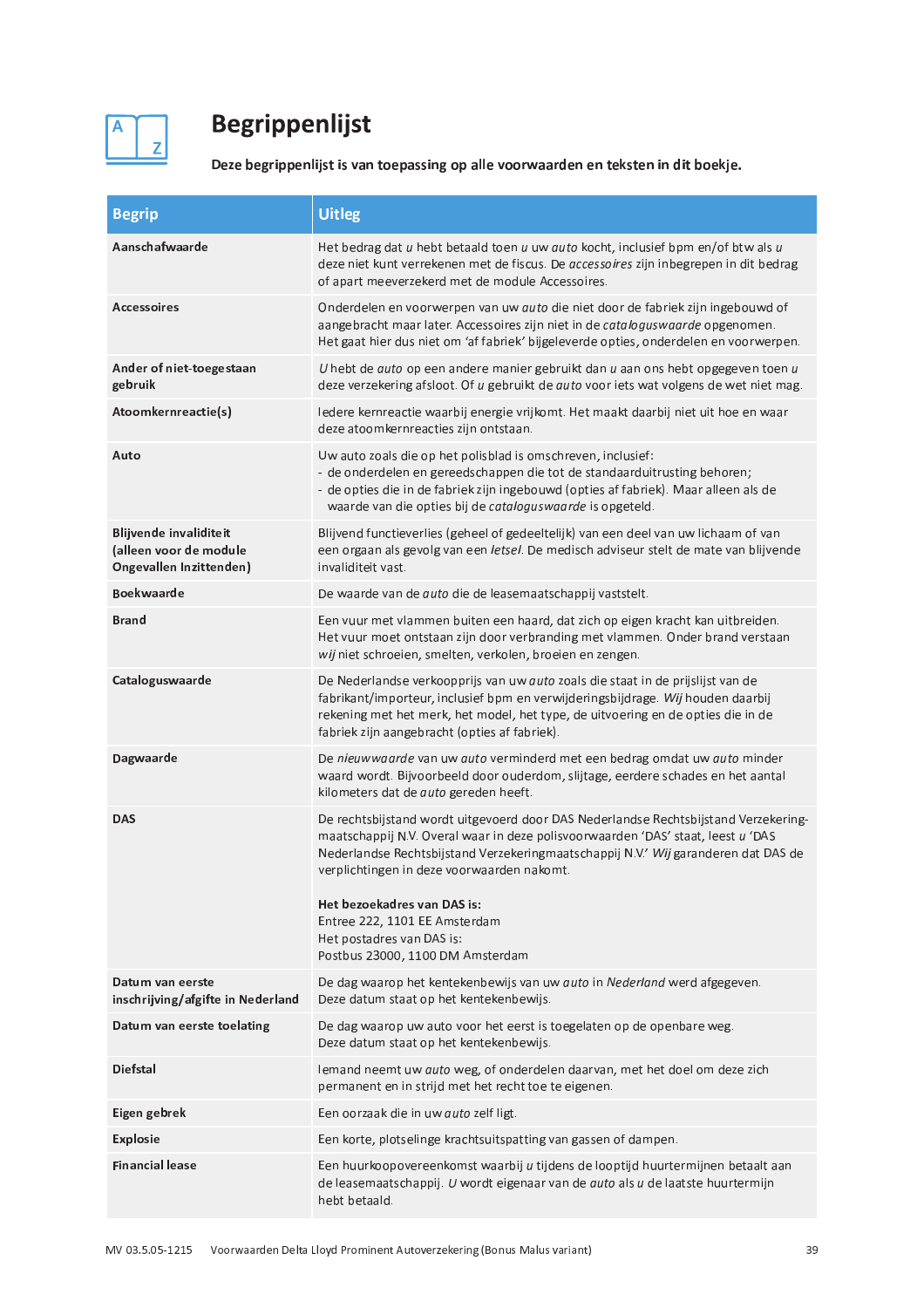# Begrippenlijst

**Deze begrippenlijst is van toepassing op alle voorwaarden en teksten in dit boekje.**

| Begrip | Uitleg |
|---|---|
| **Aanschafwaarde** | Het bedrag dat *u* hebt betaald toen *u* uw *auto* kocht, inclusief bpm en/of btw als *u* deze niet kunt verrekenen met de fiscus. De *accessoires* zijn inbegrepen in dit bedrag of apart meeverzekerd met de module Accessoires. |
| **Accessoires** | Onderdelen en voorwerpen van uw *auto* die niet door de fabriek zijn ingebouwd of aangebracht maar later. Accessoires zijn niet in de *cataloguswaarde* opgenomen. Het gaat hier dus niet om 'af fabriek' bijgeleverde opties, onderdelen en voorwerpen. |
| **Ander of niet-toegestaan gebruik** | *U* hebt de *auto* op een andere manier gebruikt dan *u* aan ons hebt opgegeven toen *u* deze verzekering afsloot. Of *u* gebruikt de *auto* voor iets wat volgens de wet niet mag. |
| **Atoomkernreactie(s)** | Iedere kernreactie waarbij energie vrijkomt. Het maakt daarbij niet uit hoe en waar deze atoomkernreacties zijn ontstaan. |
| **Auto** | Uw auto zoals die op het polisblad is omschreven, inclusief:<br>- de onderdelen en gereedschappen die tot de standaarduitrusting behoren;<br>- de opties die in de fabriek zijn ingebouwd (opties af fabriek). Maar alleen als de waarde van die opties bij de *cataloguswaarde* is opgeteld. |
| **Blijvende invaliditeit (alleen voor de module Ongevallen Inzittenden)** | Blijvend functieverlies (geheel of gedeeltelijk) van een deel van uw lichaam of van een orgaan als gevolg van een *letsel*. De medisch adviseur stelt de mate van blijvende invaliditeit vast. |
| **Boekwaarde** | De waarde van de *auto* die de leasemaatschappij vaststelt. |
| **Brand** | Een vuur met vlammen buiten een haard, dat zich op eigen kracht kan uitbreiden. Het vuur moet ontstaan zijn door verbranding met vlammen. Onder brand verstaan *wij* niet schroeien, smelten, verkolen, broeien en zengen. |
| **Cataloguswaarde** | De Nederlandse verkoopprijs van uw *auto* zoals die staat in de prijslijst van de fabrikant/importeur, inclusief bpm en verwijderingsbijdrage. *Wij* houden daarbij rekening met het merk, het model, het type, de uitvoering en de opties die in de fabriek zijn aangebracht (opties af fabriek). |
| **Dagwaarde** | De *nieuwwaarde* van uw *auto* verminderd met een bedrag omdat uw *auto* minder waard wordt. Bijvoorbeeld door ouderdom, slijtage, eerdere schades en het aantal kilometers dat de *auto* gereden heeft. |
| **DAS** | De rechtsbijstand wordt uitgevoerd door DAS Nederlandse Rechtsbijstand Verzekering-maatschappij N.V. Overal waar in deze polisvoorwaarden 'DAS' staat, leest *u* 'DAS Nederlandse Rechtsbijstand Verzekeringmaatschappij N.V.' *Wij* garanderen dat DAS de verplichtingen in deze voorwaarden nakomt.<br><br>**Het bezoekadres van DAS is:**<br>Entree 222, 1101 EE Amsterdam<br>Het postadres van DAS is:<br>Postbus 23000, 1100 DM Amsterdam |
| **Datum van eerste inschrijving/afgifte in Nederland** | De dag waarop het kentekenbewijs van uw *auto* in *Nederland* werd afgegeven. Deze datum staat op het kentekenbewijs. |
| **Datum van eerste toelating** | De dag waarop uw auto voor het eerst is toegelaten op de openbare weg. Deze datum staat op het kentekenbewijs. |
| **Diefstal** | Iemand neemt uw *auto* weg, of onderdelen daarvan, met het doel om deze zich permanent en in strijd met het recht toe te eigenen. |
| **Eigen gebrek** | Een oorzaak die in uw *auto* zelf ligt. |
| **Explosie** | Een korte, plotselinge krachtsuitspatting van gassen of dampen. |
| **Financial lease** | Een huurkoopovereenkomst waarbij *u* tijdens de looptijd huurtermijnen betaalt aan de leasemaatschappij. *U* wordt eigenaar van de *auto* als *u* de laatste huurtermijn hebt betaald. |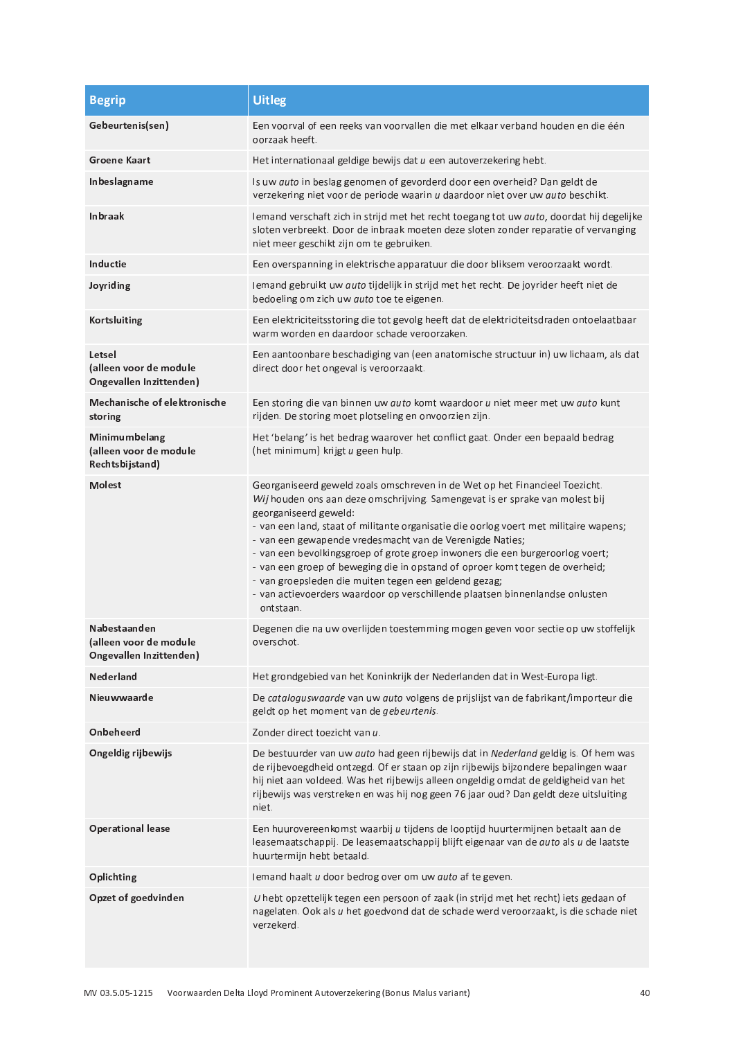| Begrip | Uitleg |
|---|---|
| **Gebeurtenis(sen)** | Een voorval of een reeks van voorvallen die met elkaar verband houden en die één oorzaak heeft. |
| **Groene Kaart** | Het internationaal geldige bewijs dat *u* een autoverzekering hebt. |
| **Inbeslagname** | Is uw *auto* in beslag genomen of gevorderd door een overheid? Dan geldt de verzekering niet voor de periode waarin *u* daardoor niet over uw *auto* beschikt. |
| **Inbraak** | Iemand verschaft zich in strijd met het recht toegang tot uw *auto*, doordat hij degelijke sloten verbreekt. Door de inbraak moeten deze sloten zonder reparatie of vervanging niet meer geschikt zijn om te gebruiken. |
| **Inductie** | Een overspanning in elektrische apparatuur die door bliksem veroorzaakt wordt. |
| **Joyriding** | Iemand gebruikt uw *auto* tijdelijk in strijd met het recht. De joyrider heeft niet de bedoeling om zich uw *auto* toe te eigenen. |
| **Kortsluiting** | Een elektriciteitsstoring die tot gevolg heeft dat de elektriciteitsdraden ontoelaatbaar warm worden en daardoor schade veroorzaken. |
| **Letsel (alleen voor de module Ongevallen Inzittenden)** | Een aantoonbare beschadiging van (een anatomische structuur in) uw lichaam, als dat direct door het ongeval is veroorzaakt. |
| **Mechanische of elektronische storing** | Een storing die van binnen uw *auto* komt waardoor *u* niet meer met uw *auto* kunt rijden. De storing moet plotseling en onvoorzien zijn. |
| **Minimumbelang (alleen voor de module Rechtsbijstand)** | Het 'belang' is het bedrag waarover het conflict gaat. Onder een bepaald bedrag (het minimum) krijgt *u* geen hulp. |
| **Molest** | Georganiseerd geweld zoals omschreven in de Wet op het Financieel Toezicht. *Wij* houden ons aan deze omschrijving. Samengevat is er sprake van molest bij georganiseerd geweld:<br>- van een land, staat of militante organisatie die oorlog voert met militaire wapens;<br>- van een gewapende vredesmacht van de Verenigde Naties;<br>- van een bevolkingsgroep of grote groep inwoners die een burgeroorlog voert;<br>- van een groep of beweging die in opstand of oproer komt tegen de overheid;<br>- van groepsleden die muiten tegen een geldend gezag;<br>- van actievoerders waardoor op verschillende plaatsen binnenlandse onlusten ontstaan. |
| **Nabestaanden (alleen voor de module Ongevallen Inzittenden)** | Degenen die na uw overlijden toestemming mogen geven voor sectie op uw stoffelijk overschot. |
| **Nederland** | Het grondgebied van het Koninkrijk der Nederlanden dat in West-Europa ligt. |
| **Nieuwwaarde** | De *cataloguswaarde* van uw *auto* volgens de prijslijst van de fabrikant/importeur die geldt op het moment van de *gebeurtenis*. |
| **Onbeheerd** | Zonder direct toezicht van *u*. |
| **Ongeldig rijbewijs** | De bestuurder van uw *auto* had geen rijbewijs dat in *Nederland* geldig is. Of hem was de rijbevoegdheid ontzegd. Of er staan op zijn rijbewijs bijzondere bepalingen waar hij niet aan voldeed. Was het rijbewijs alleen ongeldig omdat de geldigheid van het rijbewijs was verstreken en was hij nog geen 76 jaar oud? Dan geldt deze uitsluiting niet. |
| **Operational lease** | Een huurovereenkomst waarbij *u* tijdens de looptijd huurtermijnen betaalt aan de leasemaatschappij. De leasemaatschappij blijft eigenaar van de *auto* als *u* de laatste huurtermijn hebt betaald. |
| **Oplichting** | Iemand haalt *u* door bedrog over om uw *auto* af te geven. |
| **Opzet of goedvinden** | *U* hebt opzettelijk tegen een persoon of zaak (in strijd met het recht) iets gedaan of nagelaten. Ook als *u* het goedvond dat de schade werd veroorzaakt, is die schade niet verzekerd. |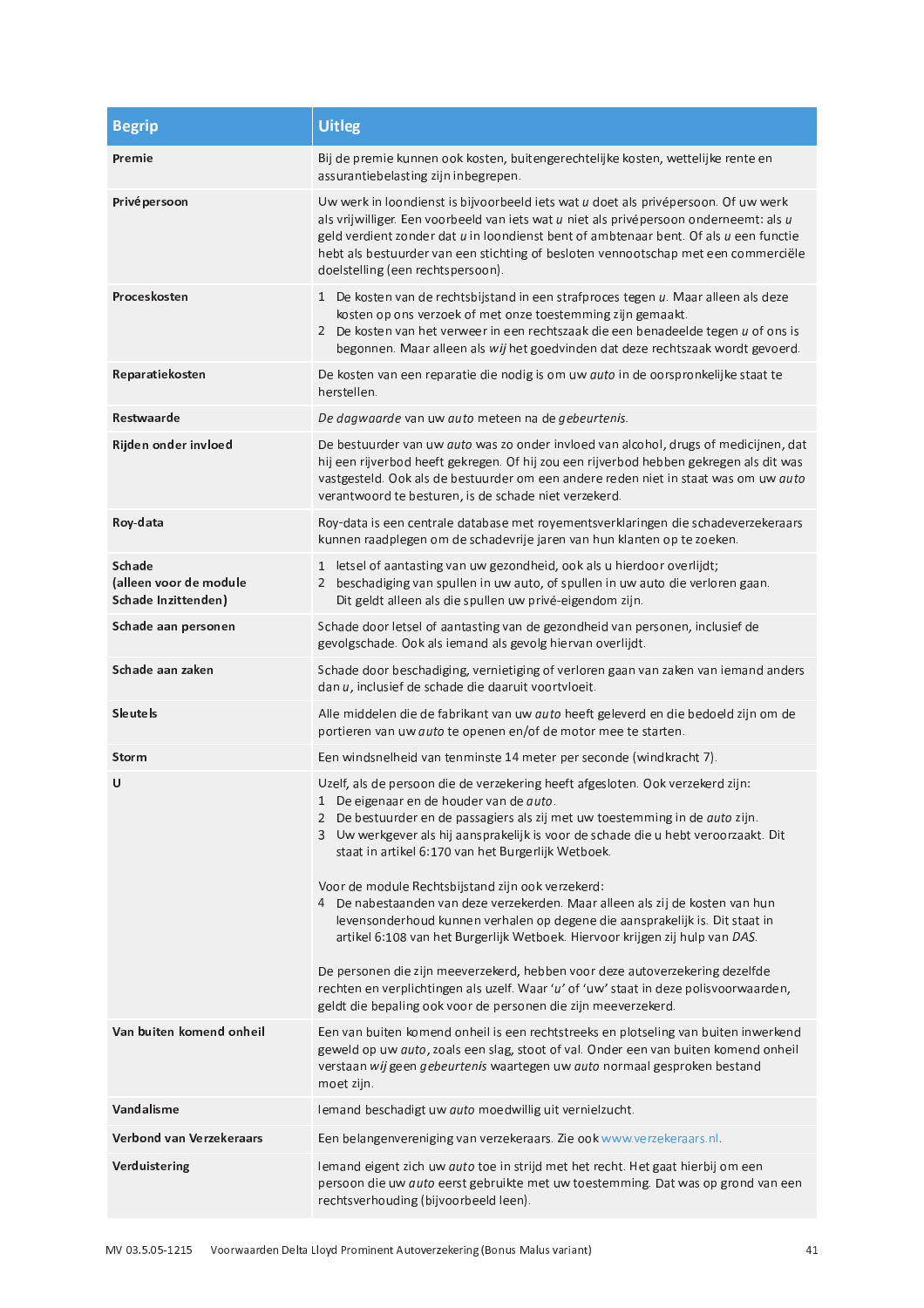| Begrip | Uitleg |
|---|---|
| **Premie** | Bij de premie kunnen ook kosten, buitengerechtelijke kosten, wettelijke rente en assurantiebelasting zijn inbegrepen. |
| **Privépersoon** | Uw werk in loondienst is bijvoorbeeld iets wat *u* doet als privépersoon. Of uw werk als vrijwilliger. Een voorbeeld van iets wat *u* niet als privépersoon onderneemt: als *u* geld verdient zonder dat *u* in loondienst bent of ambtenaar bent. Of als *u* een functie hebt als bestuurder van een stichting of besloten vennootschap met een commerciële doelstelling (een rechtspersoon). |
| **Proceskosten** | 1 De kosten van de rechtsbijstand in een strafproces tegen *u*. Maar alleen als deze kosten op ons verzoek of met onze toestemming zijn gemaakt.<br>2 De kosten van het verweer in een rechtszaak die een benadeelde tegen *u* of ons is begonnen. Maar alleen als *wij* het goedvinden dat deze rechtszaak wordt gevoerd. |
| **Reparatiekosten** | De kosten van een reparatie die nodig is om uw *auto* in de oorspronkelijke staat te herstellen. |
| **Restwaarde** | *De dagwaarde* van uw *auto* meteen na de *gebeurtenis*. |
| **Rijden onder invloed** | De bestuurder van uw *auto* was zo onder invloed van alcohol, drugs of medicijnen, dat hij een rijverbod heeft gekregen. Of hij zou een rijverbod hebben gekregen als dit was vastgesteld. Ook als de bestuurder om een andere reden niet in staat was om uw *auto* verantwoord te besturen, is de schade niet verzekerd. |
| **Roy-data** | Roy-data is een centrale database met royementsverklaringen die schadeverzekeraars kunnen raadplegen om de schadevrije jaren van hun klanten op te zoeken. |
| **Schade (alleen voor de module Schade Inzittenden)** | 1 letsel of aantasting van uw gezondheid, ook als u hierdoor overlijdt;<br>2 beschadiging van spullen in uw auto, of spullen in uw auto die verloren gaan. Dit geldt alleen als die spullen uw privé-eigendom zijn. |
| **Schade aan personen** | Schade door letsel of aantasting van de gezondheid van personen, inclusief de gevolgschade. Ook als iemand als gevolg hiervan overlijdt. |
| **Schade aan zaken** | Schade door beschadiging, vernietiging of verloren gaan van zaken van iemand anders dan *u*, inclusief de schade die daaruit voortvloeit. |
| **Sleutels** | Alle middelen die de fabrikant van uw *auto* heeft geleverd en die bedoeld zijn om de portieren van uw *auto* te openen en/of de motor mee te starten. |
| **Storm** | Een windsnelheid van tenminste 14 meter per seconde (windkracht 7). |
| **U** | Uzelf, als de persoon die de verzekering heeft afgesloten. Ook verzekerd zijn:<br>1 De eigenaar en de houder van de *auto*.<br>2 De bestuurder en de passagiers als zij met uw toestemming in de *auto* zijn.<br>3 Uw werkgever als hij aansprakelijk is voor de schade die u hebt veroorzaakt. Dit staat in artikel 6:170 van het Burgerlijk Wetboek.<br><br>Voor de module Rechtsbijstand zijn ook verzekerd:<br>4 De nabestaanden van deze verzekerden. Maar alleen als zij de kosten van hun levensonderhoud kunnen verhalen op degene die aansprakelijk is. Dit staat in artikel 6:108 van het Burgerlijk Wetboek. Hiervoor krijgen zij hulp van *DAS*.<br><br>De personen die zijn meeverzekerd, hebben voor deze autoverzekering dezelfde rechten en verplichtingen als uzelf. Waar '*u*' of 'uw' staat in deze polisvoorwaarden, geldt die bepaling ook voor de personen die zijn meeverzekerd. |
| **Van buiten komend onheil** | Een van buiten komend onheil is een rechtstreeks en plotseling van buiten inwerkend geweld op uw *auto*, zoals een slag, stoot of val. Onder een van buiten komend onheil verstaan *wij* geen *gebeurtenis* waartegen uw *auto* normaal gesproken bestand moet zijn. |
| **Vandalisme** | Iemand beschadigt uw *auto* moedwillig uit vernielzucht. |
| **Verbond van Verzekeraars** | Een belangenvereniging van verzekeraars. Zie ook www.verzekeraars.nl. |
| **Verduistering** | Iemand eigent zich uw *auto* toe in strijd met het recht. Het gaat hierbij om een persoon die uw *auto* eerst gebruikte met uw toestemming. Dat was op grond van een rechtsverhouding (bijvoorbeeld leen). |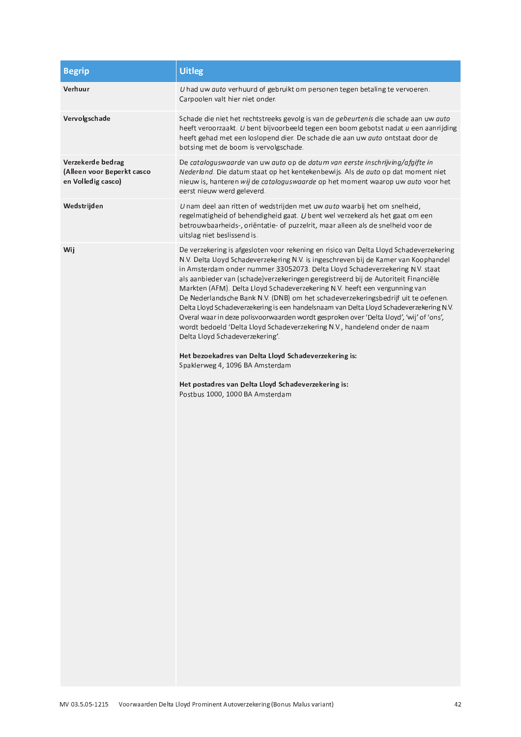| Begrip | Uitleg |
| --- | --- |
| **Verhuur** | *U* had uw *auto* verhuurd of gebruikt om personen tegen betaling te vervoeren. Carpoolen valt hier niet onder. |
| **Vervolgschade** | Schade die niet het rechtstreeks gevolg is van de *gebeurtenis* die schade aan uw *auto* heeft veroorzaakt. *U* bent bijvoorbeeld tegen een boom gebotst nadat *u* een aanrijding heeft gehad met een loslopend dier. De schade die aan uw *auto* ontstaat door de botsing met de boom is vervolgschade. |
| **Verzekerde bedrag (Alleen voor Beperkt casco en Volledig casco)** | De *cataloguswaarde* van uw *auto* op de *datum van eerste inschrijving/afgifte in Nederland*. Die datum staat op het kentekenbewijs. Als de *auto* op dat moment niet nieuw is, hanteren *wij* de *cataloguswaarde* op het moment waarop uw *auto* voor het eerst nieuw werd geleverd. |
| **Wedstrijden** | *U* nam deel aan ritten of wedstrijden met uw *auto* waarbij het om snelheid, regelmatigheid of behendigheid gaat. *U* bent wel verzekerd als het gaat om een betrouwbaarheids-, oriëntatie- of puzzelrit, maar alleen als de snelheid voor de uitslag niet beslissend is. |
| **Wij** | De verzekering is afgesloten voor rekening en risico van Delta Lloyd Schadeverzekering N.V. Delta Lloyd Schadeverzekering N.V. is ingeschreven bij de Kamer van Koophandel in Amsterdam onder nummer 33052073. Delta Lloyd Schadeverzekering N.V. staat als aanbieder van (schade)verzekeringen geregistreerd bij de Autoriteit Financiële Markten (AFM). Delta Lloyd Schadeverzekering N.V. heeft een vergunning van De Nederlandsche Bank N.V. (DNB) om het schadeverzekeringsbedrijf uit te oefenen. Delta Lloyd Schadeverzekering is een handelsnaam van Delta Lloyd Schadeverzekering N.V. Overal waar in deze polisvoorwaarden wordt gesproken over 'Delta Lloyd', 'wij' of 'ons', wordt bedoeld 'Delta Lloyd Schadeverzekering N.V., handelend onder de naam Delta Lloyd Schadeverzekering'.<br><br>**Het bezoekadres van Delta Lloyd Schadeverzekering is:**<br>Spaklerweg 4, 1096 BA Amsterdam<br><br>**Het postadres van Delta Lloyd Schadeverzekering is:**<br>Postbus 1000, 1000 BA Amsterdam |